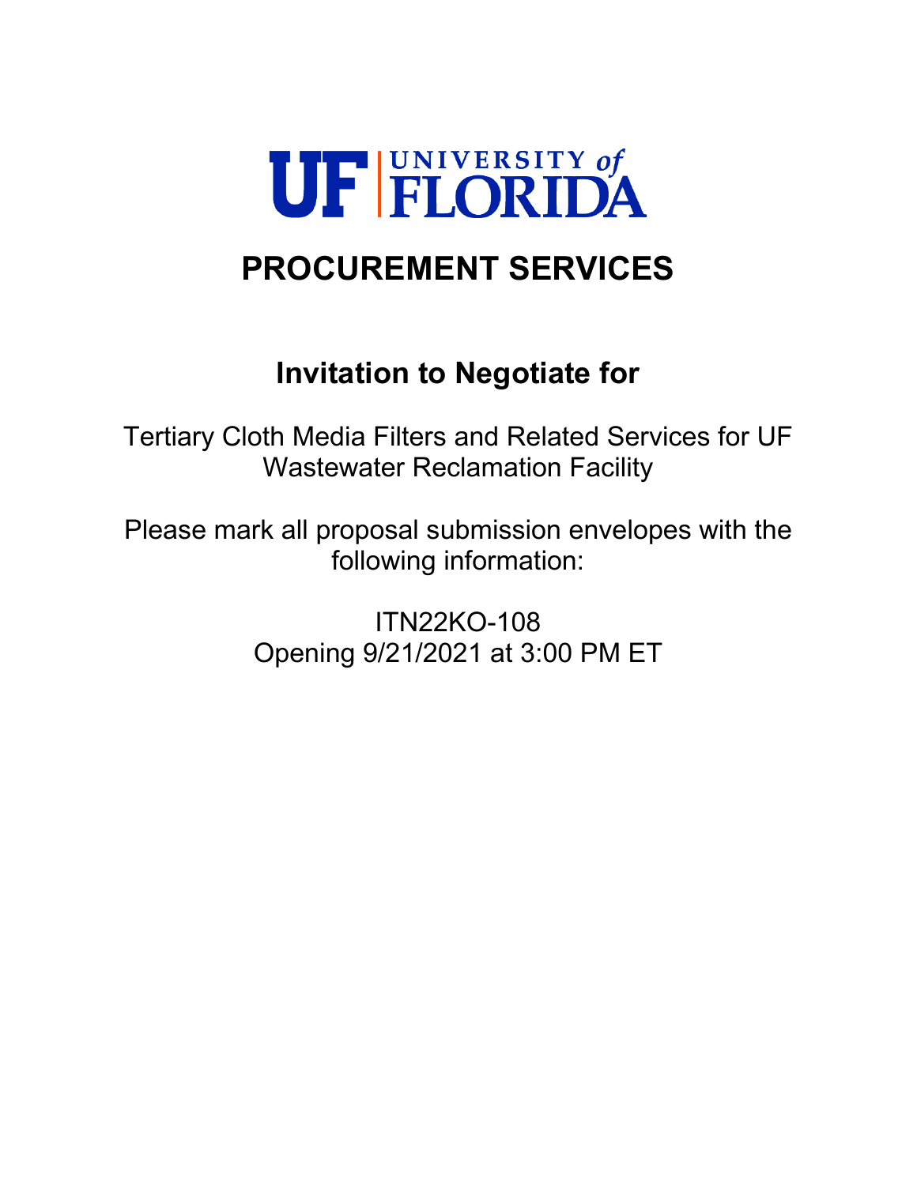UF | UNIVERSITY of FLORIDA

# PROCUREMENT SERVICES

## Invitation to Negotiate for

Tertiary Cloth Media Filters and Related Services for UF Wastewater Reclamation Facility

Please mark all proposal submission envelopes with the following information:

ITN22KO-108
Opening 9/21/2021 at 3:00 PM ET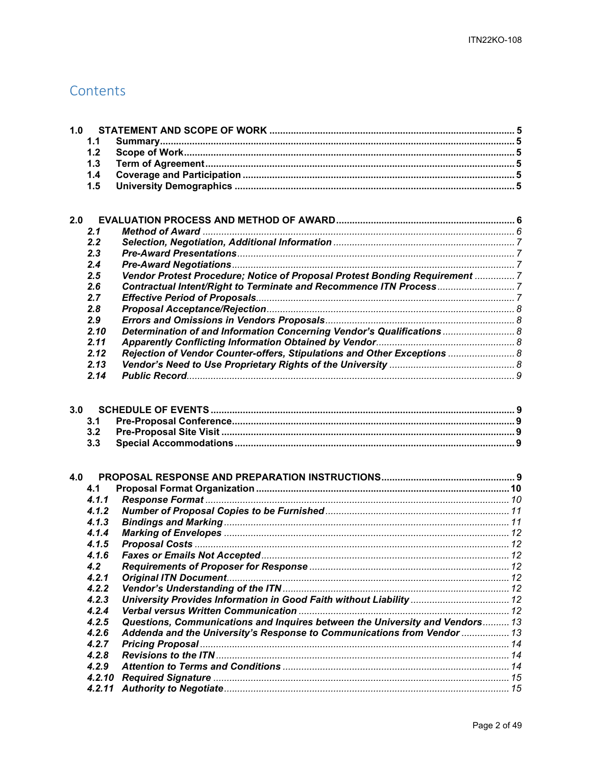# Contents

**1.0 STATEMENT AND SCOPE OF WORK** .......... 5
- **1.1 Summary** .......... 5
- **1.2 Scope of Work** .......... 5
- **1.3 Term of Agreement** .......... 5
- **1.4 Coverage and Participation** .......... 5
- **1.5 University Demographics** .......... 5

**2.0 EVALUATION PROCESS AND METHOD OF AWARD** .......... 6
- ***2.1 Method of Award*** .......... 6
- ***2.2 Selection, Negotiation, Additional Information*** .......... 7
- ***2.3 Pre-Award Presentations*** .......... 7
- ***2.4 Pre-Award Negotiations*** .......... 7
- ***2.5 Vendor Protest Procedure; Notice of Proposal Protest Bonding Requirement*** .......... 7
- ***2.6 Contractual Intent/Right to Terminate and Recommence ITN Process*** .......... 7
- ***2.7 Effective Period of Proposals*** .......... 7
- ***2.8 Proposal Acceptance/Rejection*** .......... 8
- ***2.9 Errors and Omissions in Vendors Proposals*** .......... 8
- ***2.10 Determination of and Information Concerning Vendor's Qualifications*** .......... 8
- ***2.11 Apparently Conflicting Information Obtained by Vendor*** .......... 8
- ***2.12 Rejection of Vendor Counter-offers, Stipulations and Other Exceptions*** .......... 8
- ***2.13 Vendor's Need to Use Proprietary Rights of the University*** .......... 8
- ***2.14 Public Record*** .......... 9

**3.0 SCHEDULE OF EVENTS** .......... 9
- **3.1 Pre-Proposal Conference** .......... 9
- **3.2 Pre-Proposal Site Visit** .......... 9
- **3.3 Special Accommodations** .......... 9

**4.0 PROPOSAL RESPONSE AND PREPARATION INSTRUCTIONS** .......... 9
- **4.1 Proposal Format Organization** .......... 10
- ***4.1.1 Response Format*** .......... 10
- ***4.1.2 Number of Proposal Copies to be Furnished*** .......... 11
- ***4.1.3 Bindings and Marking*** .......... 11
- ***4.1.4 Marking of Envelopes*** .......... 12
- ***4.1.5 Proposal Costs*** .......... 12
- ***4.1.6 Faxes or Emails Not Accepted*** .......... 12
- ***4.2 Requirements of Proposer for Response*** .......... 12
- ***4.2.1 Original ITN Document*** .......... 12
- ***4.2.2 Vendor's Understanding of the ITN*** .......... 12
- ***4.2.3 University Provides Information in Good Faith without Liability*** .......... 12
- ***4.2.4 Verbal versus Written Communication*** .......... 12
- ***4.2.5 Questions, Communications and Inquires between the University and Vendors*** .......... 13
- ***4.2.6 Addenda and the University's Response to Communications from Vendor*** .......... 13
- ***4.2.7 Pricing Proposal*** .......... 14
- ***4.2.8 Revisions to the ITN*** .......... 14
- ***4.2.9 Attention to Terms and Conditions*** .......... 14
- ***4.2.10 Required Signature*** .......... 15
- ***4.2.11 Authority to Negotiate*** .......... 15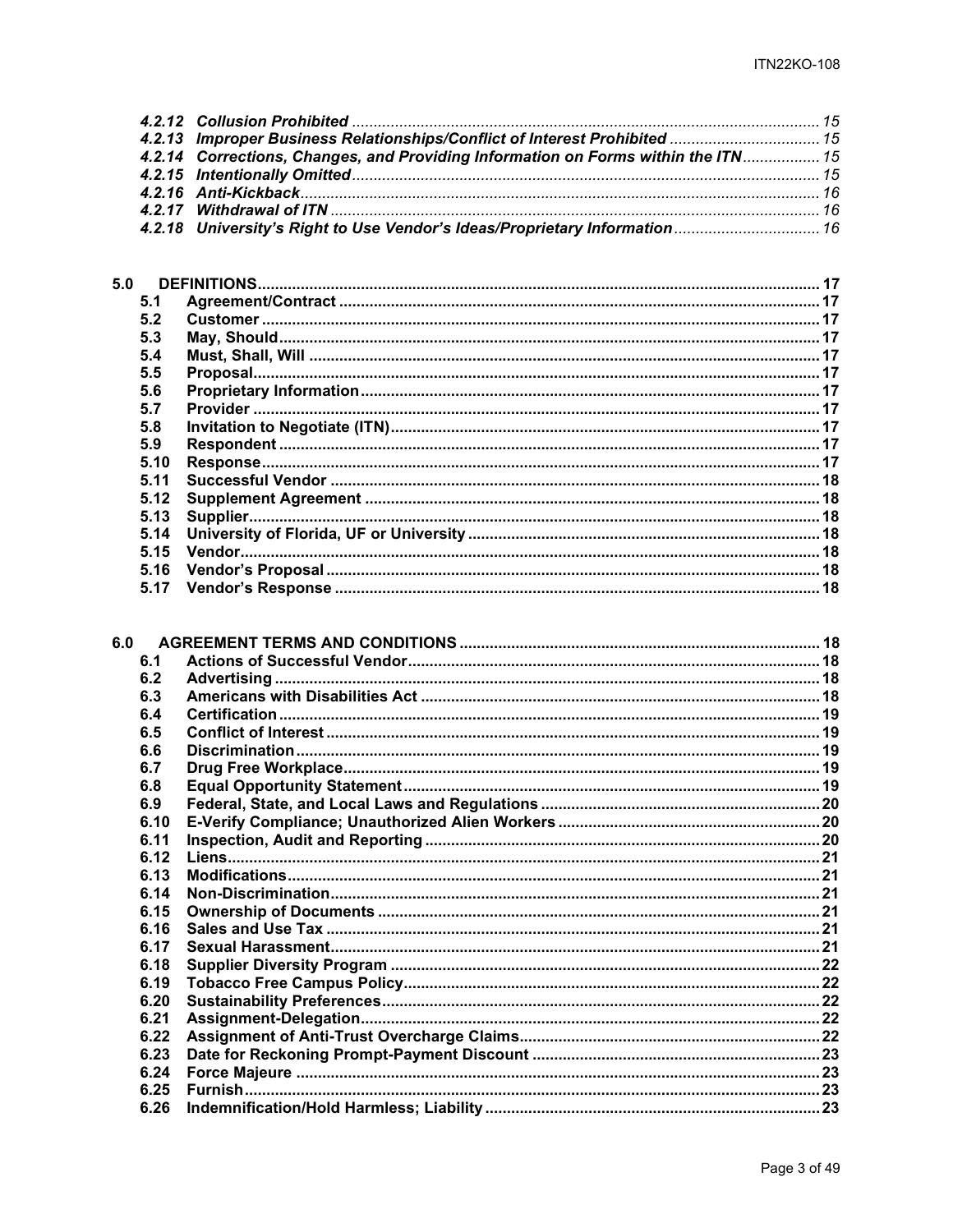*4.2.12 Collusion Prohibited* ... 15
*4.2.13 Improper Business Relationships/Conflict of Interest Prohibited* ... 15
*4.2.14 Corrections, Changes, and Providing Information on Forms within the ITN* ... 15
*4.2.15 Intentionally Omitted* ... 15
*4.2.16 Anti-Kickback* ... 16
*4.2.17 Withdrawal of ITN* ... 16
*4.2.18 University's Right to Use Vendor's Ideas/Proprietary Information* ... 16

**5.0 DEFINITIONS** ... 17
- **5.1 Agreement/Contract** ... 17
- **5.2 Customer** ... 17
- **5.3 May, Should** ... 17
- **5.4 Must, Shall, Will** ... 17
- **5.5 Proposal** ... 17
- **5.6 Proprietary Information** ... 17
- **5.7 Provider** ... 17
- **5.8 Invitation to Negotiate (ITN)** ... 17
- **5.9 Respondent** ... 17
- **5.10 Response** ... 17
- **5.11 Successful Vendor** ... 18
- **5.12 Supplement Agreement** ... 18
- **5.13 Supplier** ... 18
- **5.14 University of Florida, UF or University** ... 18
- **5.15 Vendor** ... 18
- **5.16 Vendor's Proposal** ... 18
- **5.17 Vendor's Response** ... 18

**6.0 AGREEMENT TERMS AND CONDITIONS** ... 18
- **6.1 Actions of Successful Vendor** ... 18
- **6.2 Advertising** ... 18
- **6.3 Americans with Disabilities Act** ... 18
- **6.4 Certification** ... 19
- **6.5 Conflict of Interest** ... 19
- **6.6 Discrimination** ... 19
- **6.7 Drug Free Workplace** ... 19
- **6.8 Equal Opportunity Statement** ... 19
- **6.9 Federal, State, and Local Laws and Regulations** ... 20
- **6.10 E-Verify Compliance; Unauthorized Alien Workers** ... 20
- **6.11 Inspection, Audit and Reporting** ... 20
- **6.12 Liens** ... 21
- **6.13 Modifications** ... 21
- **6.14 Non-Discrimination** ... 21
- **6.15 Ownership of Documents** ... 21
- **6.16 Sales and Use Tax** ... 21
- **6.17 Sexual Harassment** ... 21
- **6.18 Supplier Diversity Program** ... 22
- **6.19 Tobacco Free Campus Policy** ... 22
- **6.20 Sustainability Preferences** ... 22
- **6.21 Assignment-Delegation** ... 22
- **6.22 Assignment of Anti-Trust Overcharge Claims** ... 22
- **6.23 Date for Reckoning Prompt-Payment Discount** ... 23
- **6.24 Force Majeure** ... 23
- **6.25 Furnish** ... 23
- **6.26 Indemnification/Hold Harmless; Liability** ... 23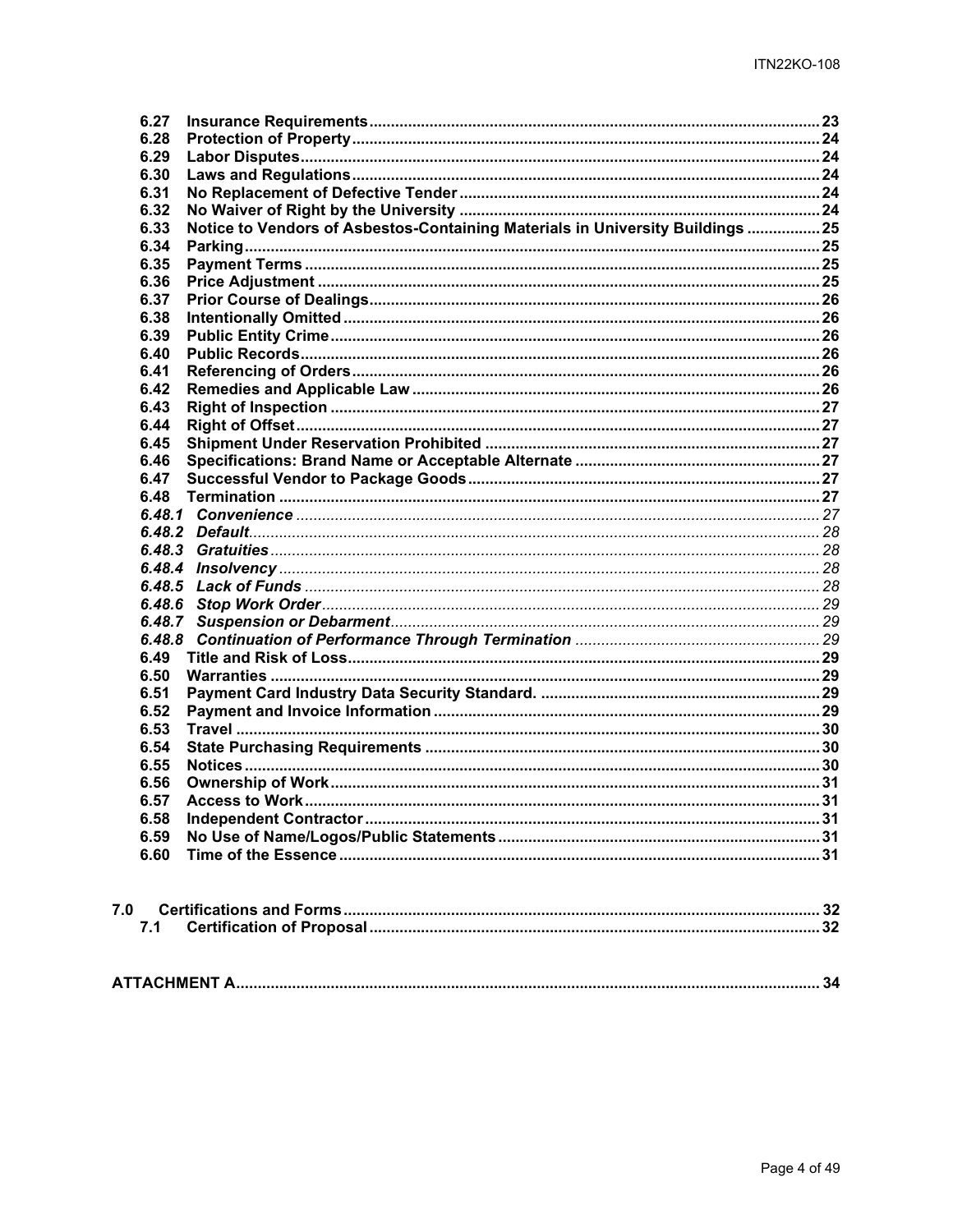| | | |
|---|---|---|
| **6.27** | **Insurance Requirements** | **23** |
| **6.28** | **Protection of Property** | **24** |
| **6.29** | **Labor Disputes** | **24** |
| **6.30** | **Laws and Regulations** | **24** |
| **6.31** | **No Replacement of Defective Tender** | **24** |
| **6.32** | **No Waiver of Right by the University** | **24** |
| **6.33** | **Notice to Vendors of Asbestos-Containing Materials in University Buildings** | **25** |
| **6.34** | **Parking** | **25** |
| **6.35** | **Payment Terms** | **25** |
| **6.36** | **Price Adjustment** | **25** |
| **6.37** | **Prior Course of Dealings** | **26** |
| **6.38** | **Intentionally Omitted** | **26** |
| **6.39** | **Public Entity Crime** | **26** |
| **6.40** | **Public Records** | **26** |
| **6.41** | **Referencing of Orders** | **26** |
| **6.42** | **Remedies and Applicable Law** | **26** |
| **6.43** | **Right of Inspection** | **27** |
| **6.44** | **Right of Offset** | **27** |
| **6.45** | **Shipment Under Reservation Prohibited** | **27** |
| **6.46** | **Specifications: Brand Name or Acceptable Alternate** | **27** |
| **6.47** | **Successful Vendor to Package Goods** | **27** |
| **6.48** | **Termination** | **27** |
| ***6.48.1*** | ***Convenience*** | *27* |
| ***6.48.2*** | ***Default*** | *28* |
| ***6.48.3*** | ***Gratuities*** | *28* |
| ***6.48.4*** | ***Insolvency*** | *28* |
| ***6.48.5*** | ***Lack of Funds*** | *28* |
| ***6.48.6*** | ***Stop Work Order*** | *29* |
| ***6.48.7*** | ***Suspension or Debarment*** | *29* |
| ***6.48.8*** | ***Continuation of Performance Through Termination*** | *29* |
| **6.49** | **Title and Risk of Loss** | **29** |
| **6.50** | **Warranties** | **29** |
| **6.51** | **Payment Card Industry Data Security Standard.** | **29** |
| **6.52** | **Payment and Invoice Information** | **29** |
| **6.53** | **Travel** | **30** |
| **6.54** | **State Purchasing Requirements** | **30** |
| **6.55** | **Notices** | **30** |
| **6.56** | **Ownership of Work** | **31** |
| **6.57** | **Access to Work** | **31** |
| **6.58** | **Independent Contractor** | **31** |
| **6.59** | **No Use of Name/Logos/Public Statements** | **31** |
| **6.60** | **Time of the Essence** | **31** |
| **7.0** | **Certifications and Forms** | **32** |
| **7.1** | **Certification of Proposal** | **32** |
| **ATTACHMENT A** | | **34** |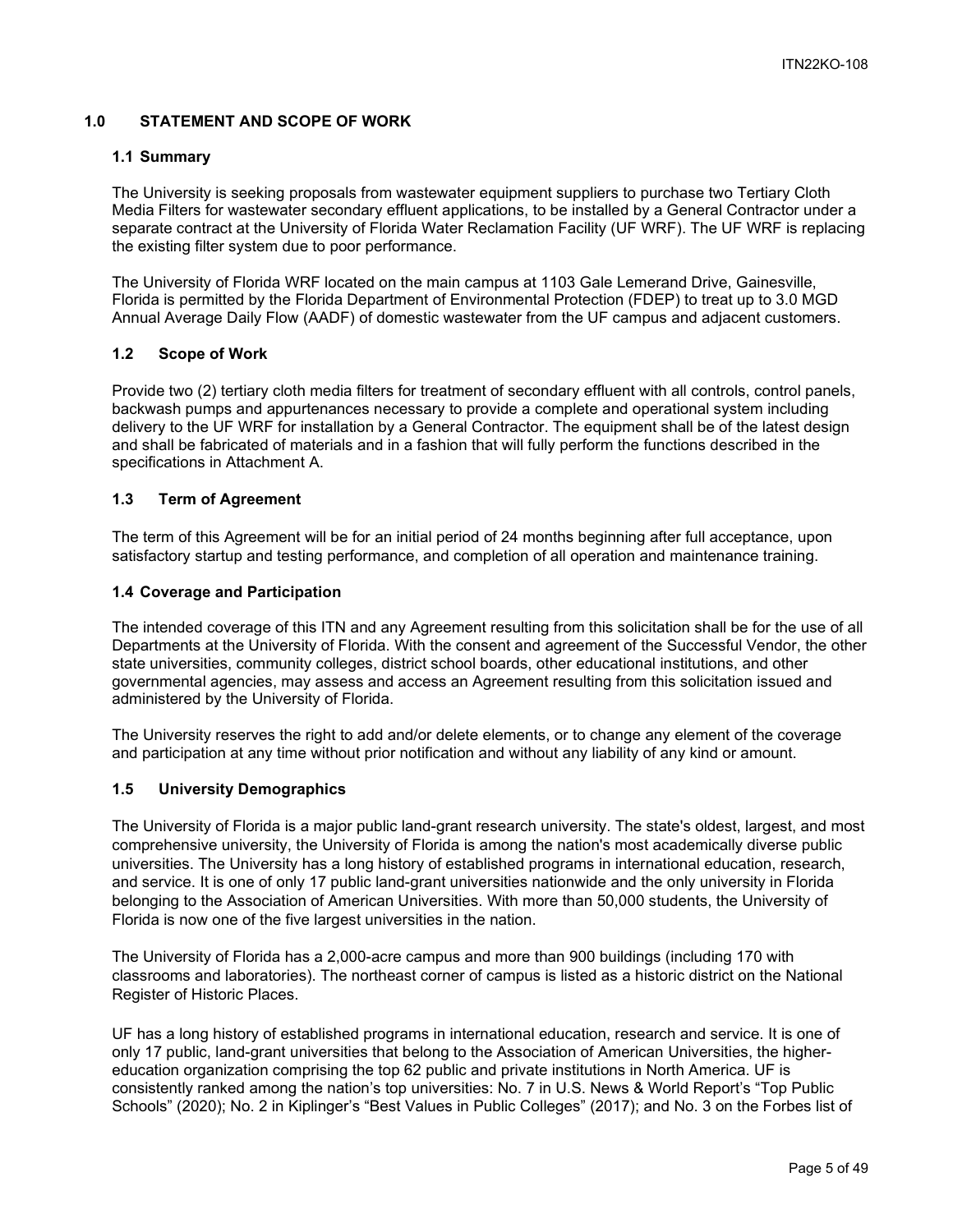## 1.0 STATEMENT AND SCOPE OF WORK

### 1.1 Summary

The University is seeking proposals from wastewater equipment suppliers to purchase two Tertiary Cloth Media Filters for wastewater secondary effluent applications, to be installed by a General Contractor under a separate contract at the University of Florida Water Reclamation Facility (UF WRF). The UF WRF is replacing the existing filter system due to poor performance.

The University of Florida WRF located on the main campus at 1103 Gale Lemerand Drive, Gainesville, Florida is permitted by the Florida Department of Environmental Protection (FDEP) to treat up to 3.0 MGD Annual Average Daily Flow (AADF) of domestic wastewater from the UF campus and adjacent customers.

### 1.2 Scope of Work

Provide two (2) tertiary cloth media filters for treatment of secondary effluent with all controls, control panels, backwash pumps and appurtenances necessary to provide a complete and operational system including delivery to the UF WRF for installation by a General Contractor. The equipment shall be of the latest design and shall be fabricated of materials and in a fashion that will fully perform the functions described in the specifications in Attachment A.

### 1.3 Term of Agreement

The term of this Agreement will be for an initial period of 24 months beginning after full acceptance, upon satisfactory startup and testing performance, and completion of all operation and maintenance training.

### 1.4 Coverage and Participation

The intended coverage of this ITN and any Agreement resulting from this solicitation shall be for the use of all Departments at the University of Florida. With the consent and agreement of the Successful Vendor, the other state universities, community colleges, district school boards, other educational institutions, and other governmental agencies, may assess and access an Agreement resulting from this solicitation issued and administered by the University of Florida.

The University reserves the right to add and/or delete elements, or to change any element of the coverage and participation at any time without prior notification and without any liability of any kind or amount.

### 1.5 University Demographics

The University of Florida is a major public land-grant research university. The state's oldest, largest, and most comprehensive university, the University of Florida is among the nation's most academically diverse public universities. The University has a long history of established programs in international education, research, and service. It is one of only 17 public land-grant universities nationwide and the only university in Florida belonging to the Association of American Universities. With more than 50,000 students, the University of Florida is now one of the five largest universities in the nation.

The University of Florida has a 2,000-acre campus and more than 900 buildings (including 170 with classrooms and laboratories). The northeast corner of campus is listed as a historic district on the National Register of Historic Places.

UF has a long history of established programs in international education, research and service. It is one of only 17 public, land-grant universities that belong to the Association of American Universities, the higher-education organization comprising the top 62 public and private institutions in North America. UF is consistently ranked among the nation's top universities: No. 7 in U.S. News & World Report's "Top Public Schools" (2020); No. 2 in Kiplinger's "Best Values in Public Colleges" (2017); and No. 3 on the Forbes list of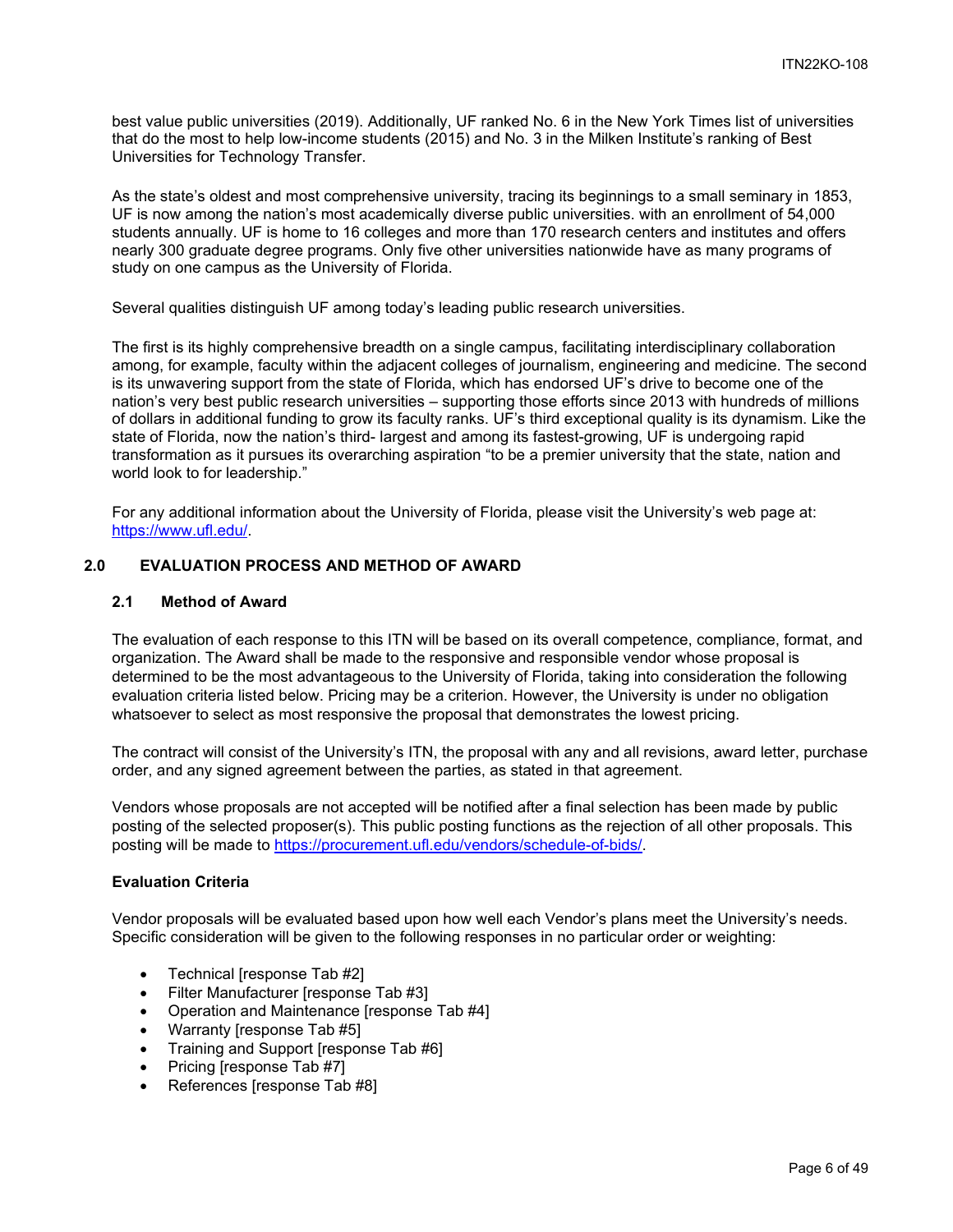best value public universities (2019). Additionally, UF ranked No. 6 in the New York Times list of universities that do the most to help low-income students (2015) and No. 3 in the Milken Institute's ranking of Best Universities for Technology Transfer.

As the state's oldest and most comprehensive university, tracing its beginnings to a small seminary in 1853, UF is now among the nation's most academically diverse public universities. with an enrollment of 54,000 students annually. UF is home to 16 colleges and more than 170 research centers and institutes and offers nearly 300 graduate degree programs. Only five other universities nationwide have as many programs of study on one campus as the University of Florida.

Several qualities distinguish UF among today's leading public research universities.

The first is its highly comprehensive breadth on a single campus, facilitating interdisciplinary collaboration among, for example, faculty within the adjacent colleges of journalism, engineering and medicine. The second is its unwavering support from the state of Florida, which has endorsed UF's drive to become one of the nation's very best public research universities – supporting those efforts since 2013 with hundreds of millions of dollars in additional funding to grow its faculty ranks. UF's third exceptional quality is its dynamism. Like the state of Florida, now the nation's third- largest and among its fastest-growing, UF is undergoing rapid transformation as it pursues its overarching aspiration "to be a premier university that the state, nation and world look to for leadership."

For any additional information about the University of Florida, please visit the University's web page at: https://www.ufl.edu/.

## 2.0 EVALUATION PROCESS AND METHOD OF AWARD

### 2.1 Method of Award

The evaluation of each response to this ITN will be based on its overall competence, compliance, format, and organization. The Award shall be made to the responsive and responsible vendor whose proposal is determined to be the most advantageous to the University of Florida, taking into consideration the following evaluation criteria listed below. Pricing may be a criterion. However, the University is under no obligation whatsoever to select as most responsive the proposal that demonstrates the lowest pricing.

The contract will consist of the University's ITN, the proposal with any and all revisions, award letter, purchase order, and any signed agreement between the parties, as stated in that agreement.

Vendors whose proposals are not accepted will be notified after a final selection has been made by public posting of the selected proposer(s). This public posting functions as the rejection of all other proposals. This posting will be made to https://procurement.ufl.edu/vendors/schedule-of-bids/.

**Evaluation Criteria**

Vendor proposals will be evaluated based upon how well each Vendor's plans meet the University's needs. Specific consideration will be given to the following responses in no particular order or weighting:

- Technical [response Tab #2]
- Filter Manufacturer [response Tab #3]
- Operation and Maintenance [response Tab #4]
- Warranty [response Tab #5]
- Training and Support [response Tab #6]
- Pricing [response Tab #7]
- References [response Tab #8]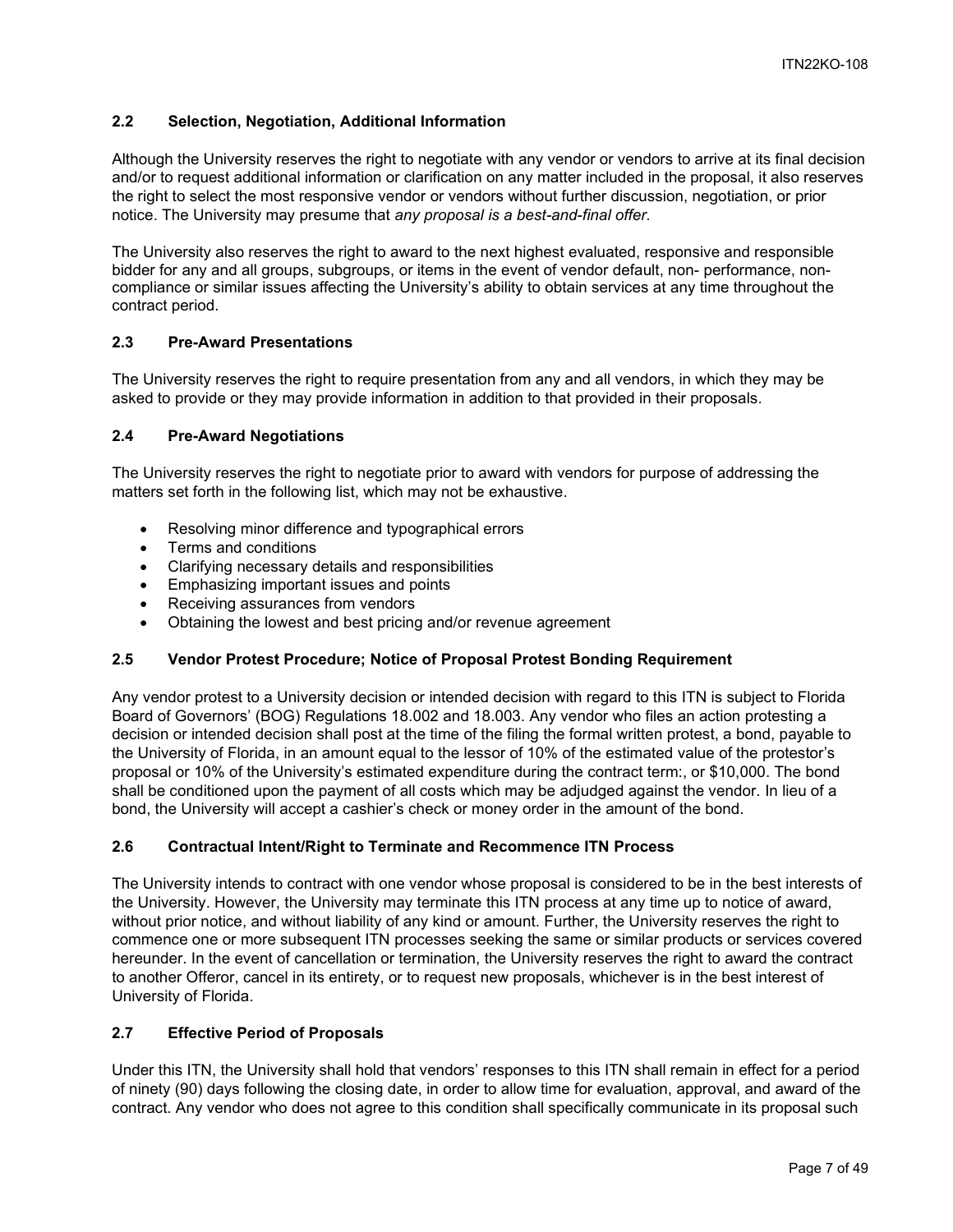### 2.2 Selection, Negotiation, Additional Information

Although the University reserves the right to negotiate with any vendor or vendors to arrive at its final decision and/or to request additional information or clarification on any matter included in the proposal, it also reserves the right to select the most responsive vendor or vendors without further discussion, negotiation, or prior notice. The University may presume that *any proposal is a best-and-final offer.*

The University also reserves the right to award to the next highest evaluated, responsive and responsible bidder for any and all groups, subgroups, or items in the event of vendor default, non- performance, non-compliance or similar issues affecting the University's ability to obtain services at any time throughout the contract period.

### 2.3 Pre-Award Presentations

The University reserves the right to require presentation from any and all vendors, in which they may be asked to provide or they may provide information in addition to that provided in their proposals.

### 2.4 Pre-Award Negotiations

The University reserves the right to negotiate prior to award with vendors for purpose of addressing the matters set forth in the following list, which may not be exhaustive.

- Resolving minor difference and typographical errors
- Terms and conditions
- Clarifying necessary details and responsibilities
- Emphasizing important issues and points
- Receiving assurances from vendors
- Obtaining the lowest and best pricing and/or revenue agreement

### 2.5 Vendor Protest Procedure; Notice of Proposal Protest Bonding Requirement

Any vendor protest to a University decision or intended decision with regard to this ITN is subject to Florida Board of Governors' (BOG) Regulations 18.002 and 18.003. Any vendor who files an action protesting a decision or intended decision shall post at the time of the filing the formal written protest, a bond, payable to the University of Florida, in an amount equal to the lessor of 10% of the estimated value of the protestor's proposal or 10% of the University's estimated expenditure during the contract term:, or $10,000. The bond shall be conditioned upon the payment of all costs which may be adjudged against the vendor. In lieu of a bond, the University will accept a cashier's check or money order in the amount of the bond.

### 2.6 Contractual Intent/Right to Terminate and Recommence ITN Process

The University intends to contract with one vendor whose proposal is considered to be in the best interests of the University. However, the University may terminate this ITN process at any time up to notice of award, without prior notice, and without liability of any kind or amount. Further, the University reserves the right to commence one or more subsequent ITN processes seeking the same or similar products or services covered hereunder. In the event of cancellation or termination, the University reserves the right to award the contract to another Offeror, cancel in its entirety, or to request new proposals, whichever is in the best interest of University of Florida.

### 2.7 Effective Period of Proposals

Under this ITN, the University shall hold that vendors' responses to this ITN shall remain in effect for a period of ninety (90) days following the closing date, in order to allow time for evaluation, approval, and award of the contract. Any vendor who does not agree to this condition shall specifically communicate in its proposal such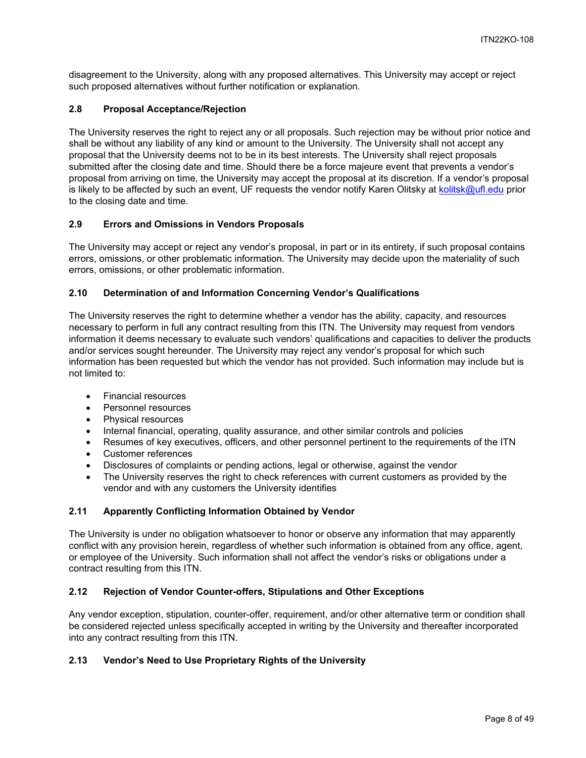disagreement to the University, along with any proposed alternatives. This University may accept or reject such proposed alternatives without further notification or explanation.

### 2.8 Proposal Acceptance/Rejection

The University reserves the right to reject any or all proposals. Such rejection may be without prior notice and shall be without any liability of any kind or amount to the University. The University shall not accept any proposal that the University deems not to be in its best interests. The University shall reject proposals submitted after the closing date and time. Should there be a force majeure event that prevents a vendor's proposal from arriving on time, the University may accept the proposal at its discretion. If a vendor's proposal is likely to be affected by such an event, UF requests the vendor notify Karen Olitsky at kolitsk@ufl.edu prior to the closing date and time.

### 2.9 Errors and Omissions in Vendors Proposals

The University may accept or reject any vendor's proposal, in part or in its entirety, if such proposal contains errors, omissions, or other problematic information. The University may decide upon the materiality of such errors, omissions, or other problematic information.

### 2.10 Determination of and Information Concerning Vendor's Qualifications

The University reserves the right to determine whether a vendor has the ability, capacity, and resources necessary to perform in full any contract resulting from this ITN. The University may request from vendors information it deems necessary to evaluate such vendors' qualifications and capacities to deliver the products and/or services sought hereunder. The University may reject any vendor's proposal for which such information has been requested but which the vendor has not provided. Such information may include but is not limited to:

- Financial resources
- Personnel resources
- Physical resources
- Internal financial, operating, quality assurance, and other similar controls and policies
- Resumes of key executives, officers, and other personnel pertinent to the requirements of the ITN
- Customer references
- Disclosures of complaints or pending actions, legal or otherwise, against the vendor
- The University reserves the right to check references with current customers as provided by the vendor and with any customers the University identifies

### 2.11 Apparently Conflicting Information Obtained by Vendor

The University is under no obligation whatsoever to honor or observe any information that may apparently conflict with any provision herein, regardless of whether such information is obtained from any office, agent, or employee of the University. Such information shall not affect the vendor's risks or obligations under a contract resulting from this ITN.

### 2.12 Rejection of Vendor Counter-offers, Stipulations and Other Exceptions

Any vendor exception, stipulation, counter-offer, requirement, and/or other alternative term or condition shall be considered rejected unless specifically accepted in writing by the University and thereafter incorporated into any contract resulting from this ITN.

### 2.13 Vendor's Need to Use Proprietary Rights of the University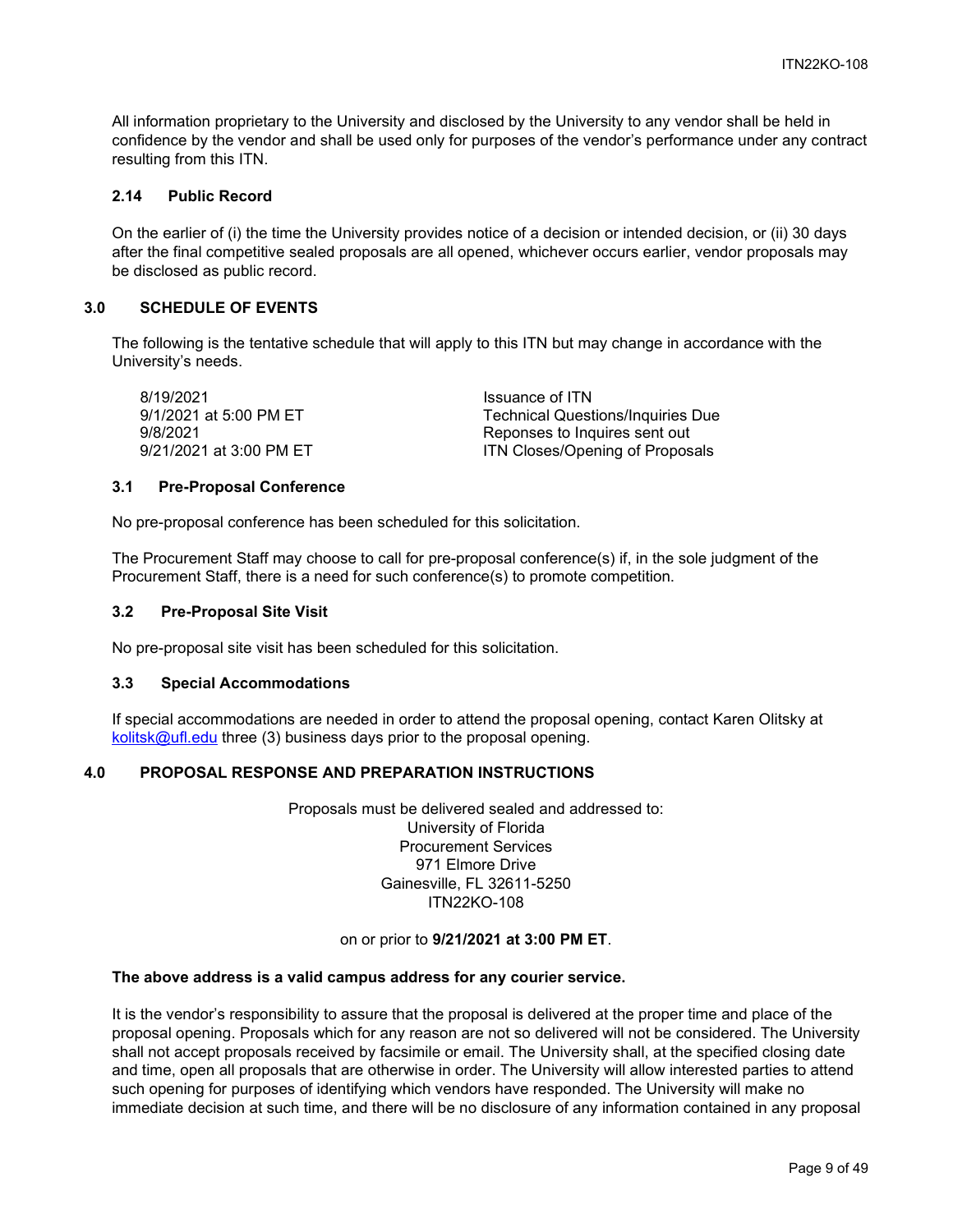All information proprietary to the University and disclosed by the University to any vendor shall be held in confidence by the vendor and shall be used only for purposes of the vendor's performance under any contract resulting from this ITN.

### 2.14 Public Record

On the earlier of (i) the time the University provides notice of a decision or intended decision, or (ii) 30 days after the final competitive sealed proposals are all opened, whichever occurs earlier, vendor proposals may be disclosed as public record.

## 3.0 SCHEDULE OF EVENTS

The following is the tentative schedule that will apply to this ITN but may change in accordance with the University's needs.

| | |
|---|---|
| 8/19/2021 | Issuance of ITN |
| 9/1/2021 at 5:00 PM ET | Technical Questions/Inquiries Due |
| 9/8/2021 | Reponses to Inquires sent out |
| 9/21/2021 at 3:00 PM ET | ITN Closes/Opening of Proposals |

### 3.1 Pre-Proposal Conference

No pre-proposal conference has been scheduled for this solicitation.

The Procurement Staff may choose to call for pre-proposal conference(s) if, in the sole judgment of the Procurement Staff, there is a need for such conference(s) to promote competition.

### 3.2 Pre-Proposal Site Visit

No pre-proposal site visit has been scheduled for this solicitation.

### 3.3 Special Accommodations

If special accommodations are needed in order to attend the proposal opening, contact Karen Olitsky at kolitsk@ufl.edu three (3) business days prior to the proposal opening.

## 4.0 PROPOSAL RESPONSE AND PREPARATION INSTRUCTIONS

Proposals must be delivered sealed and addressed to:
University of Florida
Procurement Services
971 Elmore Drive
Gainesville, FL 32611-5250
ITN22KO-108

on or prior to **9/21/2021 at 3:00 PM ET**.

**The above address is a valid campus address for any courier service.**

It is the vendor's responsibility to assure that the proposal is delivered at the proper time and place of the proposal opening. Proposals which for any reason are not so delivered will not be considered. The University shall not accept proposals received by facsimile or email. The University shall, at the specified closing date and time, open all proposals that are otherwise in order. The University will allow interested parties to attend such opening for purposes of identifying which vendors have responded. The University will make no immediate decision at such time, and there will be no disclosure of any information contained in any proposal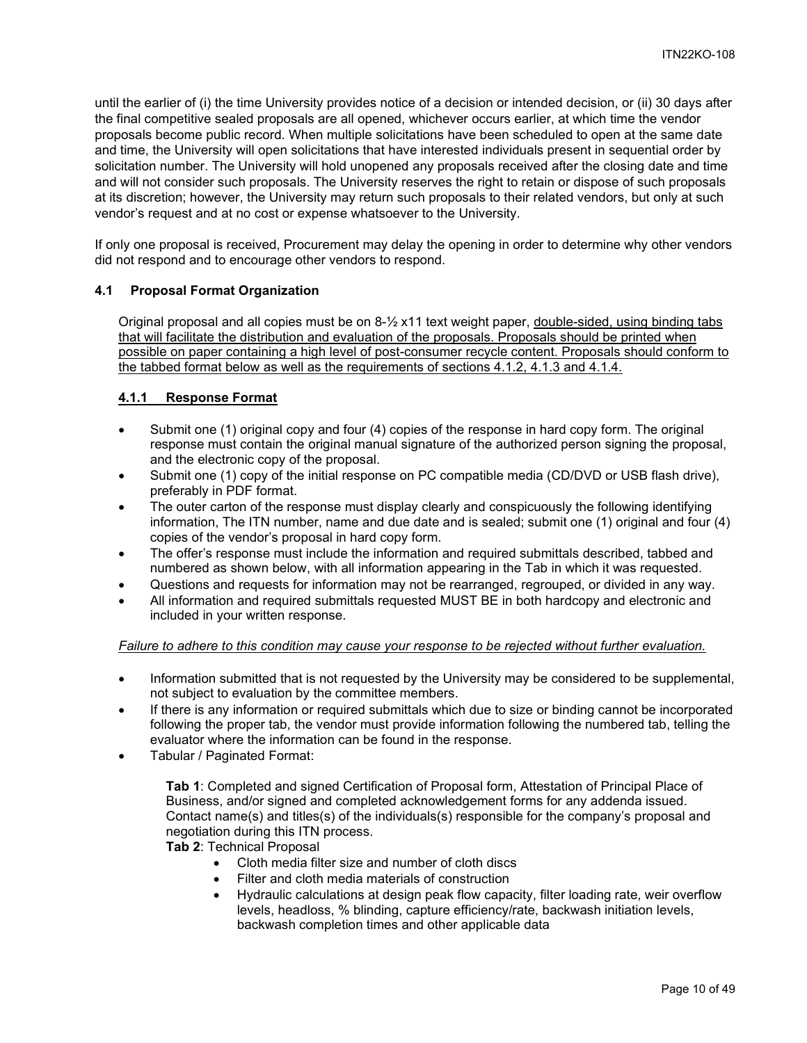until the earlier of (i) the time University provides notice of a decision or intended decision, or (ii) 30 days after the final competitive sealed proposals are all opened, whichever occurs earlier, at which time the vendor proposals become public record. When multiple solicitations have been scheduled to open at the same date and time, the University will open solicitations that have interested individuals present in sequential order by solicitation number. The University will hold unopened any proposals received after the closing date and time and will not consider such proposals. The University reserves the right to retain or dispose of such proposals at its discretion; however, the University may return such proposals to their related vendors, but only at such vendor's request and at no cost or expense whatsoever to the University.

If only one proposal is received, Procurement may delay the opening in order to determine why other vendors did not respond and to encourage other vendors to respond.

### 4.1 Proposal Format Organization

Original proposal and all copies must be on 8-½ x11 text weight paper, double-sided, using binding tabs that will facilitate the distribution and evaluation of the proposals. Proposals should be printed when possible on paper containing a high level of post-consumer recycle content. Proposals should conform to the tabbed format below as well as the requirements of sections 4.1.2, 4.1.3 and 4.1.4.

#### 4.1.1 Response Format

- Submit one (1) original copy and four (4) copies of the response in hard copy form. The original response must contain the original manual signature of the authorized person signing the proposal, and the electronic copy of the proposal.
- Submit one (1) copy of the initial response on PC compatible media (CD/DVD or USB flash drive), preferably in PDF format.
- The outer carton of the response must display clearly and conspicuously the following identifying information, The ITN number, name and due date and is sealed; submit one (1) original and four (4) copies of the vendor's proposal in hard copy form.
- The offer's response must include the information and required submittals described, tabbed and numbered as shown below, with all information appearing in the Tab in which it was requested.
- Questions and requests for information may not be rearranged, regrouped, or divided in any way.
- All information and required submittals requested MUST BE in both hardcopy and electronic and included in your written response.

*Failure to adhere to this condition may cause your response to be rejected without further evaluation.*

- Information submitted that is not requested by the University may be considered to be supplemental, not subject to evaluation by the committee members.
- If there is any information or required submittals which due to size or binding cannot be incorporated following the proper tab, the vendor must provide information following the numbered tab, telling the evaluator where the information can be found in the response.
- Tabular / Paginated Format:

  **Tab 1**: Completed and signed Certification of Proposal form, Attestation of Principal Place of Business, and/or signed and completed acknowledgement forms for any addenda issued. Contact name(s) and titles(s) of the individuals(s) responsible for the company's proposal and negotiation during this ITN process.

  **Tab 2**: Technical Proposal

  - Cloth media filter size and number of cloth discs
  - Filter and cloth media materials of construction
  - Hydraulic calculations at design peak flow capacity, filter loading rate, weir overflow levels, headloss, % blinding, capture efficiency/rate, backwash initiation levels, backwash completion times and other applicable data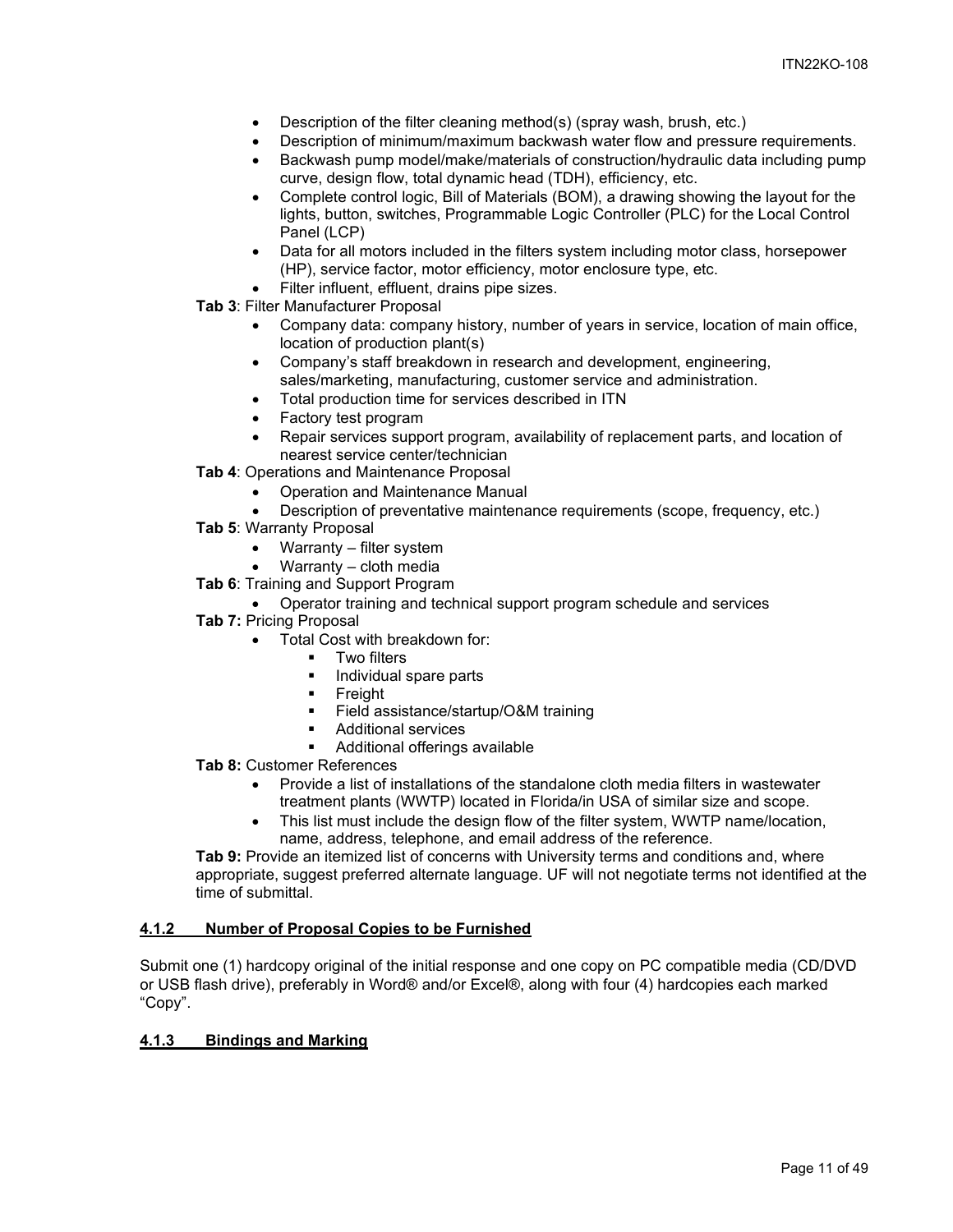- Description of the filter cleaning method(s) (spray wash, brush, etc.)
- Description of minimum/maximum backwash water flow and pressure requirements.
- Backwash pump model/make/materials of construction/hydraulic data including pump curve, design flow, total dynamic head (TDH), efficiency, etc.
- Complete control logic, Bill of Materials (BOM), a drawing showing the layout for the lights, button, switches, Programmable Logic Controller (PLC) for the Local Control Panel (LCP)
- Data for all motors included in the filters system including motor class, horsepower (HP), service factor, motor efficiency, motor enclosure type, etc.
- Filter influent, effluent, drains pipe sizes.

**Tab 3**: Filter Manufacturer Proposal

- Company data: company history, number of years in service, location of main office, location of production plant(s)
- Company's staff breakdown in research and development, engineering, sales/marketing, manufacturing, customer service and administration.
- Total production time for services described in ITN
- Factory test program
- Repair services support program, availability of replacement parts, and location of nearest service center/technician

**Tab 4**: Operations and Maintenance Proposal

- Operation and Maintenance Manual
- Description of preventative maintenance requirements (scope, frequency, etc.)

**Tab 5**: Warranty Proposal

- Warranty – filter system
- Warranty – cloth media

**Tab 6**: Training and Support Program

- Operator training and technical support program schedule and services

**Tab 7:** Pricing Proposal

- Total Cost with breakdown for:
  - Two filters
  - Individual spare parts
  - Freight
  - Field assistance/startup/O&M training
  - Additional services
  - Additional offerings available

**Tab 8:** Customer References

- Provide a list of installations of the standalone cloth media filters in wastewater treatment plants (WWTP) located in Florida/in USA of similar size and scope.
- This list must include the design flow of the filter system, WWTP name/location, name, address, telephone, and email address of the reference.

**Tab 9:** Provide an itemized list of concerns with University terms and conditions and, where appropriate, suggest preferred alternate language. UF will not negotiate terms not identified at the time of submittal.

### 4.1.2 Number of Proposal Copies to be Furnished

Submit one (1) hardcopy original of the initial response and one copy on PC compatible media (CD/DVD or USB flash drive), preferably in Word® and/or Excel®, along with four (4) hardcopies each marked "Copy".

### 4.1.3 Bindings and Marking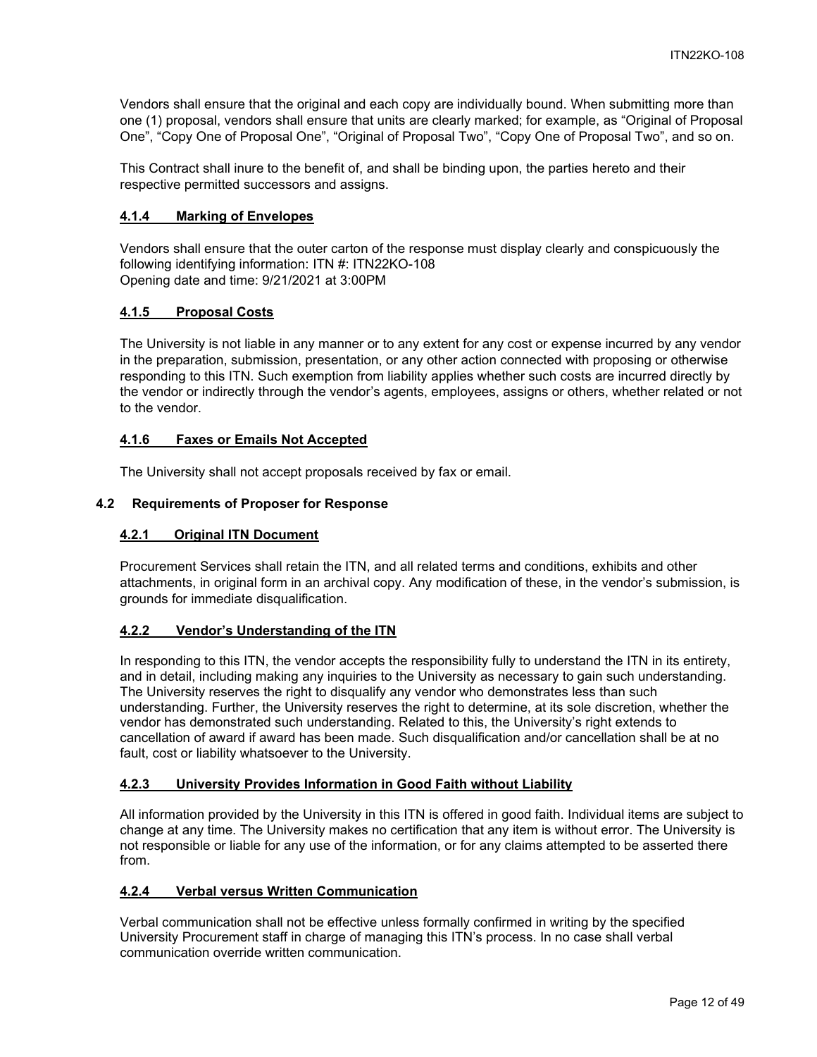Vendors shall ensure that the original and each copy are individually bound. When submitting more than one (1) proposal, vendors shall ensure that units are clearly marked; for example, as “Original of Proposal One”, “Copy One of Proposal One”, “Original of Proposal Two”, “Copy One of Proposal Two”, and so on.

This Contract shall inure to the benefit of, and shall be binding upon, the parties hereto and their respective permitted successors and assigns.

#### 4.1.4 Marking of Envelopes

Vendors shall ensure that the outer carton of the response must display clearly and conspicuously the following identifying information: ITN #: ITN22KO-108
Opening date and time: 9/21/2021 at 3:00PM

#### 4.1.5 Proposal Costs

The University is not liable in any manner or to any extent for any cost or expense incurred by any vendor in the preparation, submission, presentation, or any other action connected with proposing or otherwise responding to this ITN. Such exemption from liability applies whether such costs are incurred directly by the vendor or indirectly through the vendor’s agents, employees, assigns or others, whether related or not to the vendor.

#### 4.1.6 Faxes or Emails Not Accepted

The University shall not accept proposals received by fax or email.

### 4.2 Requirements of Proposer for Response

#### 4.2.1 Original ITN Document

Procurement Services shall retain the ITN, and all related terms and conditions, exhibits and other attachments, in original form in an archival copy. Any modification of these, in the vendor’s submission, is grounds for immediate disqualification.

#### 4.2.2 Vendor’s Understanding of the ITN

In responding to this ITN, the vendor accepts the responsibility fully to understand the ITN in its entirety, and in detail, including making any inquiries to the University as necessary to gain such understanding. The University reserves the right to disqualify any vendor who demonstrates less than such understanding. Further, the University reserves the right to determine, at its sole discretion, whether the vendor has demonstrated such understanding. Related to this, the University’s right extends to cancellation of award if award has been made. Such disqualification and/or cancellation shall be at no fault, cost or liability whatsoever to the University.

#### 4.2.3 University Provides Information in Good Faith without Liability

All information provided by the University in this ITN is offered in good faith. Individual items are subject to change at any time. The University makes no certification that any item is without error. The University is not responsible or liable for any use of the information, or for any claims attempted to be asserted there from.

#### 4.2.4 Verbal versus Written Communication

Verbal communication shall not be effective unless formally confirmed in writing by the specified University Procurement staff in charge of managing this ITN’s process. In no case shall verbal communication override written communication.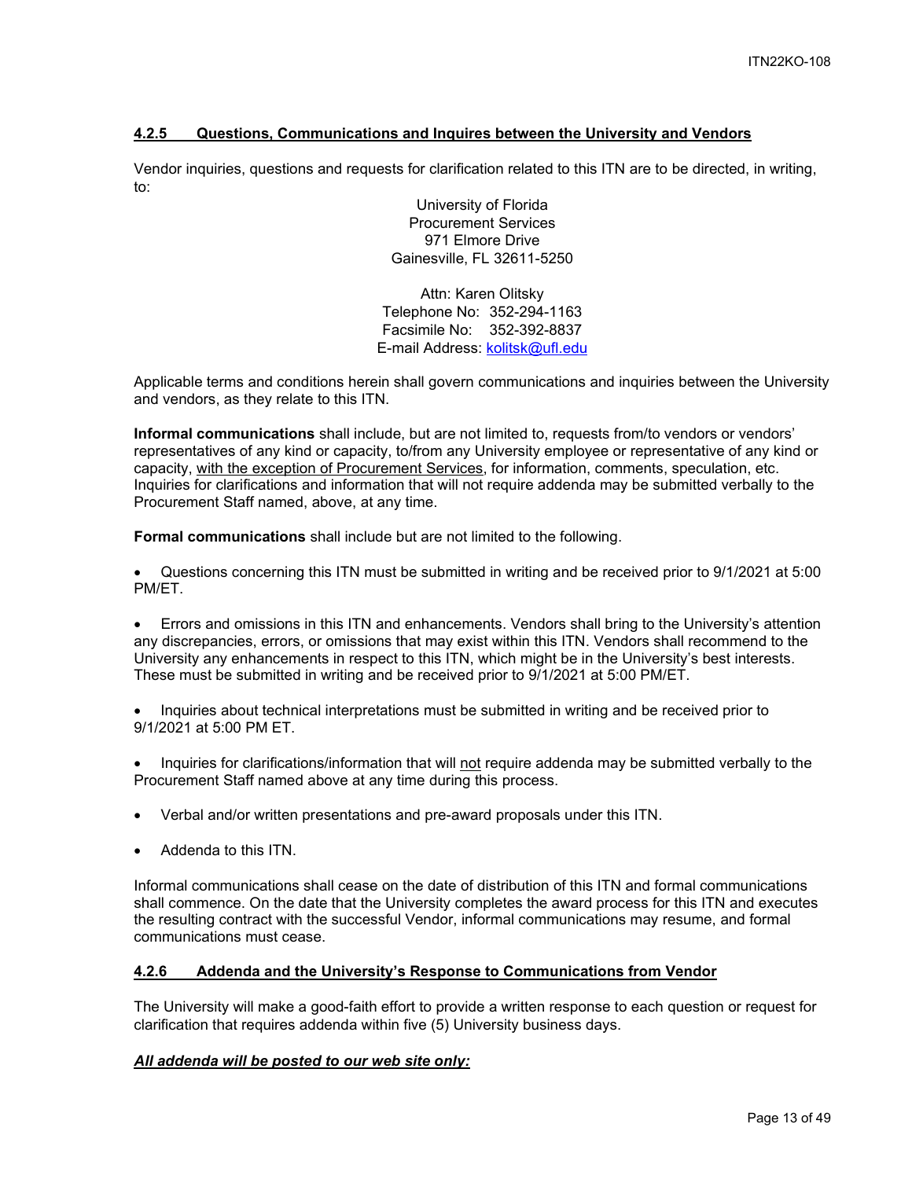#### 4.2.5 Questions, Communications and Inquires between the University and Vendors

Vendor inquiries, questions and requests for clarification related to this ITN are to be directed, in writing, to:

University of Florida
Procurement Services
971 Elmore Drive
Gainesville, FL 32611-5250

Attn: Karen Olitsky
Telephone No: 352-294-1163
Facsimile No: 352-392-8837
E-mail Address: kolitsk@ufl.edu

Applicable terms and conditions herein shall govern communications and inquiries between the University and vendors, as they relate to this ITN.

**Informal communications** shall include, but are not limited to, requests from/to vendors or vendors' representatives of any kind or capacity, to/from any University employee or representative of any kind or capacity, with the exception of Procurement Services, for information, comments, speculation, etc. Inquiries for clarifications and information that will not require addenda may be submitted verbally to the Procurement Staff named, above, at any time.

**Formal communications** shall include but are not limited to the following.

- Questions concerning this ITN must be submitted in writing and be received prior to 9/1/2021 at 5:00 PM/ET.
- Errors and omissions in this ITN and enhancements. Vendors shall bring to the University's attention any discrepancies, errors, or omissions that may exist within this ITN. Vendors shall recommend to the University any enhancements in respect to this ITN, which might be in the University's best interests. These must be submitted in writing and be received prior to 9/1/2021 at 5:00 PM/ET.
- Inquiries about technical interpretations must be submitted in writing and be received prior to 9/1/2021 at 5:00 PM ET.
- Inquiries for clarifications/information that will not require addenda may be submitted verbally to the Procurement Staff named above at any time during this process.
- Verbal and/or written presentations and pre-award proposals under this ITN.
- Addenda to this ITN.

Informal communications shall cease on the date of distribution of this ITN and formal communications shall commence. On the date that the University completes the award process for this ITN and executes the resulting contract with the successful Vendor, informal communications may resume, and formal communications must cease.

#### 4.2.6 Addenda and the University's Response to Communications from Vendor

The University will make a good-faith effort to provide a written response to each question or request for clarification that requires addenda within five (5) University business days.

***All addenda will be posted to our web site only:***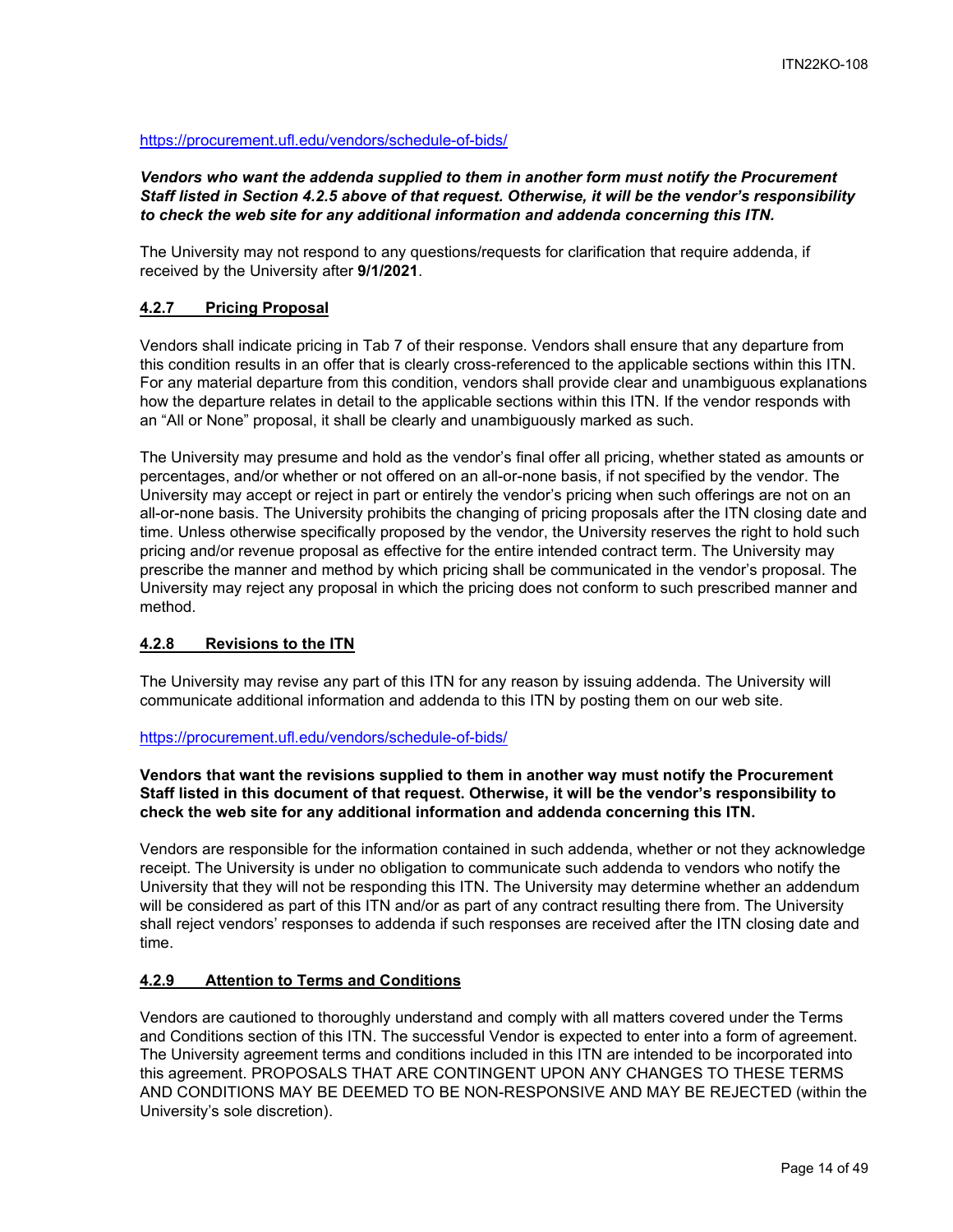https://procurement.ufl.edu/vendors/schedule-of-bids/

***Vendors who want the addenda supplied to them in another form must notify the Procurement Staff listed in Section 4.2.5 above of that request. Otherwise, it will be the vendor's responsibility to check the web site for any additional information and addenda concerning this ITN.***

The University may not respond to any questions/requests for clarification that require addenda, if received by the University after **9/1/2021**.

### 4.2.7 Pricing Proposal

Vendors shall indicate pricing in Tab 7 of their response. Vendors shall ensure that any departure from this condition results in an offer that is clearly cross-referenced to the applicable sections within this ITN. For any material departure from this condition, vendors shall provide clear and unambiguous explanations how the departure relates in detail to the applicable sections within this ITN. If the vendor responds with an "All or None" proposal, it shall be clearly and unambiguously marked as such.

The University may presume and hold as the vendor's final offer all pricing, whether stated as amounts or percentages, and/or whether or not offered on an all-or-none basis, if not specified by the vendor. The University may accept or reject in part or entirely the vendor's pricing when such offerings are not on an all-or-none basis. The University prohibits the changing of pricing proposals after the ITN closing date and time. Unless otherwise specifically proposed by the vendor, the University reserves the right to hold such pricing and/or revenue proposal as effective for the entire intended contract term. The University may prescribe the manner and method by which pricing shall be communicated in the vendor's proposal. The University may reject any proposal in which the pricing does not conform to such prescribed manner and method.

### 4.2.8 Revisions to the ITN

The University may revise any part of this ITN for any reason by issuing addenda. The University will communicate additional information and addenda to this ITN by posting them on our web site.

https://procurement.ufl.edu/vendors/schedule-of-bids/

**Vendors that want the revisions supplied to them in another way must notify the Procurement Staff listed in this document of that request. Otherwise, it will be the vendor's responsibility to check the web site for any additional information and addenda concerning this ITN.**

Vendors are responsible for the information contained in such addenda, whether or not they acknowledge receipt. The University is under no obligation to communicate such addenda to vendors who notify the University that they will not be responding this ITN. The University may determine whether an addendum will be considered as part of this ITN and/or as part of any contract resulting there from. The University shall reject vendors' responses to addenda if such responses are received after the ITN closing date and time.

### 4.2.9 Attention to Terms and Conditions

Vendors are cautioned to thoroughly understand and comply with all matters covered under the Terms and Conditions section of this ITN. The successful Vendor is expected to enter into a form of agreement. The University agreement terms and conditions included in this ITN are intended to be incorporated into this agreement. PROPOSALS THAT ARE CONTINGENT UPON ANY CHANGES TO THESE TERMS AND CONDITIONS MAY BE DEEMED TO BE NON-RESPONSIVE AND MAY BE REJECTED (within the University's sole discretion).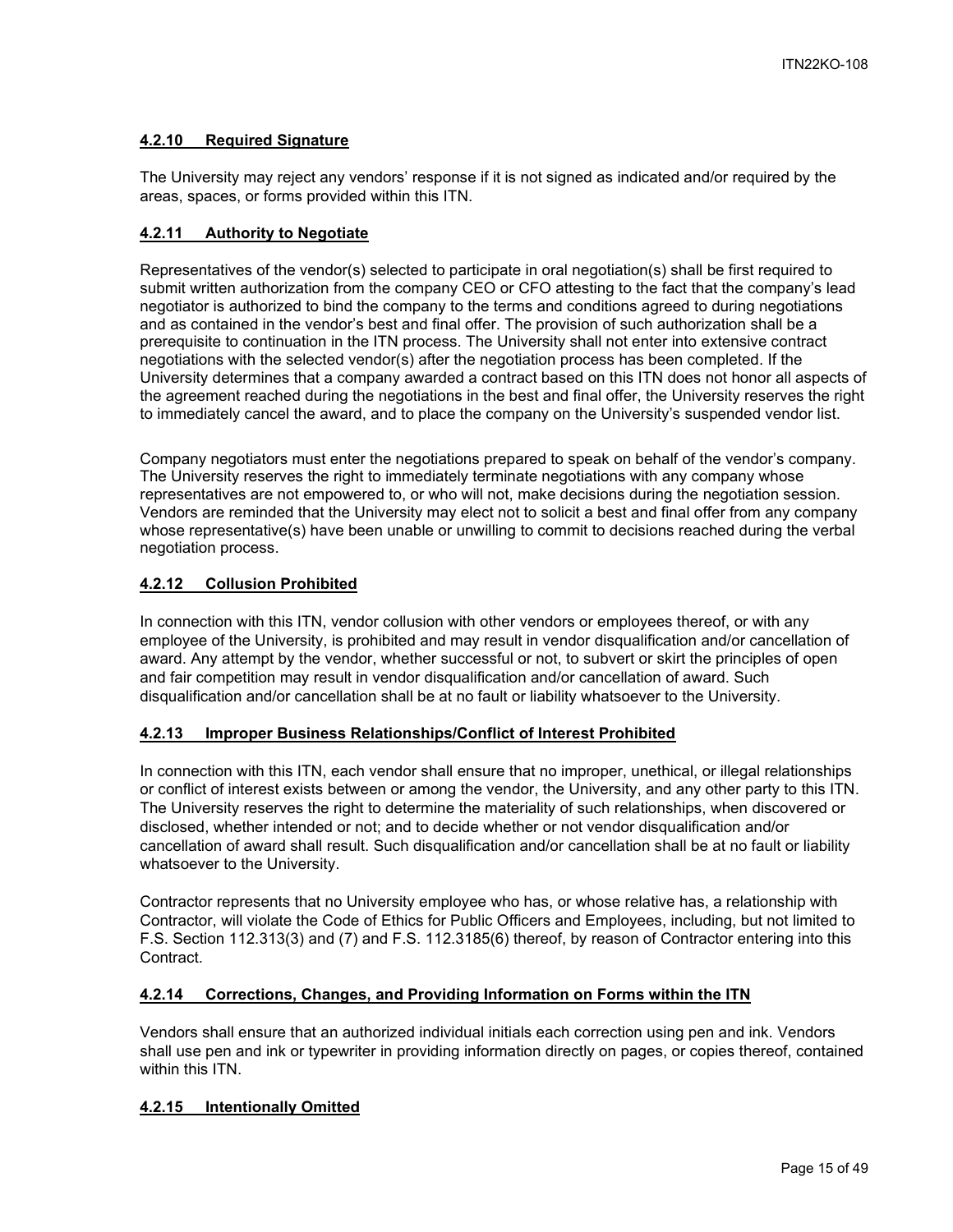#### 4.2.10 Required Signature

The University may reject any vendors' response if it is not signed as indicated and/or required by the areas, spaces, or forms provided within this ITN.

#### 4.2.11 Authority to Negotiate

Representatives of the vendor(s) selected to participate in oral negotiation(s) shall be first required to submit written authorization from the company CEO or CFO attesting to the fact that the company's lead negotiator is authorized to bind the company to the terms and conditions agreed to during negotiations and as contained in the vendor's best and final offer. The provision of such authorization shall be a prerequisite to continuation in the ITN process. The University shall not enter into extensive contract negotiations with the selected vendor(s) after the negotiation process has been completed. If the University determines that a company awarded a contract based on this ITN does not honor all aspects of the agreement reached during the negotiations in the best and final offer, the University reserves the right to immediately cancel the award, and to place the company on the University's suspended vendor list.

Company negotiators must enter the negotiations prepared to speak on behalf of the vendor's company. The University reserves the right to immediately terminate negotiations with any company whose representatives are not empowered to, or who will not, make decisions during the negotiation session. Vendors are reminded that the University may elect not to solicit a best and final offer from any company whose representative(s) have been unable or unwilling to commit to decisions reached during the verbal negotiation process.

#### 4.2.12 Collusion Prohibited

In connection with this ITN, vendor collusion with other vendors or employees thereof, or with any employee of the University, is prohibited and may result in vendor disqualification and/or cancellation of award. Any attempt by the vendor, whether successful or not, to subvert or skirt the principles of open and fair competition may result in vendor disqualification and/or cancellation of award. Such disqualification and/or cancellation shall be at no fault or liability whatsoever to the University.

#### 4.2.13 Improper Business Relationships/Conflict of Interest Prohibited

In connection with this ITN, each vendor shall ensure that no improper, unethical, or illegal relationships or conflict of interest exists between or among the vendor, the University, and any other party to this ITN. The University reserves the right to determine the materiality of such relationships, when discovered or disclosed, whether intended or not; and to decide whether or not vendor disqualification and/or cancellation of award shall result. Such disqualification and/or cancellation shall be at no fault or liability whatsoever to the University.

Contractor represents that no University employee who has, or whose relative has, a relationship with Contractor, will violate the Code of Ethics for Public Officers and Employees, including, but not limited to F.S. Section 112.313(3) and (7) and F.S. 112.3185(6) thereof, by reason of Contractor entering into this Contract.

#### 4.2.14 Corrections, Changes, and Providing Information on Forms within the ITN

Vendors shall ensure that an authorized individual initials each correction using pen and ink. Vendors shall use pen and ink or typewriter in providing information directly on pages, or copies thereof, contained within this ITN.

#### 4.2.15 Intentionally Omitted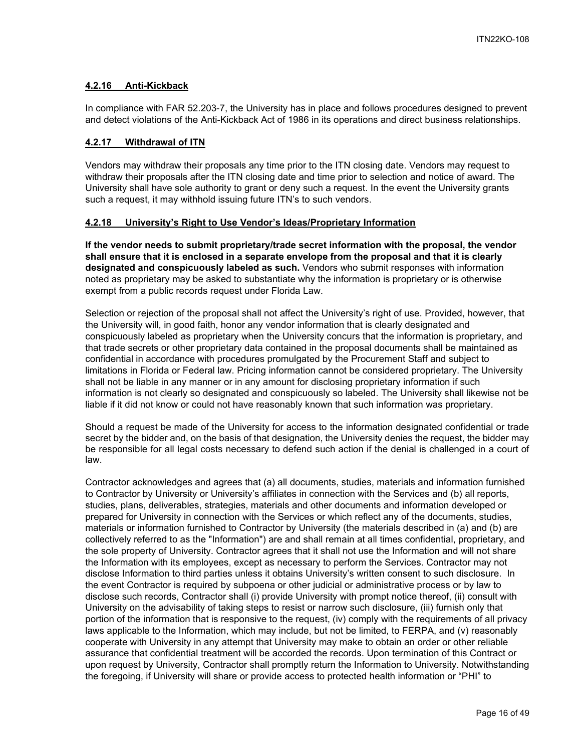#### **4.2.16 Anti-Kickback**

In compliance with FAR 52.203-7, the University has in place and follows procedures designed to prevent and detect violations of the Anti-Kickback Act of 1986 in its operations and direct business relationships.

#### **4.2.17 Withdrawal of ITN**

Vendors may withdraw their proposals any time prior to the ITN closing date. Vendors may request to withdraw their proposals after the ITN closing date and time prior to selection and notice of award. The University shall have sole authority to grant or deny such a request. In the event the University grants such a request, it may withhold issuing future ITN's to such vendors.

#### **4.2.18 University's Right to Use Vendor's Ideas/Proprietary Information**

**If the vendor needs to submit proprietary/trade secret information with the proposal, the vendor shall ensure that it is enclosed in a separate envelope from the proposal and that it is clearly designated and conspicuously labeled as such.** Vendors who submit responses with information noted as proprietary may be asked to substantiate why the information is proprietary or is otherwise exempt from a public records request under Florida Law.

Selection or rejection of the proposal shall not affect the University's right of use. Provided, however, that the University will, in good faith, honor any vendor information that is clearly designated and conspicuously labeled as proprietary when the University concurs that the information is proprietary, and that trade secrets or other proprietary data contained in the proposal documents shall be maintained as confidential in accordance with procedures promulgated by the Procurement Staff and subject to limitations in Florida or Federal law. Pricing information cannot be considered proprietary. The University shall not be liable in any manner or in any amount for disclosing proprietary information if such information is not clearly so designated and conspicuously so labeled. The University shall likewise not be liable if it did not know or could not have reasonably known that such information was proprietary.

Should a request be made of the University for access to the information designated confidential or trade secret by the bidder and, on the basis of that designation, the University denies the request, the bidder may be responsible for all legal costs necessary to defend such action if the denial is challenged in a court of law.

Contractor acknowledges and agrees that (a) all documents, studies, materials and information furnished to Contractor by University or University's affiliates in connection with the Services and (b) all reports, studies, plans, deliverables, strategies, materials and other documents and information developed or prepared for University in connection with the Services or which reflect any of the documents, studies, materials or information furnished to Contractor by University (the materials described in (a) and (b) are collectively referred to as the "Information") are and shall remain at all times confidential, proprietary, and the sole property of University. Contractor agrees that it shall not use the Information and will not share the Information with its employees, except as necessary to perform the Services. Contractor may not disclose Information to third parties unless it obtains University's written consent to such disclosure. In the event Contractor is required by subpoena or other judicial or administrative process or by law to disclose such records, Contractor shall (i) provide University with prompt notice thereof, (ii) consult with University on the advisability of taking steps to resist or narrow such disclosure, (iii) furnish only that portion of the information that is responsive to the request, (iv) comply with the requirements of all privacy laws applicable to the Information, which may include, but not be limited, to FERPA, and (v) reasonably cooperate with University in any attempt that University may make to obtain an order or other reliable assurance that confidential treatment will be accorded the records. Upon termination of this Contract or upon request by University, Contractor shall promptly return the Information to University. Notwithstanding the foregoing, if University will share or provide access to protected health information or "PHI" to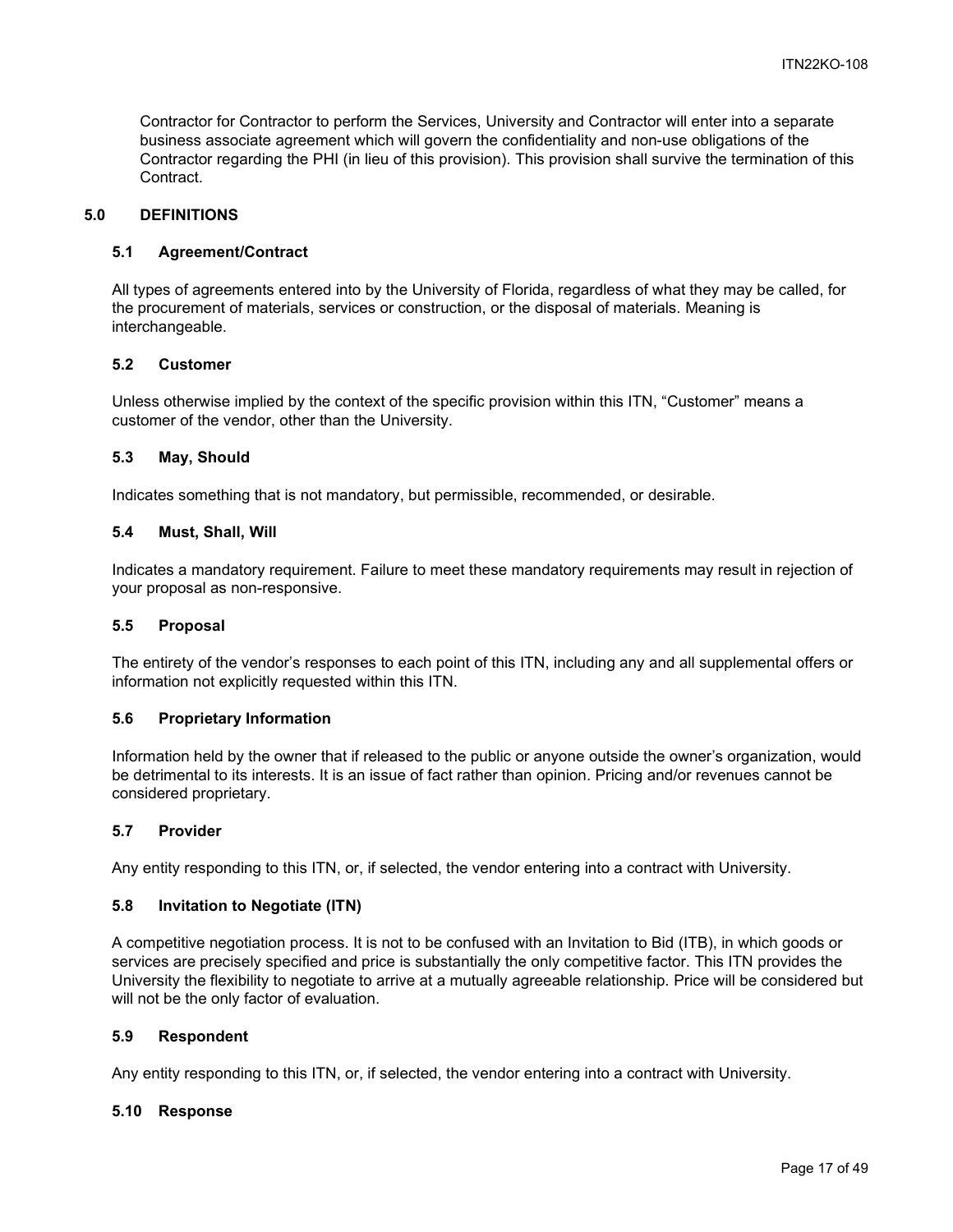Contractor for Contractor to perform the Services, University and Contractor will enter into a separate business associate agreement which will govern the confidentiality and non-use obligations of the Contractor regarding the PHI (in lieu of this provision). This provision shall survive the termination of this Contract.

## 5.0 DEFINITIONS

### 5.1 Agreement/Contract

All types of agreements entered into by the University of Florida, regardless of what they may be called, for the procurement of materials, services or construction, or the disposal of materials. Meaning is interchangeable.

### 5.2 Customer

Unless otherwise implied by the context of the specific provision within this ITN, "Customer" means a customer of the vendor, other than the University.

### 5.3 May, Should

Indicates something that is not mandatory, but permissible, recommended, or desirable.

### 5.4 Must, Shall, Will

Indicates a mandatory requirement. Failure to meet these mandatory requirements may result in rejection of your proposal as non-responsive.

### 5.5 Proposal

The entirety of the vendor's responses to each point of this ITN, including any and all supplemental offers or information not explicitly requested within this ITN.

### 5.6 Proprietary Information

Information held by the owner that if released to the public or anyone outside the owner's organization, would be detrimental to its interests. It is an issue of fact rather than opinion. Pricing and/or revenues cannot be considered proprietary.

### 5.7 Provider

Any entity responding to this ITN, or, if selected, the vendor entering into a contract with University.

### 5.8 Invitation to Negotiate (ITN)

A competitive negotiation process. It is not to be confused with an Invitation to Bid (ITB), in which goods or services are precisely specified and price is substantially the only competitive factor. This ITN provides the University the flexibility to negotiate to arrive at a mutually agreeable relationship. Price will be considered but will not be the only factor of evaluation.

### 5.9 Respondent

Any entity responding to this ITN, or, if selected, the vendor entering into a contract with University.

### 5.10 Response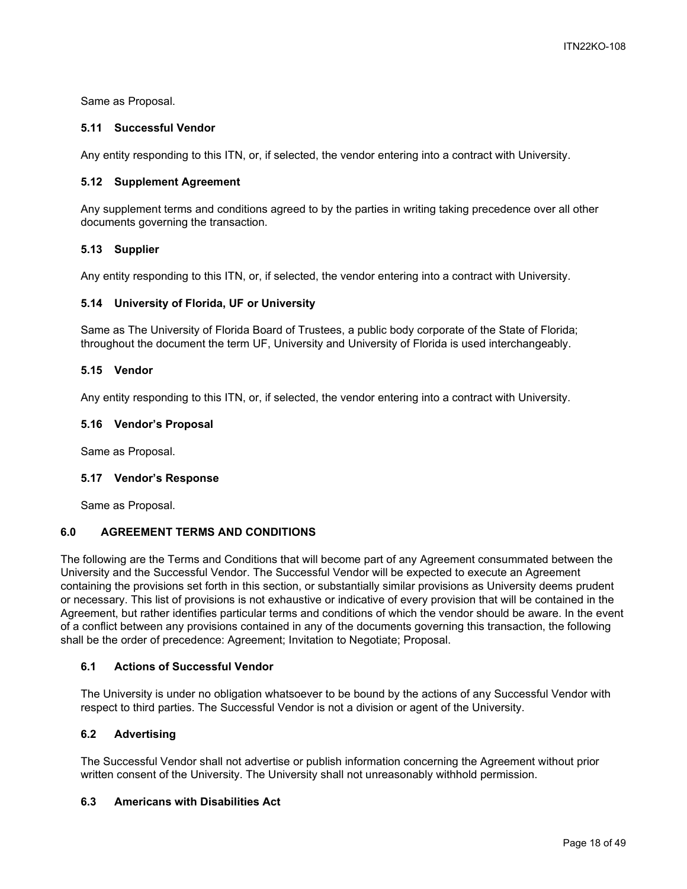Same as Proposal.

### 5.11 Successful Vendor

Any entity responding to this ITN, or, if selected, the vendor entering into a contract with University.

### 5.12 Supplement Agreement

Any supplement terms and conditions agreed to by the parties in writing taking precedence over all other documents governing the transaction.

### 5.13 Supplier

Any entity responding to this ITN, or, if selected, the vendor entering into a contract with University.

### 5.14 University of Florida, UF or University

Same as The University of Florida Board of Trustees, a public body corporate of the State of Florida; throughout the document the term UF, University and University of Florida is used interchangeably.

### 5.15 Vendor

Any entity responding to this ITN, or, if selected, the vendor entering into a contract with University.

### 5.16 Vendor's Proposal

Same as Proposal.

### 5.17 Vendor's Response

Same as Proposal.

## 6.0 AGREEMENT TERMS AND CONDITIONS

The following are the Terms and Conditions that will become part of any Agreement consummated between the University and the Successful Vendor. The Successful Vendor will be expected to execute an Agreement containing the provisions set forth in this section, or substantially similar provisions as University deems prudent or necessary. This list of provisions is not exhaustive or indicative of every provision that will be contained in the Agreement, but rather identifies particular terms and conditions of which the vendor should be aware. In the event of a conflict between any provisions contained in any of the documents governing this transaction, the following shall be the order of precedence: Agreement; Invitation to Negotiate; Proposal.

### 6.1 Actions of Successful Vendor

The University is under no obligation whatsoever to be bound by the actions of any Successful Vendor with respect to third parties. The Successful Vendor is not a division or agent of the University.

### 6.2 Advertising

The Successful Vendor shall not advertise or publish information concerning the Agreement without prior written consent of the University. The University shall not unreasonably withhold permission.

### 6.3 Americans with Disabilities Act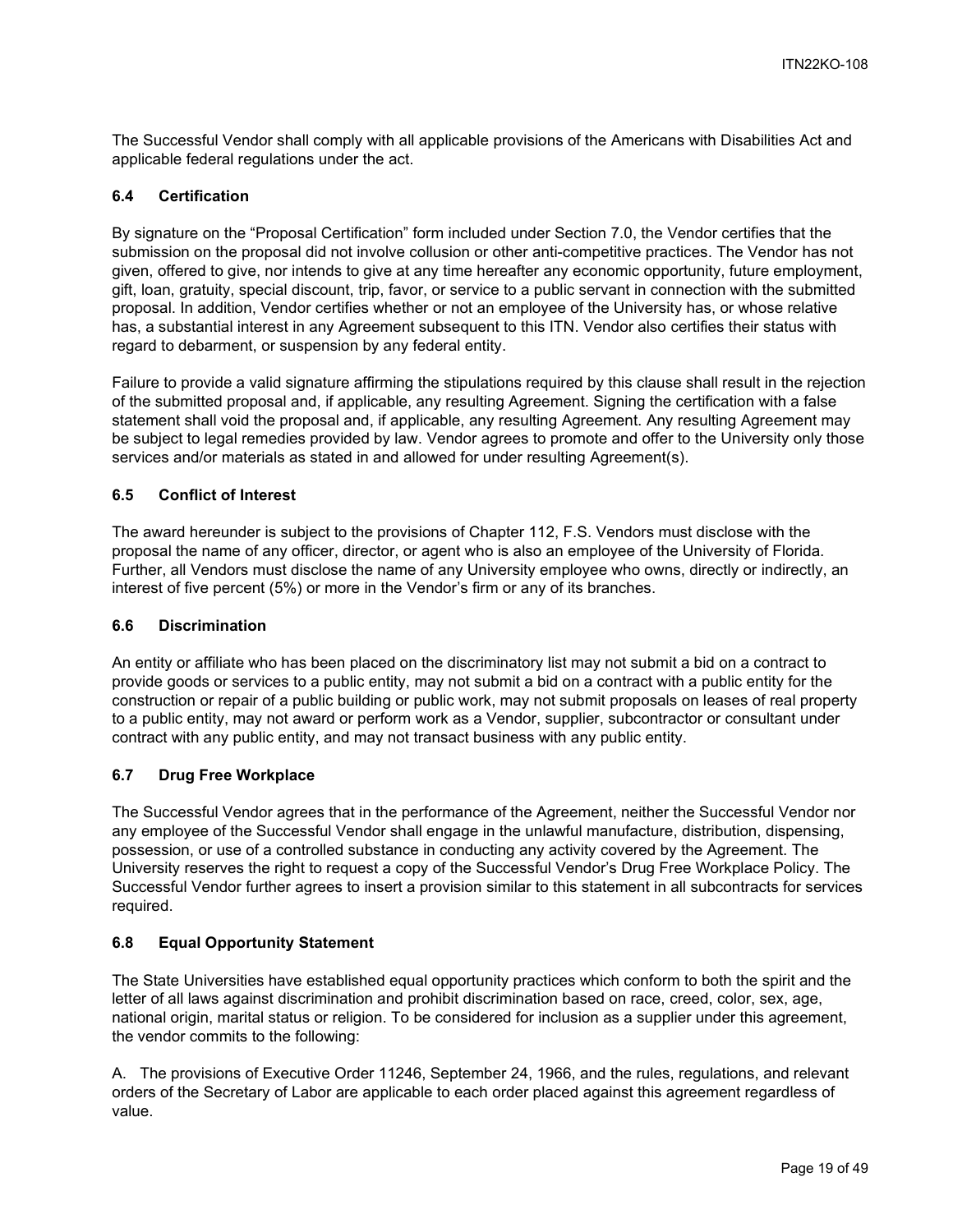The Successful Vendor shall comply with all applicable provisions of the Americans with Disabilities Act and applicable federal regulations under the act.

### 6.4 Certification

By signature on the "Proposal Certification" form included under Section 7.0, the Vendor certifies that the submission on the proposal did not involve collusion or other anti-competitive practices. The Vendor has not given, offered to give, nor intends to give at any time hereafter any economic opportunity, future employment, gift, loan, gratuity, special discount, trip, favor, or service to a public servant in connection with the submitted proposal. In addition, Vendor certifies whether or not an employee of the University has, or whose relative has, a substantial interest in any Agreement subsequent to this ITN. Vendor also certifies their status with regard to debarment, or suspension by any federal entity.

Failure to provide a valid signature affirming the stipulations required by this clause shall result in the rejection of the submitted proposal and, if applicable, any resulting Agreement. Signing the certification with a false statement shall void the proposal and, if applicable, any resulting Agreement. Any resulting Agreement may be subject to legal remedies provided by law. Vendor agrees to promote and offer to the University only those services and/or materials as stated in and allowed for under resulting Agreement(s).

### 6.5 Conflict of Interest

The award hereunder is subject to the provisions of Chapter 112, F.S. Vendors must disclose with the proposal the name of any officer, director, or agent who is also an employee of the University of Florida. Further, all Vendors must disclose the name of any University employee who owns, directly or indirectly, an interest of five percent (5%) or more in the Vendor's firm or any of its branches.

### 6.6 Discrimination

An entity or affiliate who has been placed on the discriminatory list may not submit a bid on a contract to provide goods or services to a public entity, may not submit a bid on a contract with a public entity for the construction or repair of a public building or public work, may not submit proposals on leases of real property to a public entity, may not award or perform work as a Vendor, supplier, subcontractor or consultant under contract with any public entity, and may not transact business with any public entity.

### 6.7 Drug Free Workplace

The Successful Vendor agrees that in the performance of the Agreement, neither the Successful Vendor nor any employee of the Successful Vendor shall engage in the unlawful manufacture, distribution, dispensing, possession, or use of a controlled substance in conducting any activity covered by the Agreement. The University reserves the right to request a copy of the Successful Vendor's Drug Free Workplace Policy. The Successful Vendor further agrees to insert a provision similar to this statement in all subcontracts for services required.

### 6.8 Equal Opportunity Statement

The State Universities have established equal opportunity practices which conform to both the spirit and the letter of all laws against discrimination and prohibit discrimination based on race, creed, color, sex, age, national origin, marital status or religion. To be considered for inclusion as a supplier under this agreement, the vendor commits to the following:

A. The provisions of Executive Order 11246, September 24, 1966, and the rules, regulations, and relevant orders of the Secretary of Labor are applicable to each order placed against this agreement regardless of value.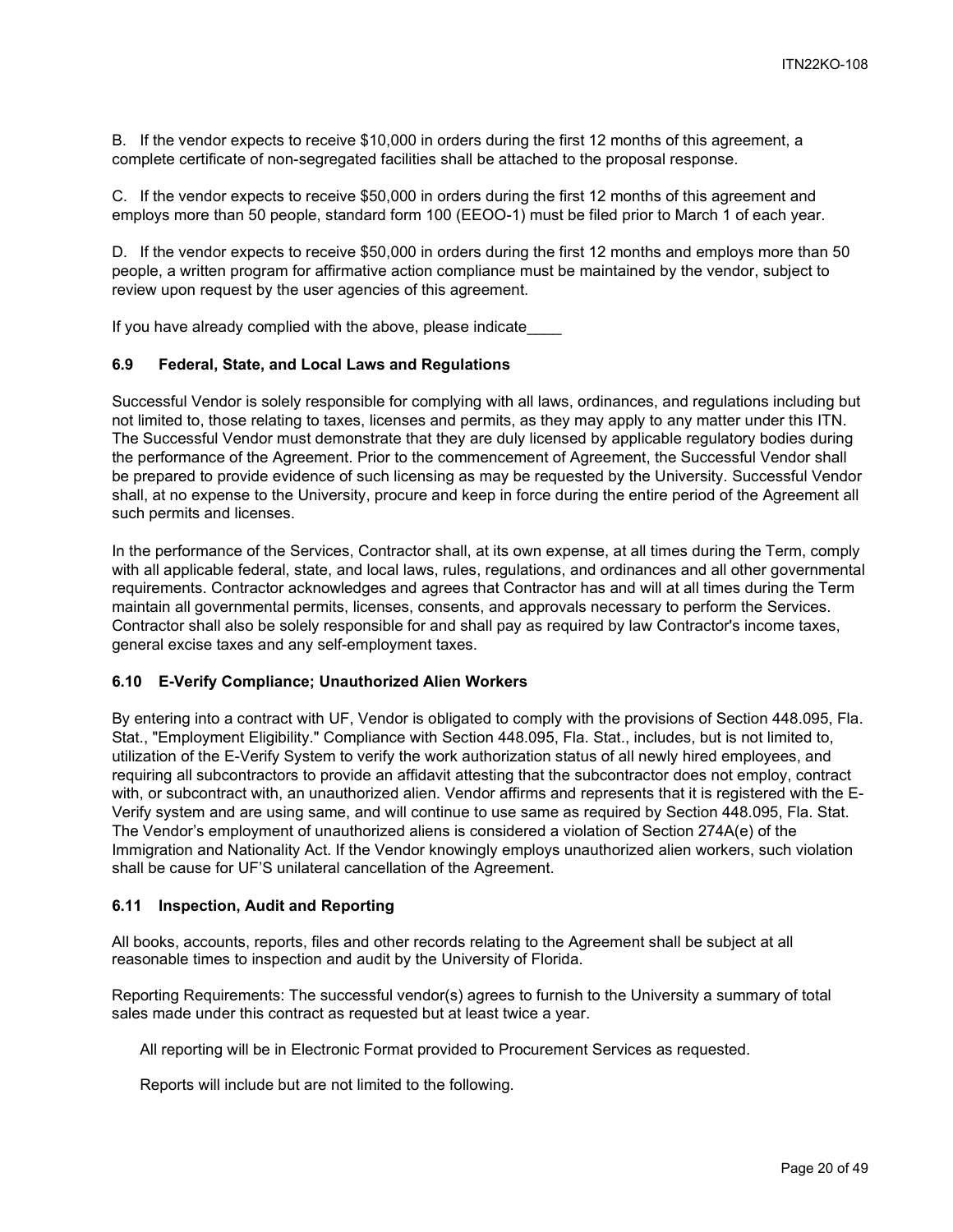B. If the vendor expects to receive $10,000 in orders during the first 12 months of this agreement, a complete certificate of non-segregated facilities shall be attached to the proposal response.

C. If the vendor expects to receive $50,000 in orders during the first 12 months of this agreement and employs more than 50 people, standard form 100 (EEOO-1) must be filed prior to March 1 of each year.

D. If the vendor expects to receive $50,000 in orders during the first 12 months and employs more than 50 people, a written program for affirmative action compliance must be maintained by the vendor, subject to review upon request by the user agencies of this agreement.

If you have already complied with the above, please indicate____

### 6.9 Federal, State, and Local Laws and Regulations

Successful Vendor is solely responsible for complying with all laws, ordinances, and regulations including but not limited to, those relating to taxes, licenses and permits, as they may apply to any matter under this ITN. The Successful Vendor must demonstrate that they are duly licensed by applicable regulatory bodies during the performance of the Agreement. Prior to the commencement of Agreement, the Successful Vendor shall be prepared to provide evidence of such licensing as may be requested by the University. Successful Vendor shall, at no expense to the University, procure and keep in force during the entire period of the Agreement all such permits and licenses.

In the performance of the Services, Contractor shall, at its own expense, at all times during the Term, comply with all applicable federal, state, and local laws, rules, regulations, and ordinances and all other governmental requirements. Contractor acknowledges and agrees that Contractor has and will at all times during the Term maintain all governmental permits, licenses, consents, and approvals necessary to perform the Services. Contractor shall also be solely responsible for and shall pay as required by law Contractor's income taxes, general excise taxes and any self-employment taxes.

### 6.10 E-Verify Compliance; Unauthorized Alien Workers

By entering into a contract with UF, Vendor is obligated to comply with the provisions of Section 448.095, Fla. Stat., "Employment Eligibility." Compliance with Section 448.095, Fla. Stat., includes, but is not limited to, utilization of the E-Verify System to verify the work authorization status of all newly hired employees, and requiring all subcontractors to provide an affidavit attesting that the subcontractor does not employ, contract with, or subcontract with, an unauthorized alien. Vendor affirms and represents that it is registered with the E-Verify system and are using same, and will continue to use same as required by Section 448.095, Fla. Stat. The Vendor's employment of unauthorized aliens is considered a violation of Section 274A(e) of the Immigration and Nationality Act. If the Vendor knowingly employs unauthorized alien workers, such violation shall be cause for UF'S unilateral cancellation of the Agreement.

### 6.11 Inspection, Audit and Reporting

All books, accounts, reports, files and other records relating to the Agreement shall be subject at all reasonable times to inspection and audit by the University of Florida.

Reporting Requirements: The successful vendor(s) agrees to furnish to the University a summary of total sales made under this contract as requested but at least twice a year.

All reporting will be in Electronic Format provided to Procurement Services as requested.

Reports will include but are not limited to the following.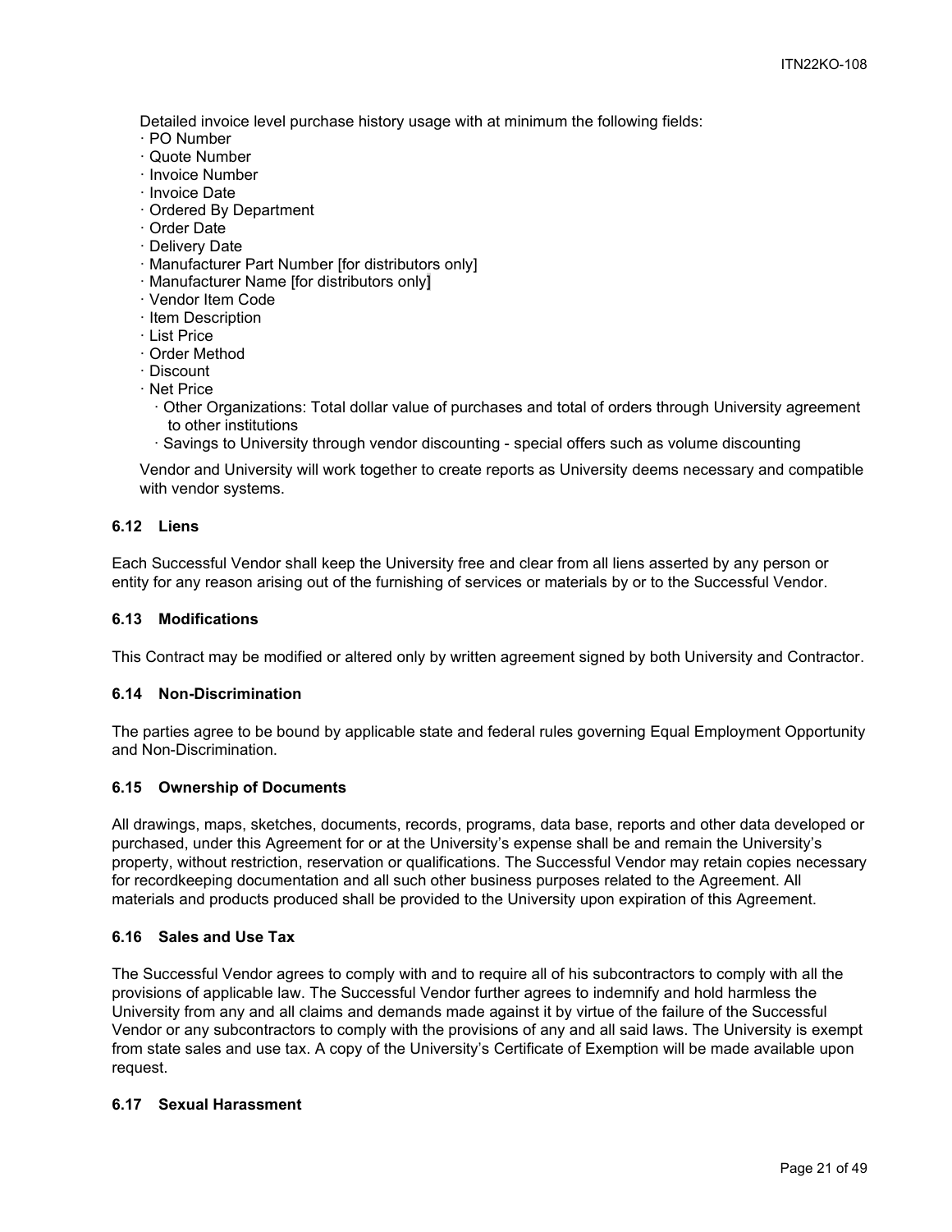Detailed invoice level purchase history usage with at minimum the following fields:

- · PO Number
- · Quote Number
- · Invoice Number
- · Invoice Date
- · Ordered By Department
- · Order Date
- · Delivery Date
- · Manufacturer Part Number [for distributors only]
- · Manufacturer Name [for distributors only]
- · Vendor Item Code
- · Item Description
- · List Price
- · Order Method
- · Discount
- · Net Price
  - · Other Organizations: Total dollar value of purchases and total of orders through University agreement to other institutions
  - · Savings to University through vendor discounting - special offers such as volume discounting

Vendor and University will work together to create reports as University deems necessary and compatible with vendor systems.

### 6.12 Liens

Each Successful Vendor shall keep the University free and clear from all liens asserted by any person or entity for any reason arising out of the furnishing of services or materials by or to the Successful Vendor.

### 6.13 Modifications

This Contract may be modified or altered only by written agreement signed by both University and Contractor.

### 6.14 Non-Discrimination

The parties agree to be bound by applicable state and federal rules governing Equal Employment Opportunity and Non-Discrimination.

### 6.15 Ownership of Documents

All drawings, maps, sketches, documents, records, programs, data base, reports and other data developed or purchased, under this Agreement for or at the University's expense shall be and remain the University's property, without restriction, reservation or qualifications. The Successful Vendor may retain copies necessary for recordkeeping documentation and all such other business purposes related to the Agreement. All materials and products produced shall be provided to the University upon expiration of this Agreement.

### 6.16 Sales and Use Tax

The Successful Vendor agrees to comply with and to require all of his subcontractors to comply with all the provisions of applicable law. The Successful Vendor further agrees to indemnify and hold harmless the University from any and all claims and demands made against it by virtue of the failure of the Successful Vendor or any subcontractors to comply with the provisions of any and all said laws. The University is exempt from state sales and use tax. A copy of the University's Certificate of Exemption will be made available upon request.

### 6.17 Sexual Harassment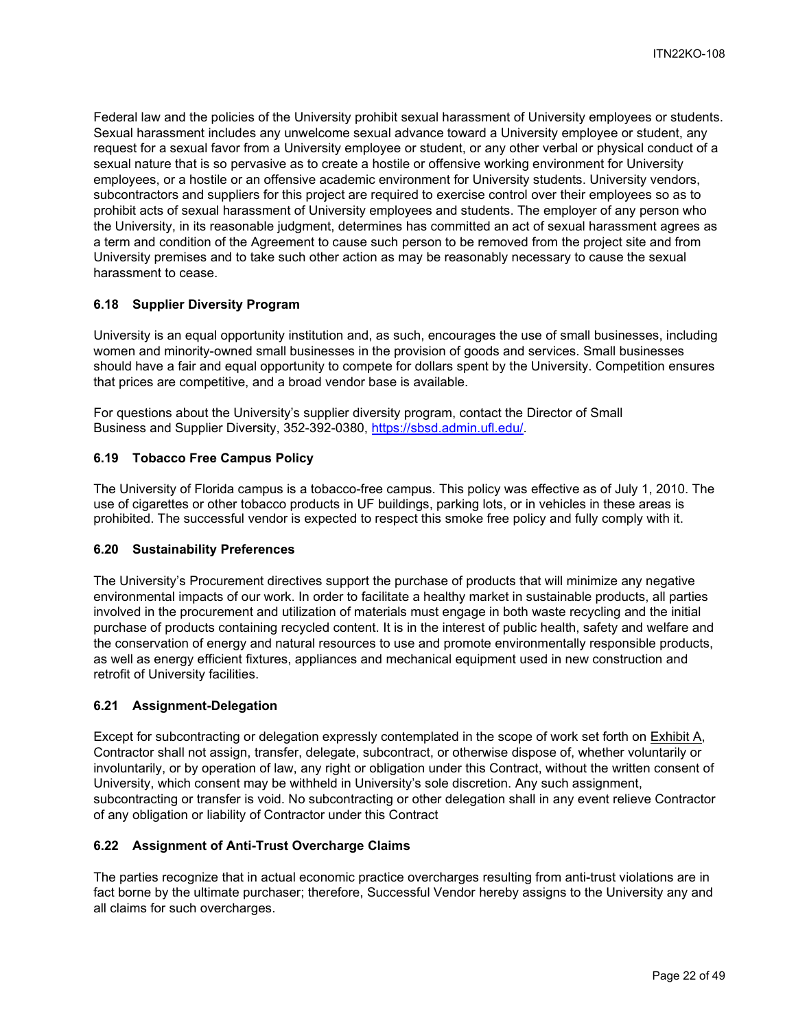Federal law and the policies of the University prohibit sexual harassment of University employees or students. Sexual harassment includes any unwelcome sexual advance toward a University employee or student, any request for a sexual favor from a University employee or student, or any other verbal or physical conduct of a sexual nature that is so pervasive as to create a hostile or offensive working environment for University employees, or a hostile or an offensive academic environment for University students. University vendors, subcontractors and suppliers for this project are required to exercise control over their employees so as to prohibit acts of sexual harassment of University employees and students. The employer of any person who the University, in its reasonable judgment, determines has committed an act of sexual harassment agrees as a term and condition of the Agreement to cause such person to be removed from the project site and from University premises and to take such other action as may be reasonably necessary to cause the sexual harassment to cease.

### 6.18 Supplier Diversity Program

University is an equal opportunity institution and, as such, encourages the use of small businesses, including women and minority-owned small businesses in the provision of goods and services. Small businesses should have a fair and equal opportunity to compete for dollars spent by the University. Competition ensures that prices are competitive, and a broad vendor base is available.

For questions about the University's supplier diversity program, contact the Director of Small Business and Supplier Diversity, 352-392-0380, [https://sbsd.admin.ufl.edu/](https://sbsd.admin.ufl.edu/).

### 6.19 Tobacco Free Campus Policy

The University of Florida campus is a tobacco-free campus. This policy was effective as of July 1, 2010. The use of cigarettes or other tobacco products in UF buildings, parking lots, or in vehicles in these areas is prohibited. The successful vendor is expected to respect this smoke free policy and fully comply with it.

### 6.20 Sustainability Preferences

The University's Procurement directives support the purchase of products that will minimize any negative environmental impacts of our work. In order to facilitate a healthy market in sustainable products, all parties involved in the procurement and utilization of materials must engage in both waste recycling and the initial purchase of products containing recycled content. It is in the interest of public health, safety and welfare and the conservation of energy and natural resources to use and promote environmentally responsible products, as well as energy efficient fixtures, appliances and mechanical equipment used in new construction and retrofit of University facilities.

### 6.21 Assignment-Delegation

Except for subcontracting or delegation expressly contemplated in the scope of work set forth on Exhibit A, Contractor shall not assign, transfer, delegate, subcontract, or otherwise dispose of, whether voluntarily or involuntarily, or by operation of law, any right or obligation under this Contract, without the written consent of University, which consent may be withheld in University's sole discretion. Any such assignment, subcontracting or transfer is void. No subcontracting or other delegation shall in any event relieve Contractor of any obligation or liability of Contractor under this Contract

### 6.22 Assignment of Anti-Trust Overcharge Claims

The parties recognize that in actual economic practice overcharges resulting from anti-trust violations are in fact borne by the ultimate purchaser; therefore, Successful Vendor hereby assigns to the University any and all claims for such overcharges.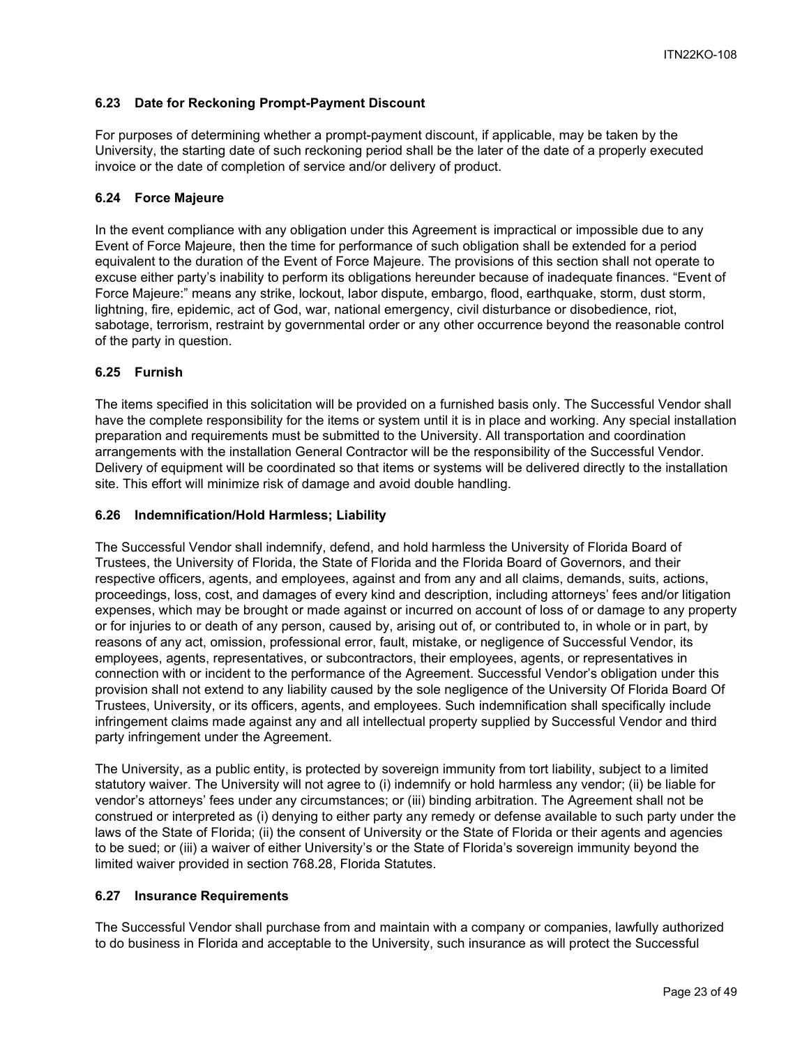### 6.23 Date for Reckoning Prompt-Payment Discount

For purposes of determining whether a prompt-payment discount, if applicable, may be taken by the University, the starting date of such reckoning period shall be the later of the date of a properly executed invoice or the date of completion of service and/or delivery of product.

### 6.24 Force Majeure

In the event compliance with any obligation under this Agreement is impractical or impossible due to any Event of Force Majeure, then the time for performance of such obligation shall be extended for a period equivalent to the duration of the Event of Force Majeure. The provisions of this section shall not operate to excuse either party's inability to perform its obligations hereunder because of inadequate finances. "Event of Force Majeure:" means any strike, lockout, labor dispute, embargo, flood, earthquake, storm, dust storm, lightning, fire, epidemic, act of God, war, national emergency, civil disturbance or disobedience, riot, sabotage, terrorism, restraint by governmental order or any other occurrence beyond the reasonable control of the party in question.

### 6.25 Furnish

The items specified in this solicitation will be provided on a furnished basis only. The Successful Vendor shall have the complete responsibility for the items or system until it is in place and working. Any special installation preparation and requirements must be submitted to the University. All transportation and coordination arrangements with the installation General Contractor will be the responsibility of the Successful Vendor. Delivery of equipment will be coordinated so that items or systems will be delivered directly to the installation site. This effort will minimize risk of damage and avoid double handling.

### 6.26 Indemnification/Hold Harmless; Liability

The Successful Vendor shall indemnify, defend, and hold harmless the University of Florida Board of Trustees, the University of Florida, the State of Florida and the Florida Board of Governors, and their respective officers, agents, and employees, against and from any and all claims, demands, suits, actions, proceedings, loss, cost, and damages of every kind and description, including attorneys' fees and/or litigation expenses, which may be brought or made against or incurred on account of loss of or damage to any property or for injuries to or death of any person, caused by, arising out of, or contributed to, in whole or in part, by reasons of any act, omission, professional error, fault, mistake, or negligence of Successful Vendor, its employees, agents, representatives, or subcontractors, their employees, agents, or representatives in connection with or incident to the performance of the Agreement. Successful Vendor's obligation under this provision shall not extend to any liability caused by the sole negligence of the University Of Florida Board Of Trustees, University, or its officers, agents, and employees. Such indemnification shall specifically include infringement claims made against any and all intellectual property supplied by Successful Vendor and third party infringement under the Agreement.

The University, as a public entity, is protected by sovereign immunity from tort liability, subject to a limited statutory waiver. The University will not agree to (i) indemnify or hold harmless any vendor; (ii) be liable for vendor's attorneys' fees under any circumstances; or (iii) binding arbitration. The Agreement shall not be construed or interpreted as (i) denying to either party any remedy or defense available to such party under the laws of the State of Florida; (ii) the consent of University or the State of Florida or their agents and agencies to be sued; or (iii) a waiver of either University's or the State of Florida's sovereign immunity beyond the limited waiver provided in section 768.28, Florida Statutes.

### 6.27 Insurance Requirements

The Successful Vendor shall purchase from and maintain with a company or companies, lawfully authorized to do business in Florida and acceptable to the University, such insurance as will protect the Successful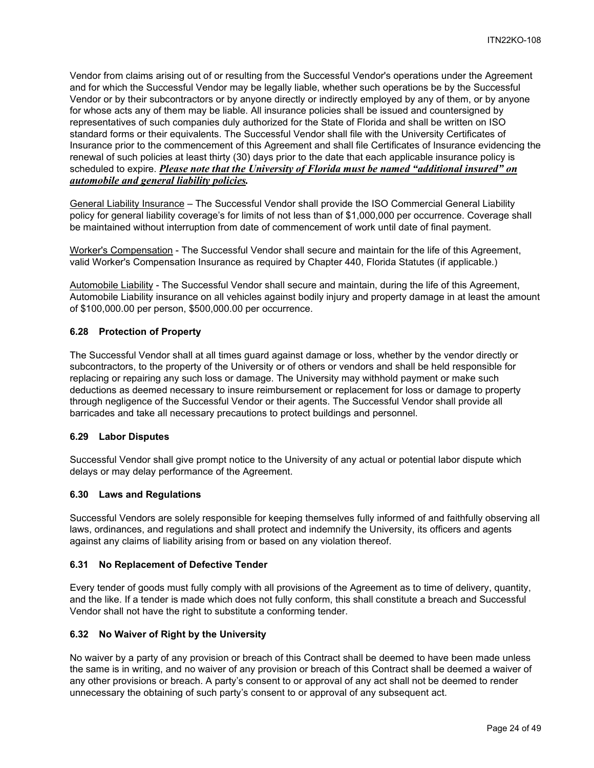Vendor from claims arising out of or resulting from the Successful Vendor's operations under the Agreement and for which the Successful Vendor may be legally liable, whether such operations be by the Successful Vendor or by their subcontractors or by anyone directly or indirectly employed by any of them, or by anyone for whose acts any of them may be liable. All insurance policies shall be issued and countersigned by representatives of such companies duly authorized for the State of Florida and shall be written on ISO standard forms or their equivalents. The Successful Vendor shall file with the University Certificates of Insurance prior to the commencement of this Agreement and shall file Certificates of Insurance evidencing the renewal of such policies at least thirty (30) days prior to the date that each applicable insurance policy is scheduled to expire. ***Please note that the University of Florida must be named "additional insured" on automobile and general liability policies.***

General Liability Insurance – The Successful Vendor shall provide the ISO Commercial General Liability policy for general liability coverage's for limits of not less than of $1,000,000 per occurrence. Coverage shall be maintained without interruption from date of commencement of work until date of final payment.

Worker's Compensation - The Successful Vendor shall secure and maintain for the life of this Agreement, valid Worker's Compensation Insurance as required by Chapter 440, Florida Statutes (if applicable.)

Automobile Liability - The Successful Vendor shall secure and maintain, during the life of this Agreement, Automobile Liability insurance on all vehicles against bodily injury and property damage in at least the amount of $100,000.00 per person, $500,000.00 per occurrence.

### 6.28 Protection of Property

The Successful Vendor shall at all times guard against damage or loss, whether by the vendor directly or subcontractors, to the property of the University or of others or vendors and shall be held responsible for replacing or repairing any such loss or damage. The University may withhold payment or make such deductions as deemed necessary to insure reimbursement or replacement for loss or damage to property through negligence of the Successful Vendor or their agents. The Successful Vendor shall provide all barricades and take all necessary precautions to protect buildings and personnel.

### 6.29 Labor Disputes

Successful Vendor shall give prompt notice to the University of any actual or potential labor dispute which delays or may delay performance of the Agreement.

### 6.30 Laws and Regulations

Successful Vendors are solely responsible for keeping themselves fully informed of and faithfully observing all laws, ordinances, and regulations and shall protect and indemnify the University, its officers and agents against any claims of liability arising from or based on any violation thereof.

### 6.31 No Replacement of Defective Tender

Every tender of goods must fully comply with all provisions of the Agreement as to time of delivery, quantity, and the like. If a tender is made which does not fully conform, this shall constitute a breach and Successful Vendor shall not have the right to substitute a conforming tender.

### 6.32 No Waiver of Right by the University

No waiver by a party of any provision or breach of this Contract shall be deemed to have been made unless the same is in writing, and no waiver of any provision or breach of this Contract shall be deemed a waiver of any other provisions or breach. A party's consent to or approval of any act shall not be deemed to render unnecessary the obtaining of such party's consent to or approval of any subsequent act.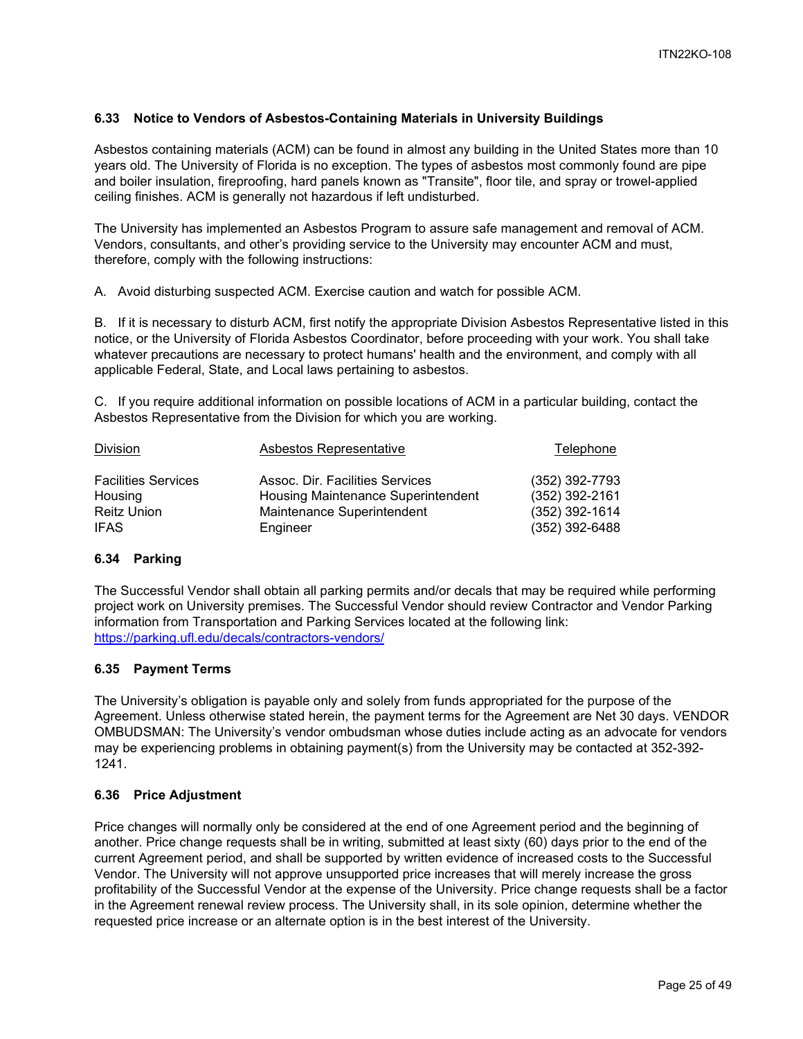### 6.33 Notice to Vendors of Asbestos-Containing Materials in University Buildings

Asbestos containing materials (ACM) can be found in almost any building in the United States more than 10 years old. The University of Florida is no exception. The types of asbestos most commonly found are pipe and boiler insulation, fireproofing, hard panels known as "Transite", floor tile, and spray or trowel-applied ceiling finishes. ACM is generally not hazardous if left undisturbed.

The University has implemented an Asbestos Program to assure safe management and removal of ACM. Vendors, consultants, and other's providing service to the University may encounter ACM and must, therefore, comply with the following instructions:

A. Avoid disturbing suspected ACM. Exercise caution and watch for possible ACM.

B. If it is necessary to disturb ACM, first notify the appropriate Division Asbestos Representative listed in this notice, or the University of Florida Asbestos Coordinator, before proceeding with your work. You shall take whatever precautions are necessary to protect humans' health and the environment, and comply with all applicable Federal, State, and Local laws pertaining to asbestos.

C. If you require additional information on possible locations of ACM in a particular building, contact the Asbestos Representative from the Division for which you are working.

| Division | Asbestos Representative | Telephone |
|---|---|---|
| Facilities Services | Assoc. Dir. Facilities Services | (352) 392-7793 |
| Housing | Housing Maintenance Superintendent | (352) 392-2161 |
| Reitz Union | Maintenance Superintendent | (352) 392-1614 |
| IFAS | Engineer | (352) 392-6488 |

### 6.34 Parking

The Successful Vendor shall obtain all parking permits and/or decals that may be required while performing project work on University premises. The Successful Vendor should review Contractor and Vendor Parking information from Transportation and Parking Services located at the following link: [https://parking.ufl.edu/decals/contractors-vendors/](https://parking.ufl.edu/decals/contractors-vendors/)

### 6.35 Payment Terms

The University's obligation is payable only and solely from funds appropriated for the purpose of the Agreement. Unless otherwise stated herein, the payment terms for the Agreement are Net 30 days. VENDOR OMBUDSMAN: The University's vendor ombudsman whose duties include acting as an advocate for vendors may be experiencing problems in obtaining payment(s) from the University may be contacted at 352-392-1241.

### 6.36 Price Adjustment

Price changes will normally only be considered at the end of one Agreement period and the beginning of another. Price change requests shall be in writing, submitted at least sixty (60) days prior to the end of the current Agreement period, and shall be supported by written evidence of increased costs to the Successful Vendor. The University will not approve unsupported price increases that will merely increase the gross profitability of the Successful Vendor at the expense of the University. Price change requests shall be a factor in the Agreement renewal review process. The University shall, in its sole opinion, determine whether the requested price increase or an alternate option is in the best interest of the University.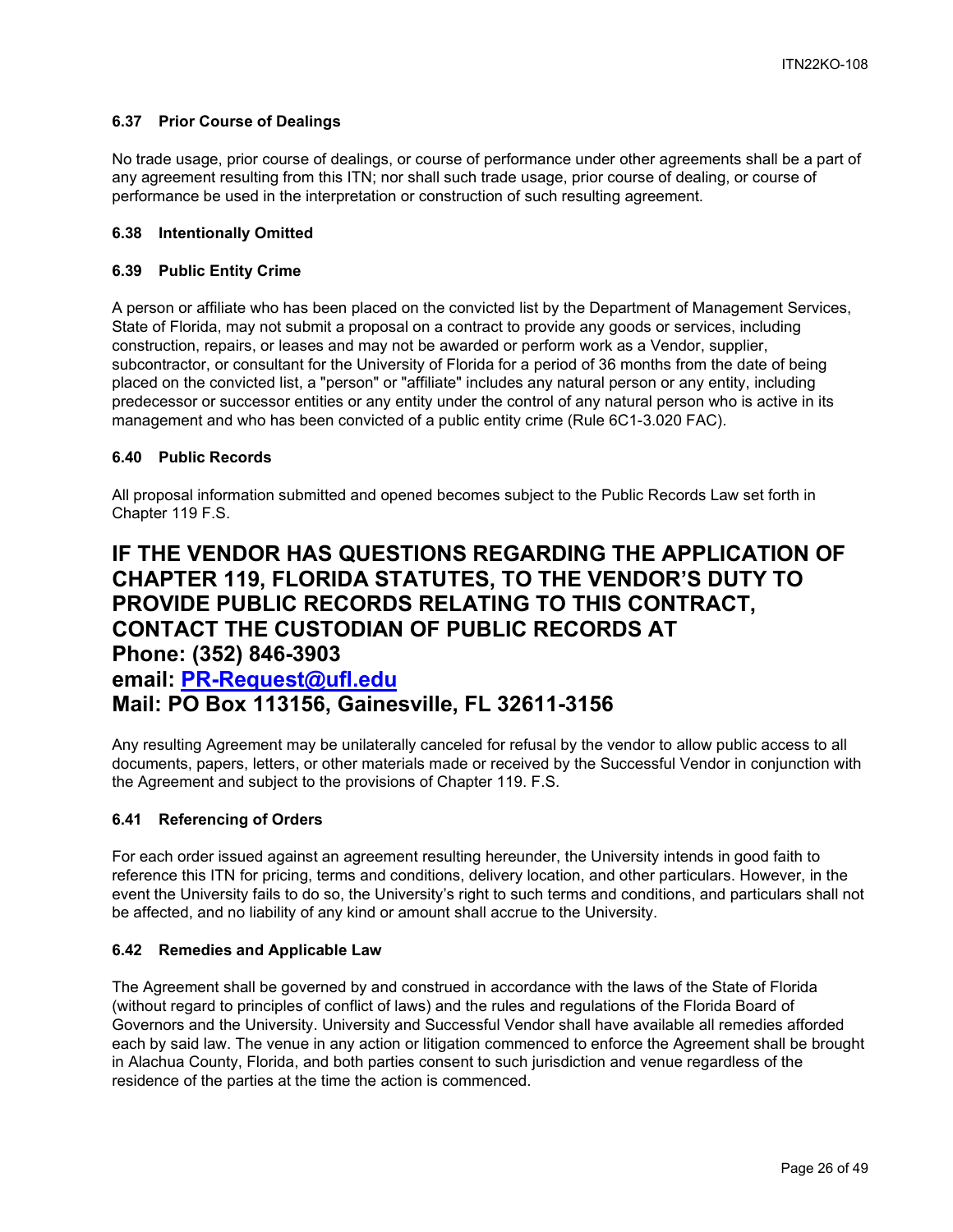### 6.37 Prior Course of Dealings

No trade usage, prior course of dealings, or course of performance under other agreements shall be a part of any agreement resulting from this ITN; nor shall such trade usage, prior course of dealing, or course of performance be used in the interpretation or construction of such resulting agreement.

### 6.38 Intentionally Omitted

### 6.39 Public Entity Crime

A person or affiliate who has been placed on the convicted list by the Department of Management Services, State of Florida, may not submit a proposal on a contract to provide any goods or services, including construction, repairs, or leases and may not be awarded or perform work as a Vendor, supplier, subcontractor, or consultant for the University of Florida for a period of 36 months from the date of being placed on the convicted list, a "person" or "affiliate" includes any natural person or any entity, including predecessor or successor entities or any entity under the control of any natural person who is active in its management and who has been convicted of a public entity crime (Rule 6C1-3.020 FAC).

### 6.40 Public Records

All proposal information submitted and opened becomes subject to the Public Records Law set forth in Chapter 119 F.S.

## IF THE VENDOR HAS QUESTIONS REGARDING THE APPLICATION OF CHAPTER 119, FLORIDA STATUTES, TO THE VENDOR'S DUTY TO PROVIDE PUBLIC RECORDS RELATING TO THIS CONTRACT, CONTACT THE CUSTODIAN OF PUBLIC RECORDS AT
## Phone: (352) 846-3903
## email: PR-Request@ufl.edu
## Mail: PO Box 113156, Gainesville, FL 32611-3156

Any resulting Agreement may be unilaterally canceled for refusal by the vendor to allow public access to all documents, papers, letters, or other materials made or received by the Successful Vendor in conjunction with the Agreement and subject to the provisions of Chapter 119. F.S.

### 6.41 Referencing of Orders

For each order issued against an agreement resulting hereunder, the University intends in good faith to reference this ITN for pricing, terms and conditions, delivery location, and other particulars. However, in the event the University fails to do so, the University's right to such terms and conditions, and particulars shall not be affected, and no liability of any kind or amount shall accrue to the University.

### 6.42 Remedies and Applicable Law

The Agreement shall be governed by and construed in accordance with the laws of the State of Florida (without regard to principles of conflict of laws) and the rules and regulations of the Florida Board of Governors and the University. University and Successful Vendor shall have available all remedies afforded each by said law. The venue in any action or litigation commenced to enforce the Agreement shall be brought in Alachua County, Florida, and both parties consent to such jurisdiction and venue regardless of the residence of the parties at the time the action is commenced.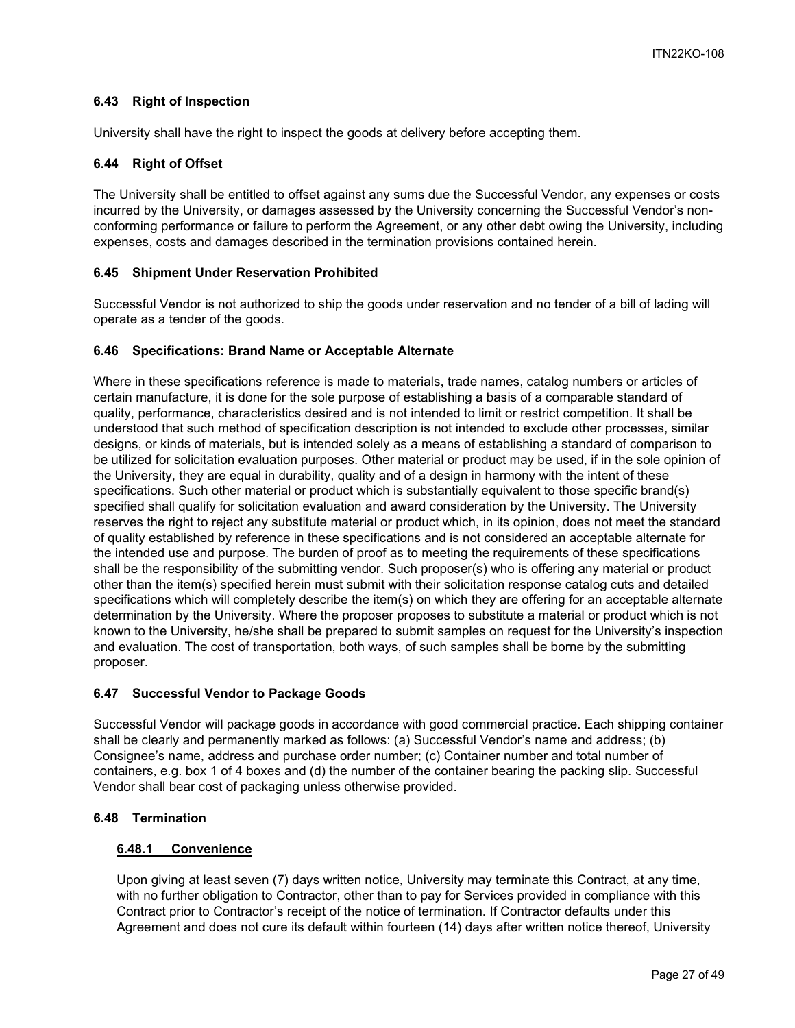### 6.43 Right of Inspection

University shall have the right to inspect the goods at delivery before accepting them.

### 6.44 Right of Offset

The University shall be entitled to offset against any sums due the Successful Vendor, any expenses or costs incurred by the University, or damages assessed by the University concerning the Successful Vendor's non-conforming performance or failure to perform the Agreement, or any other debt owing the University, including expenses, costs and damages described in the termination provisions contained herein.

### 6.45 Shipment Under Reservation Prohibited

Successful Vendor is not authorized to ship the goods under reservation and no tender of a bill of lading will operate as a tender of the goods.

### 6.46 Specifications: Brand Name or Acceptable Alternate

Where in these specifications reference is made to materials, trade names, catalog numbers or articles of certain manufacture, it is done for the sole purpose of establishing a basis of a comparable standard of quality, performance, characteristics desired and is not intended to limit or restrict competition. It shall be understood that such method of specification description is not intended to exclude other processes, similar designs, or kinds of materials, but is intended solely as a means of establishing a standard of comparison to be utilized for solicitation evaluation purposes. Other material or product may be used, if in the sole opinion of the University, they are equal in durability, quality and of a design in harmony with the intent of these specifications. Such other material or product which is substantially equivalent to those specific brand(s) specified shall qualify for solicitation evaluation and award consideration by the University. The University reserves the right to reject any substitute material or product which, in its opinion, does not meet the standard of quality established by reference in these specifications and is not considered an acceptable alternate for the intended use and purpose. The burden of proof as to meeting the requirements of these specifications shall be the responsibility of the submitting vendor. Such proposer(s) who is offering any material or product other than the item(s) specified herein must submit with their solicitation response catalog cuts and detailed specifications which will completely describe the item(s) on which they are offering for an acceptable alternate determination by the University. Where the proposer proposes to substitute a material or product which is not known to the University, he/she shall be prepared to submit samples on request for the University's inspection and evaluation. The cost of transportation, both ways, of such samples shall be borne by the submitting proposer.

### 6.47 Successful Vendor to Package Goods

Successful Vendor will package goods in accordance with good commercial practice. Each shipping container shall be clearly and permanently marked as follows: (a) Successful Vendor's name and address; (b) Consignee's name, address and purchase order number; (c) Container number and total number of containers, e.g. box 1 of 4 boxes and (d) the number of the container bearing the packing slip. Successful Vendor shall bear cost of packaging unless otherwise provided.

### 6.48 Termination

#### 6.48.1 Convenience

Upon giving at least seven (7) days written notice, University may terminate this Contract, at any time, with no further obligation to Contractor, other than to pay for Services provided in compliance with this Contract prior to Contractor's receipt of the notice of termination. If Contractor defaults under this Agreement and does not cure its default within fourteen (14) days after written notice thereof, University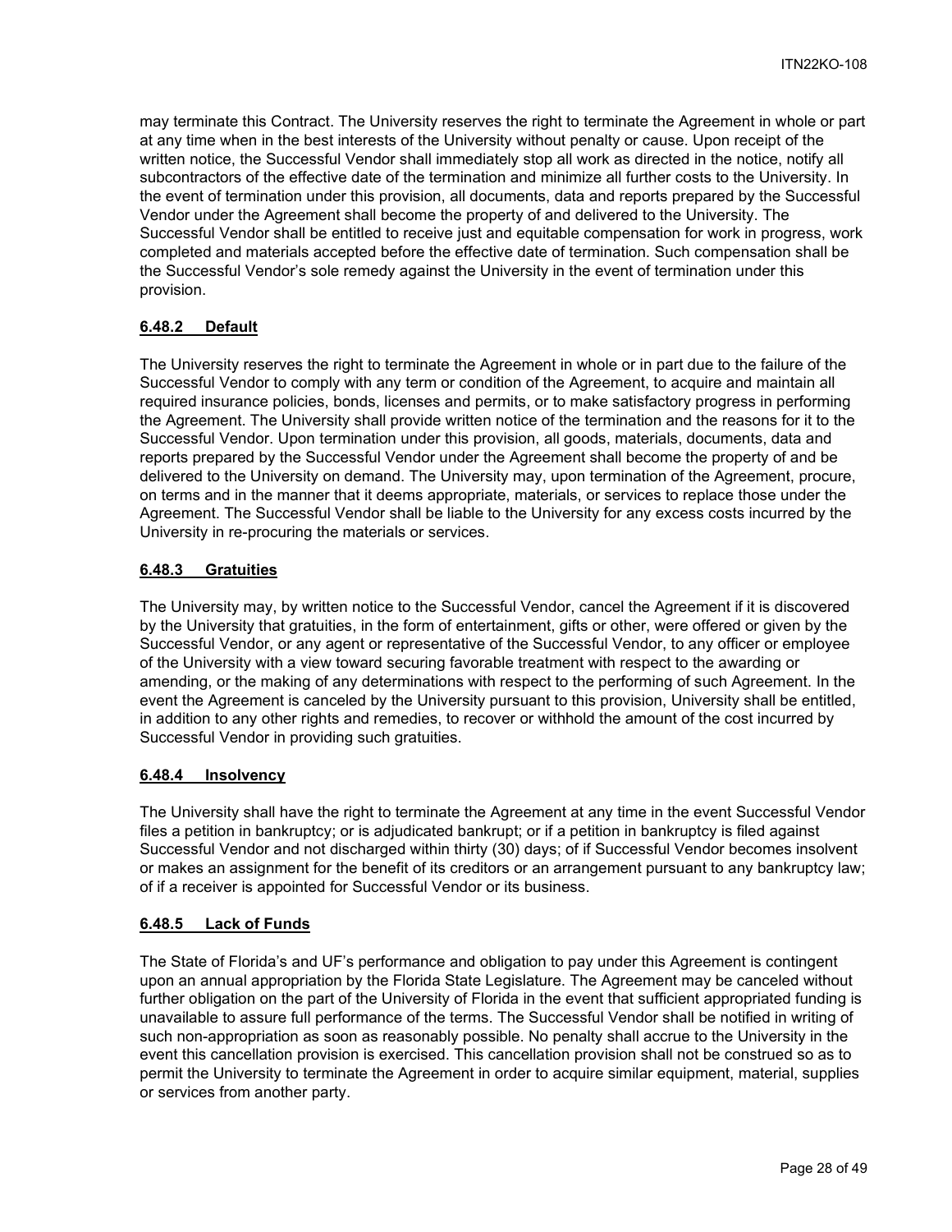may terminate this Contract. The University reserves the right to terminate the Agreement in whole or part at any time when in the best interests of the University without penalty or cause. Upon receipt of the written notice, the Successful Vendor shall immediately stop all work as directed in the notice, notify all subcontractors of the effective date of the termination and minimize all further costs to the University. In the event of termination under this provision, all documents, data and reports prepared by the Successful Vendor under the Agreement shall become the property of and delivered to the University. The Successful Vendor shall be entitled to receive just and equitable compensation for work in progress, work completed and materials accepted before the effective date of termination. Such compensation shall be the Successful Vendor's sole remedy against the University in the event of termination under this provision.

#### 6.48.2 Default

The University reserves the right to terminate the Agreement in whole or in part due to the failure of the Successful Vendor to comply with any term or condition of the Agreement, to acquire and maintain all required insurance policies, bonds, licenses and permits, or to make satisfactory progress in performing the Agreement. The University shall provide written notice of the termination and the reasons for it to the Successful Vendor. Upon termination under this provision, all goods, materials, documents, data and reports prepared by the Successful Vendor under the Agreement shall become the property of and be delivered to the University on demand. The University may, upon termination of the Agreement, procure, on terms and in the manner that it deems appropriate, materials, or services to replace those under the Agreement. The Successful Vendor shall be liable to the University for any excess costs incurred by the University in re-procuring the materials or services.

#### 6.48.3 Gratuities

The University may, by written notice to the Successful Vendor, cancel the Agreement if it is discovered by the University that gratuities, in the form of entertainment, gifts or other, were offered or given by the Successful Vendor, or any agent or representative of the Successful Vendor, to any officer or employee of the University with a view toward securing favorable treatment with respect to the awarding or amending, or the making of any determinations with respect to the performing of such Agreement. In the event the Agreement is canceled by the University pursuant to this provision, University shall be entitled, in addition to any other rights and remedies, to recover or withhold the amount of the cost incurred by Successful Vendor in providing such gratuities.

#### 6.48.4 Insolvency

The University shall have the right to terminate the Agreement at any time in the event Successful Vendor files a petition in bankruptcy; or is adjudicated bankrupt; or if a petition in bankruptcy is filed against Successful Vendor and not discharged within thirty (30) days; of if Successful Vendor becomes insolvent or makes an assignment for the benefit of its creditors or an arrangement pursuant to any bankruptcy law; of if a receiver is appointed for Successful Vendor or its business.

#### 6.48.5 Lack of Funds

The State of Florida's and UF's performance and obligation to pay under this Agreement is contingent upon an annual appropriation by the Florida State Legislature. The Agreement may be canceled without further obligation on the part of the University of Florida in the event that sufficient appropriated funding is unavailable to assure full performance of the terms. The Successful Vendor shall be notified in writing of such non-appropriation as soon as reasonably possible. No penalty shall accrue to the University in the event this cancellation provision is exercised. This cancellation provision shall not be construed so as to permit the University to terminate the Agreement in order to acquire similar equipment, material, supplies or services from another party.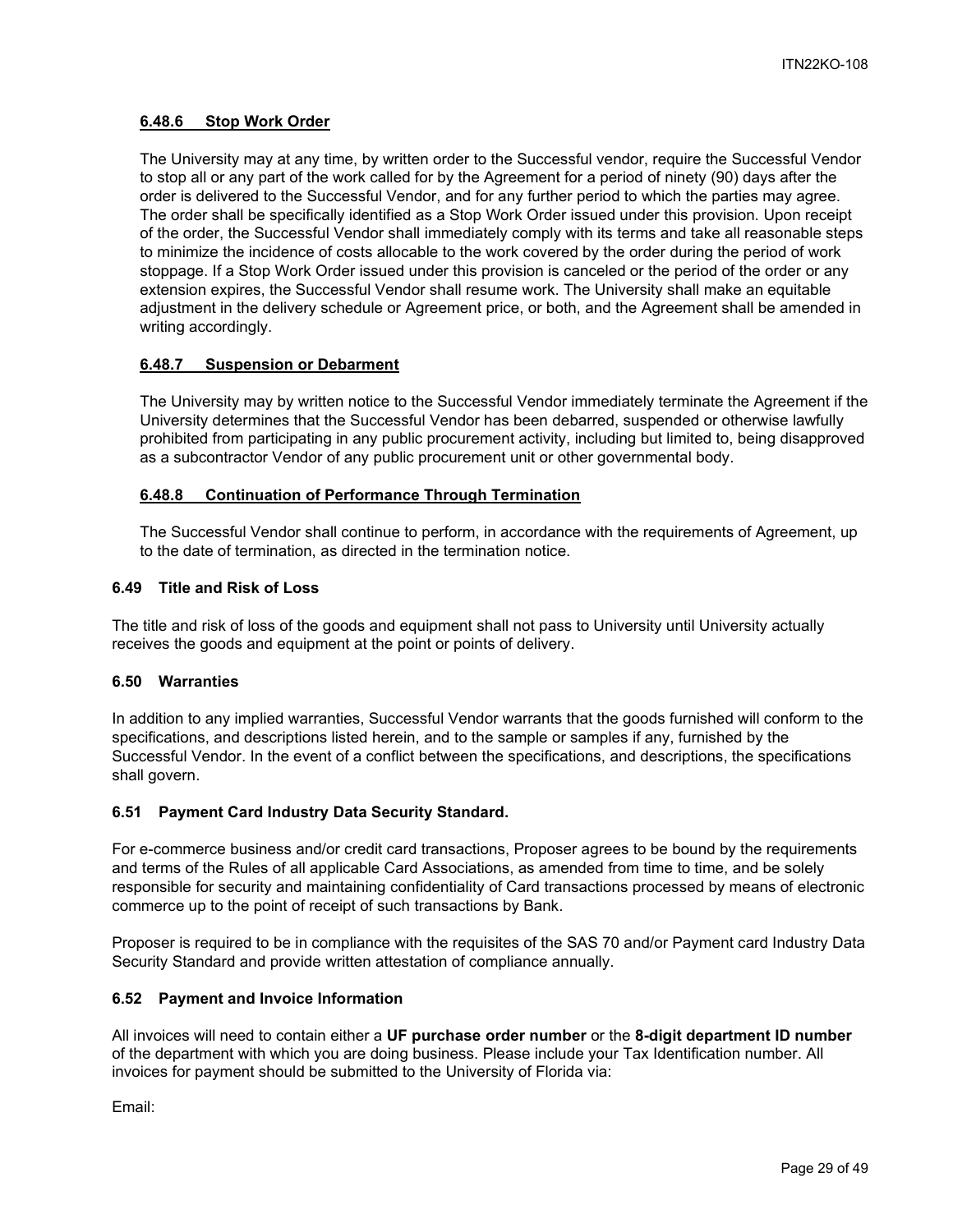#### 6.48.6 Stop Work Order

The University may at any time, by written order to the Successful vendor, require the Successful Vendor to stop all or any part of the work called for by the Agreement for a period of ninety (90) days after the order is delivered to the Successful Vendor, and for any further period to which the parties may agree. The order shall be specifically identified as a Stop Work Order issued under this provision. Upon receipt of the order, the Successful Vendor shall immediately comply with its terms and take all reasonable steps to minimize the incidence of costs allocable to the work covered by the order during the period of work stoppage. If a Stop Work Order issued under this provision is canceled or the period of the order or any extension expires, the Successful Vendor shall resume work. The University shall make an equitable adjustment in the delivery schedule or Agreement price, or both, and the Agreement shall be amended in writing accordingly.

#### 6.48.7 Suspension or Debarment

The University may by written notice to the Successful Vendor immediately terminate the Agreement if the University determines that the Successful Vendor has been debarred, suspended or otherwise lawfully prohibited from participating in any public procurement activity, including but limited to, being disapproved as a subcontractor Vendor of any public procurement unit or other governmental body.

#### 6.48.8 Continuation of Performance Through Termination

The Successful Vendor shall continue to perform, in accordance with the requirements of Agreement, up to the date of termination, as directed in the termination notice.

### 6.49 Title and Risk of Loss

The title and risk of loss of the goods and equipment shall not pass to University until University actually receives the goods and equipment at the point or points of delivery.

### 6.50 Warranties

In addition to any implied warranties, Successful Vendor warrants that the goods furnished will conform to the specifications, and descriptions listed herein, and to the sample or samples if any, furnished by the Successful Vendor. In the event of a conflict between the specifications, and descriptions, the specifications shall govern.

### 6.51 Payment Card Industry Data Security Standard.

For e-commerce business and/or credit card transactions, Proposer agrees to be bound by the requirements and terms of the Rules of all applicable Card Associations, as amended from time to time, and be solely responsible for security and maintaining confidentiality of Card transactions processed by means of electronic commerce up to the point of receipt of such transactions by Bank.

Proposer is required to be in compliance with the requisites of the SAS 70 and/or Payment card Industry Data Security Standard and provide written attestation of compliance annually.

### 6.52 Payment and Invoice Information

All invoices will need to contain either a **UF purchase order number** or the **8-digit department ID number** of the department with which you are doing business. Please include your Tax Identification number. All invoices for payment should be submitted to the University of Florida via:

Email: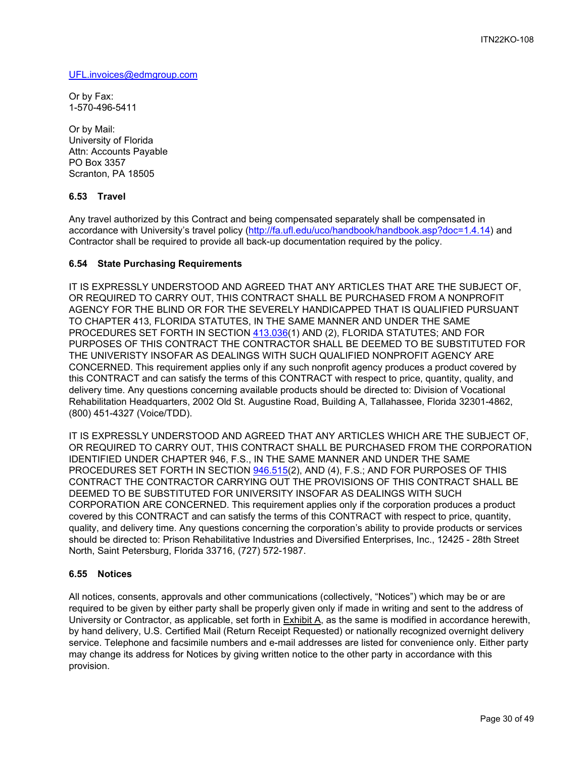[UFL.invoices@edmgroup.com](mailto:UFL.invoices@edmgroup.com)

Or by Fax:
1-570-496-5411

Or by Mail:
University of Florida
Attn: Accounts Payable
PO Box 3357
Scranton, PA 18505

### 6.53 Travel

Any travel authorized by this Contract and being compensated separately shall be compensated in accordance with University's travel policy ([http://fa.ufl.edu/uco/handbook/handbook.asp?doc=1.4.14](http://fa.ufl.edu/uco/handbook/handbook.asp?doc=1.4.14)) and Contractor shall be required to provide all back-up documentation required by the policy.

### 6.54 State Purchasing Requirements

IT IS EXPRESSLY UNDERSTOOD AND AGREED THAT ANY ARTICLES THAT ARE THE SUBJECT OF, OR REQUIRED TO CARRY OUT, THIS CONTRACT SHALL BE PURCHASED FROM A NONPROFIT AGENCY FOR THE BLIND OR FOR THE SEVERELY HANDICAPPED THAT IS QUALIFIED PURSUANT TO CHAPTER 413, FLORIDA STATUTES, IN THE SAME MANNER AND UNDER THE SAME PROCEDURES SET FORTH IN SECTION 413.036(1) AND (2), FLORIDA STATUTES; AND FOR PURPOSES OF THIS CONTRACT THE CONTRACTOR SHALL BE DEEMED TO BE SUBSTITUTED FOR THE UNIVERISTY INSOFAR AS DEALINGS WITH SUCH QUALIFIED NONPROFIT AGENCY ARE CONCERNED. This requirement applies only if any such nonprofit agency produces a product covered by this CONTRACT and can satisfy the terms of this CONTRACT with respect to price, quantity, quality, and delivery time. Any questions concerning available products should be directed to: Division of Vocational Rehabilitation Headquarters, 2002 Old St. Augustine Road, Building A, Tallahassee, Florida 32301-4862, (800) 451-4327 (Voice/TDD).

IT IS EXPRESSLY UNDERSTOOD AND AGREED THAT ANY ARTICLES WHICH ARE THE SUBJECT OF, OR REQUIRED TO CARRY OUT, THIS CONTRACT SHALL BE PURCHASED FROM THE CORPORATION IDENTIFIED UNDER CHAPTER 946, F.S., IN THE SAME MANNER AND UNDER THE SAME PROCEDURES SET FORTH IN SECTION 946.515(2), AND (4), F.S.; AND FOR PURPOSES OF THIS CONTRACT THE CONTRACTOR CARRYING OUT THE PROVISIONS OF THIS CONTRACT SHALL BE DEEMED TO BE SUBSTITUTED FOR UNIVERSITY INSOFAR AS DEALINGS WITH SUCH CORPORATION ARE CONCERNED. This requirement applies only if the corporation produces a product covered by this CONTRACT and can satisfy the terms of this CONTRACT with respect to price, quantity, quality, and delivery time. Any questions concerning the corporation's ability to provide products or services should be directed to: Prison Rehabilitative Industries and Diversified Enterprises, Inc., 12425 - 28th Street North, Saint Petersburg, Florida 33716, (727) 572-1987.

### 6.55 Notices

All notices, consents, approvals and other communications (collectively, "Notices") which may be or are required to be given by either party shall be properly given only if made in writing and sent to the address of University or Contractor, as applicable, set forth in Exhibit A, as the same is modified in accordance herewith, by hand delivery, U.S. Certified Mail (Return Receipt Requested) or nationally recognized overnight delivery service. Telephone and facsimile numbers and e-mail addresses are listed for convenience only. Either party may change its address for Notices by giving written notice to the other party in accordance with this provision.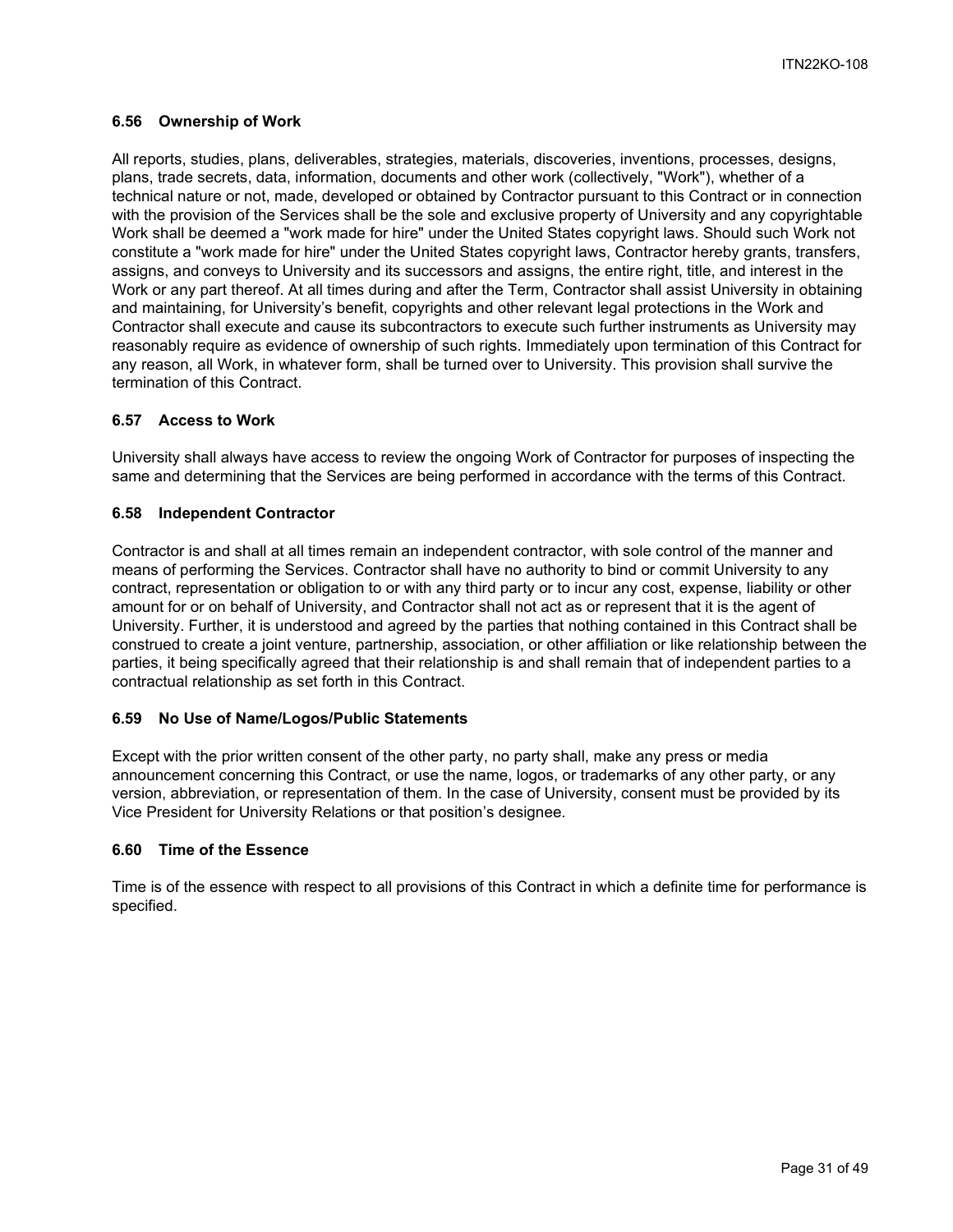### 6.56 Ownership of Work

All reports, studies, plans, deliverables, strategies, materials, discoveries, inventions, processes, designs, plans, trade secrets, data, information, documents and other work (collectively, "Work"), whether of a technical nature or not, made, developed or obtained by Contractor pursuant to this Contract or in connection with the provision of the Services shall be the sole and exclusive property of University and any copyrightable Work shall be deemed a "work made for hire" under the United States copyright laws. Should such Work not constitute a "work made for hire" under the United States copyright laws, Contractor hereby grants, transfers, assigns, and conveys to University and its successors and assigns, the entire right, title, and interest in the Work or any part thereof. At all times during and after the Term, Contractor shall assist University in obtaining and maintaining, for University's benefit, copyrights and other relevant legal protections in the Work and Contractor shall execute and cause its subcontractors to execute such further instruments as University may reasonably require as evidence of ownership of such rights. Immediately upon termination of this Contract for any reason, all Work, in whatever form, shall be turned over to University. This provision shall survive the termination of this Contract.

### 6.57 Access to Work

University shall always have access to review the ongoing Work of Contractor for purposes of inspecting the same and determining that the Services are being performed in accordance with the terms of this Contract.

### 6.58 Independent Contractor

Contractor is and shall at all times remain an independent contractor, with sole control of the manner and means of performing the Services. Contractor shall have no authority to bind or commit University to any contract, representation or obligation to or with any third party or to incur any cost, expense, liability or other amount for or on behalf of University, and Contractor shall not act as or represent that it is the agent of University. Further, it is understood and agreed by the parties that nothing contained in this Contract shall be construed to create a joint venture, partnership, association, or other affiliation or like relationship between the parties, it being specifically agreed that their relationship is and shall remain that of independent parties to a contractual relationship as set forth in this Contract.

### 6.59 No Use of Name/Logos/Public Statements

Except with the prior written consent of the other party, no party shall, make any press or media announcement concerning this Contract, or use the name, logos, or trademarks of any other party, or any version, abbreviation, or representation of them. In the case of University, consent must be provided by its Vice President for University Relations or that position's designee.

### 6.60 Time of the Essence

Time is of the essence with respect to all provisions of this Contract in which a definite time for performance is specified.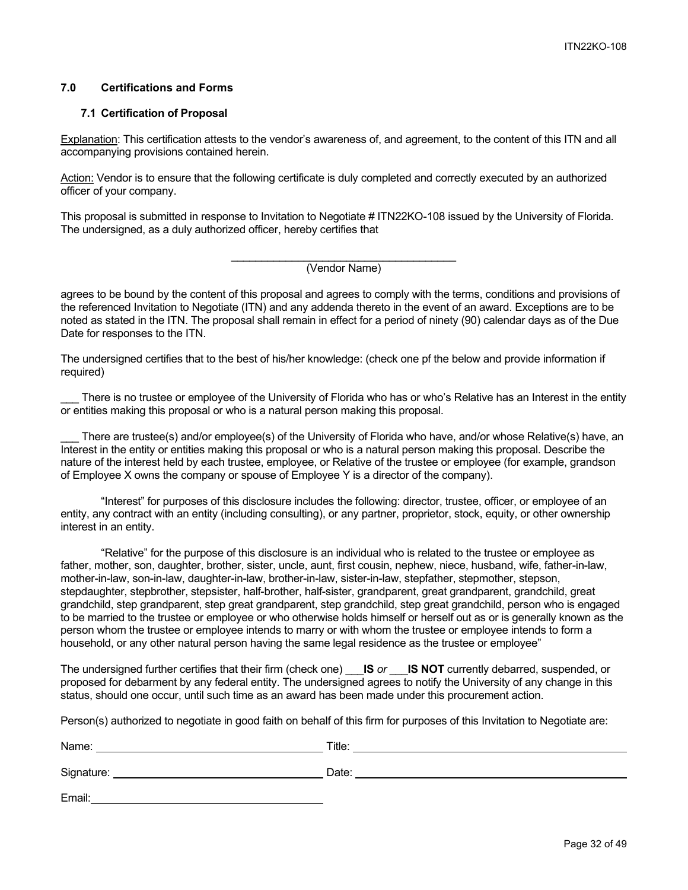## 7.0 Certifications and Forms

### 7.1 Certification of Proposal

Explanation: This certification attests to the vendor's awareness of, and agreement, to the content of this ITN and all accompanying provisions contained herein.

Action: Vendor is to ensure that the following certificate is duly completed and correctly executed by an authorized officer of your company.

This proposal is submitted in response to Invitation to Negotiate # ITN22KO-108 issued by the University of Florida. The undersigned, as a duly authorized officer, hereby certifies that

______________________________________
(Vendor Name)

agrees to be bound by the content of this proposal and agrees to comply with the terms, conditions and provisions of the referenced Invitation to Negotiate (ITN) and any addenda thereto in the event of an award. Exceptions are to be noted as stated in the ITN. The proposal shall remain in effect for a period of ninety (90) calendar days as of the Due Date for responses to the ITN.

The undersigned certifies that to the best of his/her knowledge: (check one pf the below and provide information if required)

___ There is no trustee or employee of the University of Florida who has or who's Relative has an Interest in the entity or entities making this proposal or who is a natural person making this proposal.

___ There are trustee(s) and/or employee(s) of the University of Florida who have, and/or whose Relative(s) have, an Interest in the entity or entities making this proposal or who is a natural person making this proposal. Describe the nature of the interest held by each trustee, employee, or Relative of the trustee or employee (for example, grandson of Employee X owns the company or spouse of Employee Y is a director of the company).

"Interest" for purposes of this disclosure includes the following: director, trustee, officer, or employee of an entity, any contract with an entity (including consulting), or any partner, proprietor, stock, equity, or other ownership interest in an entity.

"Relative" for the purpose of this disclosure is an individual who is related to the trustee or employee as father, mother, son, daughter, brother, sister, uncle, aunt, first cousin, nephew, niece, husband, wife, father-in-law, mother-in-law, son-in-law, daughter-in-law, brother-in-law, sister-in-law, stepfather, stepmother, stepson, stepdaughter, stepbrother, stepsister, half-brother, half-sister, grandparent, great grandparent, grandchild, great grandchild, step grandparent, step great grandparent, step grandchild, step great grandchild, person who is engaged to be married to the trustee or employee or who otherwise holds himself or herself out as or is generally known as the person whom the trustee or employee intends to marry or with whom the trustee or employee intends to form a household, or any other natural person having the same legal residence as the trustee or employee"

The undersigned further certifies that their firm (check one) ___**IS** *or* ___**IS NOT** currently debarred, suspended, or proposed for debarment by any federal entity. The undersigned agrees to notify the University of any change in this status, should one occur, until such time as an award has been made under this procurement action.

Person(s) authorized to negotiate in good faith on behalf of this firm for purposes of this Invitation to Negotiate are:

Name: ______________________________ Title: ______________________________

Signature: ______________________________ Date: ______________________________

Email: ______________________________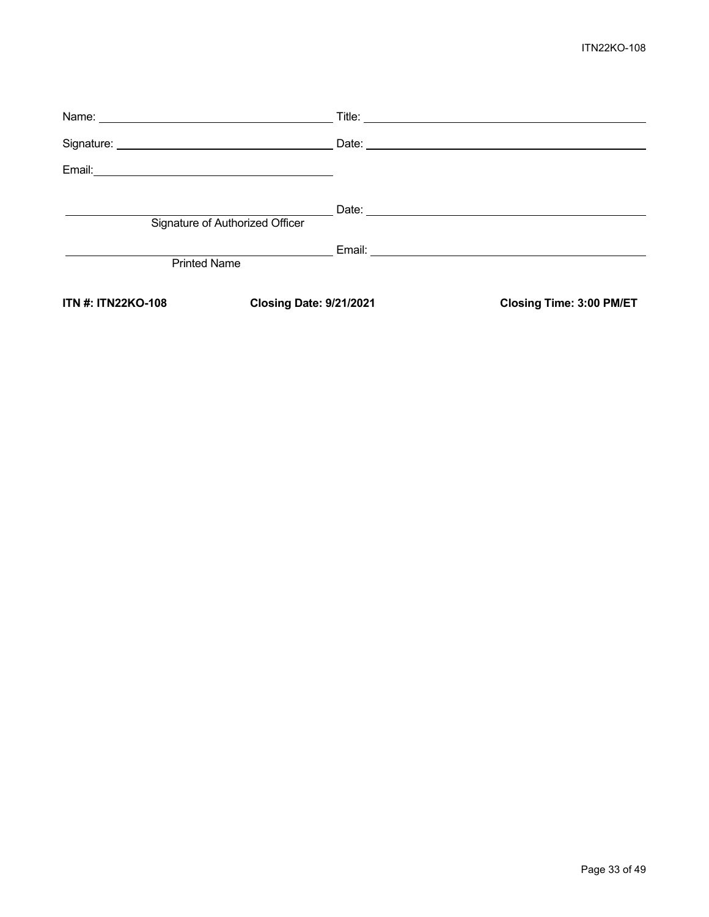Name: ______________________________ Title: ______________________________

Signature: ______________________________ Date: ______________________________

Email: ______________________________

______________________________ Date: ______________________________
Signature of Authorized Officer

______________________________ Email: ______________________________
Printed Name

**ITN #: ITN22KO-108** **Closing Date: 9/21/2021** **Closing Time: 3:00 PM/ET**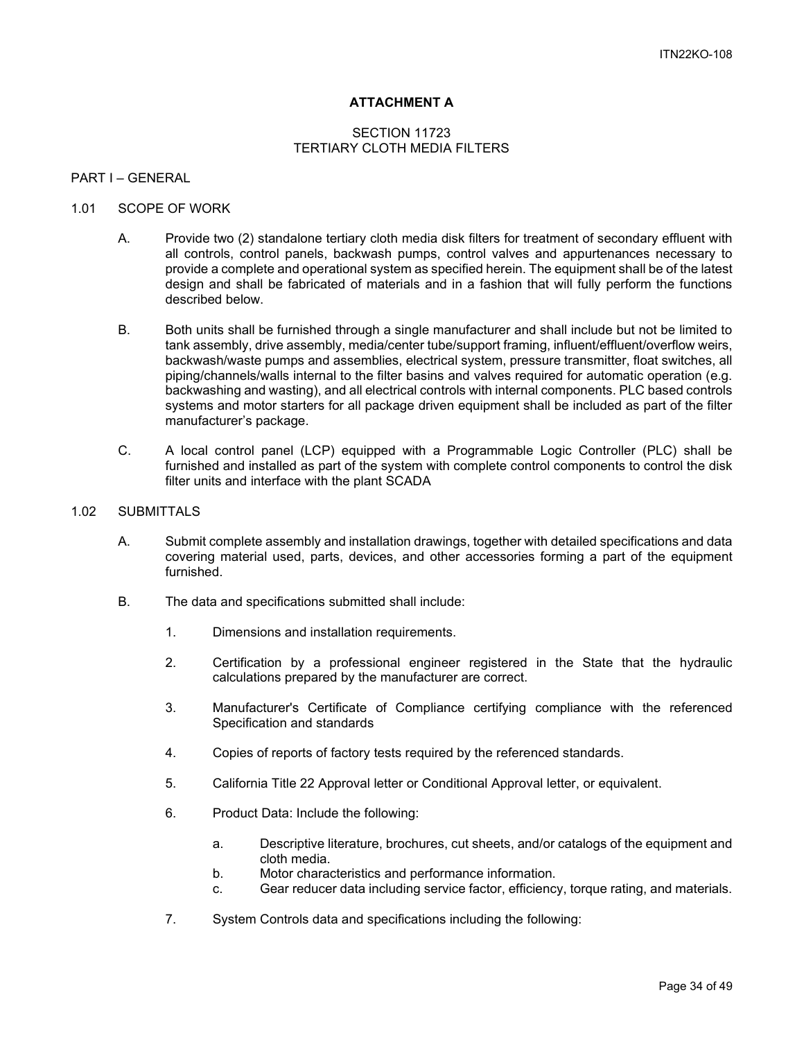## ATTACHMENT A

### SECTION 11723
### TERTIARY CLOTH MEDIA FILTERS

PART I – GENERAL

1.01 SCOPE OF WORK

A. Provide two (2) standalone tertiary cloth media disk filters for treatment of secondary effluent with all controls, control panels, backwash pumps, control valves and appurtenances necessary to provide a complete and operational system as specified herein. The equipment shall be of the latest design and shall be fabricated of materials and in a fashion that will fully perform the functions described below.

B. Both units shall be furnished through a single manufacturer and shall include but not be limited to tank assembly, drive assembly, media/center tube/support framing, influent/effluent/overflow weirs, backwash/waste pumps and assemblies, electrical system, pressure transmitter, float switches, all piping/channels/walls internal to the filter basins and valves required for automatic operation (e.g. backwashing and wasting), and all electrical controls with internal components. PLC based controls systems and motor starters for all package driven equipment shall be included as part of the filter manufacturer's package.

C. A local control panel (LCP) equipped with a Programmable Logic Controller (PLC) shall be furnished and installed as part of the system with complete control components to control the disk filter units and interface with the plant SCADA

1.02 SUBMITTALS

A. Submit complete assembly and installation drawings, together with detailed specifications and data covering material used, parts, devices, and other accessories forming a part of the equipment furnished.

B. The data and specifications submitted shall include:

1. Dimensions and installation requirements.

2. Certification by a professional engineer registered in the State that the hydraulic calculations prepared by the manufacturer are correct.

3. Manufacturer's Certificate of Compliance certifying compliance with the referenced Specification and standards

4. Copies of reports of factory tests required by the referenced standards.

5. California Title 22 Approval letter or Conditional Approval letter, or equivalent.

6. Product Data: Include the following:

   a. Descriptive literature, brochures, cut sheets, and/or catalogs of the equipment and cloth media.
   b. Motor characteristics and performance information.
   c. Gear reducer data including service factor, efficiency, torque rating, and materials.

7. System Controls data and specifications including the following: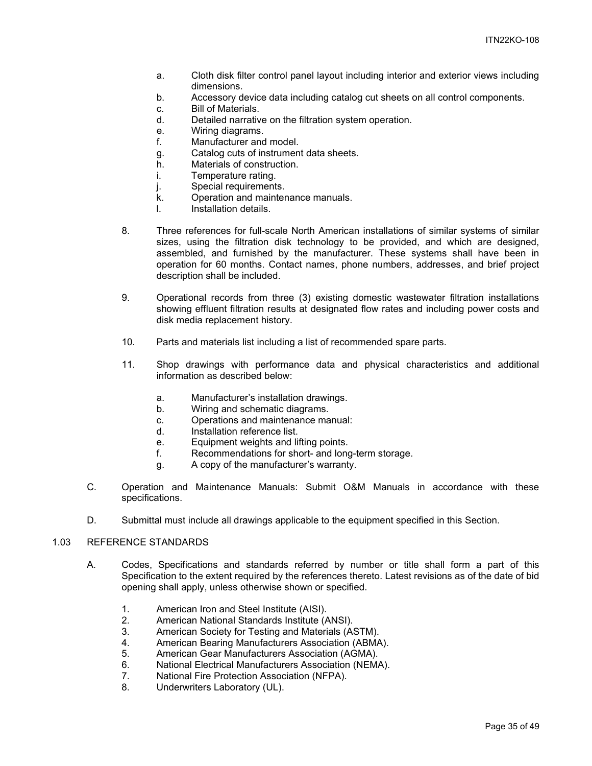a. Cloth disk filter control panel layout including interior and exterior views including dimensions.
b. Accessory device data including catalog cut sheets on all control components.
c. Bill of Materials.
d. Detailed narrative on the filtration system operation.
e. Wiring diagrams.
f. Manufacturer and model.
g. Catalog cuts of instrument data sheets.
h. Materials of construction.
i. Temperature rating.
j. Special requirements.
k. Operation and maintenance manuals.
l. Installation details.

8. Three references for full-scale North American installations of similar systems of similar sizes, using the filtration disk technology to be provided, and which are designed, assembled, and furnished by the manufacturer. These systems shall have been in operation for 60 months. Contact names, phone numbers, addresses, and brief project description shall be included.

9. Operational records from three (3) existing domestic wastewater filtration installations showing effluent filtration results at designated flow rates and including power costs and disk media replacement history.

10. Parts and materials list including a list of recommended spare parts.

11. Shop drawings with performance data and physical characteristics and additional information as described below:

    a. Manufacturer's installation drawings.
    b. Wiring and schematic diagrams.
    c. Operations and maintenance manual:
    d. Installation reference list.
    e. Equipment weights and lifting points.
    f. Recommendations for short- and long-term storage.
    g. A copy of the manufacturer's warranty.

C. Operation and Maintenance Manuals: Submit O&M Manuals in accordance with these specifications.

D. Submittal must include all drawings applicable to the equipment specified in this Section.

## 1.03 REFERENCE STANDARDS

A. Codes, Specifications and standards referred by number or title shall form a part of this Specification to the extent required by the references thereto. Latest revisions as of the date of bid opening shall apply, unless otherwise shown or specified.

1. American Iron and Steel Institute (AISI).
2. American National Standards Institute (ANSI).
3. American Society for Testing and Materials (ASTM).
4. American Bearing Manufacturers Association (ABMA).
5. American Gear Manufacturers Association (AGMA).
6. National Electrical Manufacturers Association (NEMA).
7. National Fire Protection Association (NFPA).
8. Underwriters Laboratory (UL).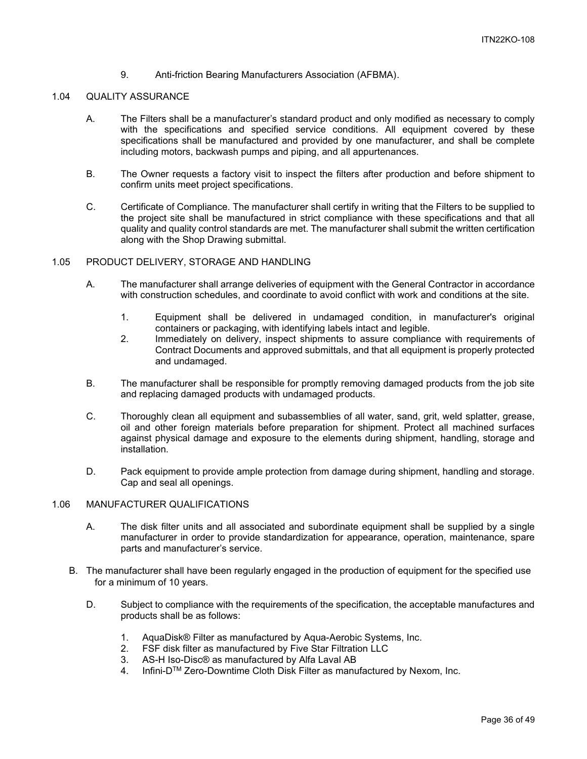9. Anti-friction Bearing Manufacturers Association (AFBMA).

## 1.04 QUALITY ASSURANCE

A. The Filters shall be a manufacturer's standard product and only modified as necessary to comply with the specifications and specified service conditions. All equipment covered by these specifications shall be manufactured and provided by one manufacturer, and shall be complete including motors, backwash pumps and piping, and all appurtenances.

B. The Owner requests a factory visit to inspect the filters after production and before shipment to confirm units meet project specifications.

C. Certificate of Compliance. The manufacturer shall certify in writing that the Filters to be supplied to the project site shall be manufactured in strict compliance with these specifications and that all quality and quality control standards are met. The manufacturer shall submit the written certification along with the Shop Drawing submittal.

## 1.05 PRODUCT DELIVERY, STORAGE AND HANDLING

A. The manufacturer shall arrange deliveries of equipment with the General Contractor in accordance with construction schedules, and coordinate to avoid conflict with work and conditions at the site.

   1. Equipment shall be delivered in undamaged condition, in manufacturer's original containers or packaging, with identifying labels intact and legible.
   2. Immediately on delivery, inspect shipments to assure compliance with requirements of Contract Documents and approved submittals, and that all equipment is properly protected and undamaged.

B. The manufacturer shall be responsible for promptly removing damaged products from the job site and replacing damaged products with undamaged products.

C. Thoroughly clean all equipment and subassemblies of all water, sand, grit, weld splatter, grease, oil and other foreign materials before preparation for shipment. Protect all machined surfaces against physical damage and exposure to the elements during shipment, handling, storage and installation.

D. Pack equipment to provide ample protection from damage during shipment, handling and storage. Cap and seal all openings.

## 1.06 MANUFACTURER QUALIFICATIONS

A. The disk filter units and all associated and subordinate equipment shall be supplied by a single manufacturer in order to provide standardization for appearance, operation, maintenance, spare parts and manufacturer's service.

B. The manufacturer shall have been regularly engaged in the production of equipment for the specified use for a minimum of 10 years.

D. Subject to compliance with the requirements of the specification, the acceptable manufactures and products shall be as follows:

   1. AquaDisk® Filter as manufactured by Aqua-Aerobic Systems, Inc.
   2. FSF disk filter as manufactured by Five Star Filtration LLC
   3. AS-H Iso-Disc® as manufactured by Alfa Laval AB
   4. Infini-D™ Zero-Downtime Cloth Disk Filter as manufactured by Nexom, Inc.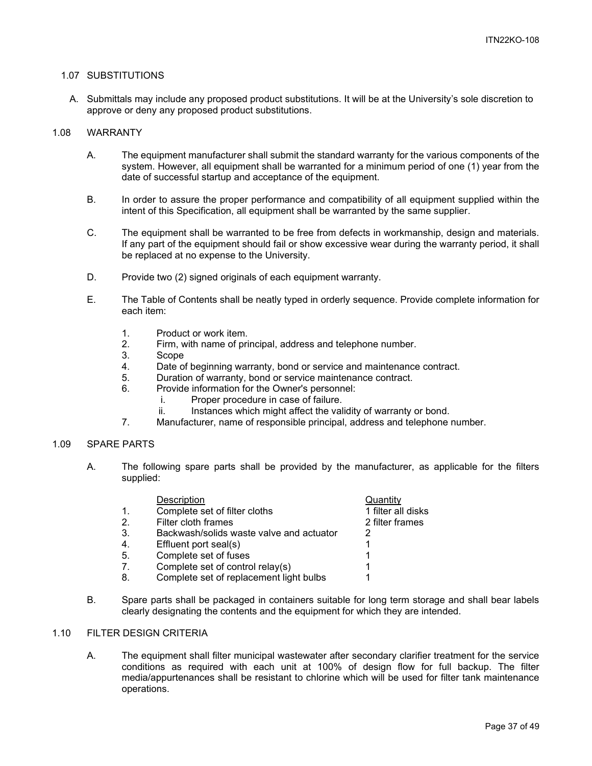### 1.07 SUBSTITUTIONS

A. Submittals may include any proposed product substitutions. It will be at the University's sole discretion to approve or deny any proposed product substitutions.

### 1.08 WARRANTY

A. The equipment manufacturer shall submit the standard warranty for the various components of the system. However, all equipment shall be warranted for a minimum period of one (1) year from the date of successful startup and acceptance of the equipment.

B. In order to assure the proper performance and compatibility of all equipment supplied within the intent of this Specification, all equipment shall be warranted by the same supplier.

C. The equipment shall be warranted to be free from defects in workmanship, design and materials. If any part of the equipment should fail or show excessive wear during the warranty period, it shall be replaced at no expense to the University.

D. Provide two (2) signed originals of each equipment warranty.

E. The Table of Contents shall be neatly typed in orderly sequence. Provide complete information for each item:

1. Product or work item.
2. Firm, with name of principal, address and telephone number.
3. Scope
4. Date of beginning warranty, bond or service and maintenance contract.
5. Duration of warranty, bond or service maintenance contract.
6. Provide information for the Owner's personnel:
   - i. Proper procedure in case of failure.
   - ii. Instances which might affect the validity of warranty or bond.
7. Manufacturer, name of responsible principal, address and telephone number.

### 1.09 SPARE PARTS

A. The following spare parts shall be provided by the manufacturer, as applicable for the filters supplied:

| | Description | Quantity |
|---|---|---|
| 1. | Complete set of filter cloths | 1 filter all disks |
| 2. | Filter cloth frames | 2 filter frames |
| 3. | Backwash/solids waste valve and actuator | 2 |
| 4. | Effluent port seal(s) | 1 |
| 5. | Complete set of fuses | 1 |
| 7. | Complete set of control relay(s) | 1 |
| 8. | Complete set of replacement light bulbs | 1 |

B. Spare parts shall be packaged in containers suitable for long term storage and shall bear labels clearly designating the contents and the equipment for which they are intended.

### 1.10 FILTER DESIGN CRITERIA

A. The equipment shall filter municipal wastewater after secondary clarifier treatment for the service conditions as required with each unit at 100% of design flow for full backup. The filter media/appurtenances shall be resistant to chlorine which will be used for filter tank maintenance operations.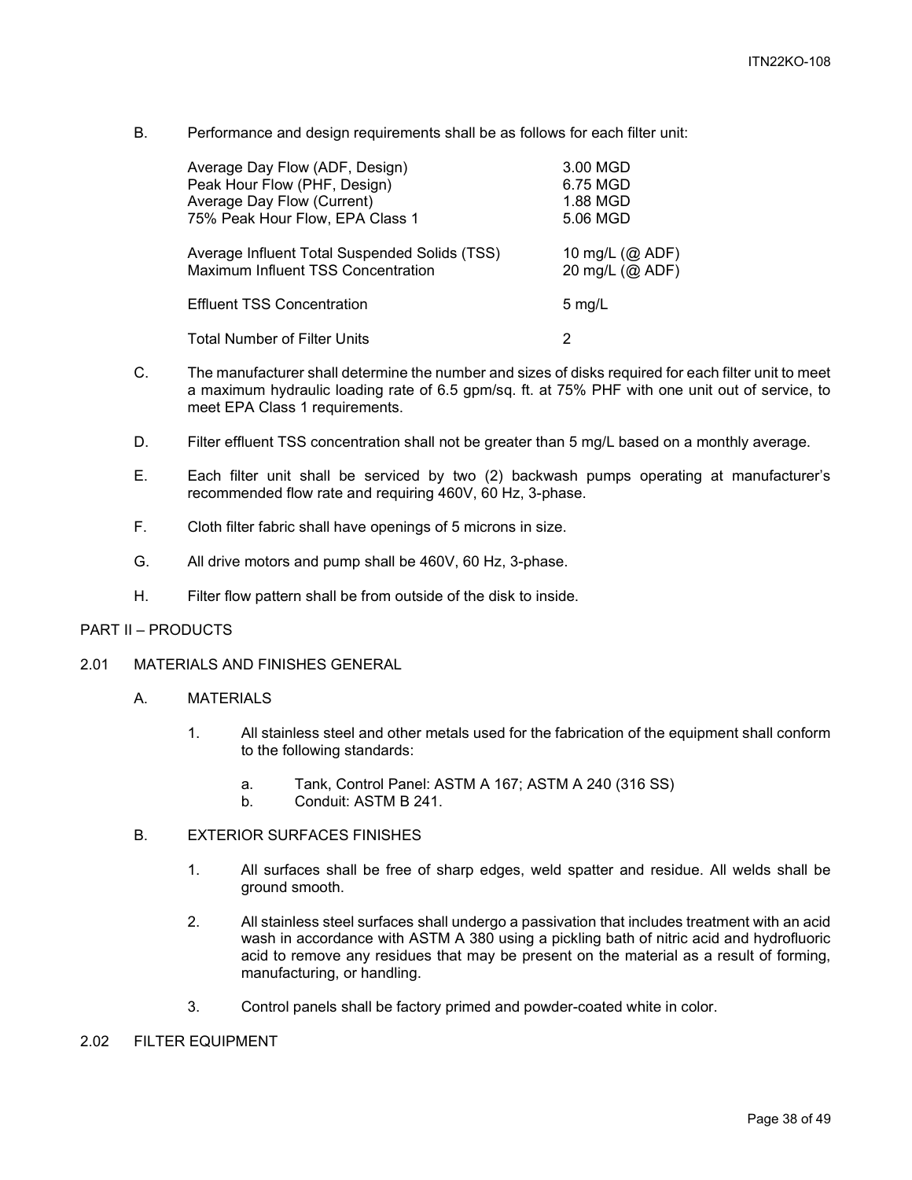B. Performance and design requirements shall be as follows for each filter unit:

| | |
|---|---|
| Average Day Flow (ADF, Design) | 3.00 MGD |
| Peak Hour Flow (PHF, Design) | 6.75 MGD |
| Average Day Flow (Current) | 1.88 MGD |
| 75% Peak Hour Flow, EPA Class 1 | 5.06 MGD |
| Average Influent Total Suspended Solids (TSS) | 10 mg/L (@ ADF) |
| Maximum Influent TSS Concentration | 20 mg/L (@ ADF) |
| Effluent TSS Concentration | 5 mg/L |
| Total Number of Filter Units | 2 |

C. The manufacturer shall determine the number and sizes of disks required for each filter unit to meet a maximum hydraulic loading rate of 6.5 gpm/sq. ft. at 75% PHF with one unit out of service, to meet EPA Class 1 requirements.

D. Filter effluent TSS concentration shall not be greater than 5 mg/L based on a monthly average.

E. Each filter unit shall be serviced by two (2) backwash pumps operating at manufacturer's recommended flow rate and requiring 460V, 60 Hz, 3-phase.

F. Cloth filter fabric shall have openings of 5 microns in size.

G. All drive motors and pump shall be 460V, 60 Hz, 3-phase.

H. Filter flow pattern shall be from outside of the disk to inside.

## PART II – PRODUCTS

### 2.01 MATERIALS AND FINISHES GENERAL

A. MATERIALS

1. All stainless steel and other metals used for the fabrication of the equipment shall conform to the following standards:

    a. Tank, Control Panel: ASTM A 167; ASTM A 240 (316 SS)

    b. Conduit: ASTM B 241.

B. EXTERIOR SURFACES FINISHES

1. All surfaces shall be free of sharp edges, weld spatter and residue. All welds shall be ground smooth.

2. All stainless steel surfaces shall undergo a passivation that includes treatment with an acid wash in accordance with ASTM A 380 using a pickling bath of nitric acid and hydrofluoric acid to remove any residues that may be present on the material as a result of forming, manufacturing, or handling.

3. Control panels shall be factory primed and powder-coated white in color.

### 2.02 FILTER EQUIPMENT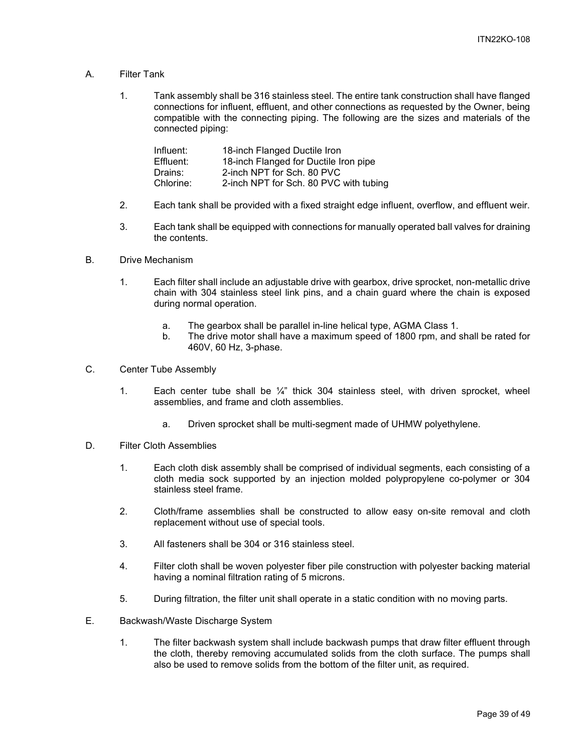A. Filter Tank

1. Tank assembly shall be 316 stainless steel. The entire tank construction shall have flanged connections for influent, effluent, and other connections as requested by the Owner, being compatible with the connecting piping. The following are the sizes and materials of the connected piping:

   | | |
   |---|---|
   | Influent: | 18-inch Flanged Ductile Iron |
   | Effluent: | 18-inch Flanged for Ductile Iron pipe |
   | Drains: | 2-inch NPT for Sch. 80 PVC |
   | Chlorine: | 2-inch NPT for Sch. 80 PVC with tubing |

2. Each tank shall be provided with a fixed straight edge influent, overflow, and effluent weir.

3. Each tank shall be equipped with connections for manually operated ball valves for draining the contents.

B. Drive Mechanism

1. Each filter shall include an adjustable drive with gearbox, drive sprocket, non-metallic drive chain with 304 stainless steel link pins, and a chain guard where the chain is exposed during normal operation.

   a. The gearbox shall be parallel in-line helical type, AGMA Class 1.

   b. The drive motor shall have a maximum speed of 1800 rpm, and shall be rated for 460V, 60 Hz, 3-phase.

C. Center Tube Assembly

1. Each center tube shall be ¼" thick 304 stainless steel, with driven sprocket, wheel assemblies, and frame and cloth assemblies.

   a. Driven sprocket shall be multi-segment made of UHMW polyethylene.

D. Filter Cloth Assemblies

1. Each cloth disk assembly shall be comprised of individual segments, each consisting of a cloth media sock supported by an injection molded polypropylene co-polymer or 304 stainless steel frame.

2. Cloth/frame assemblies shall be constructed to allow easy on-site removal and cloth replacement without use of special tools.

3. All fasteners shall be 304 or 316 stainless steel.

4. Filter cloth shall be woven polyester fiber pile construction with polyester backing material having a nominal filtration rating of 5 microns.

5. During filtration, the filter unit shall operate in a static condition with no moving parts.

E. Backwash/Waste Discharge System

1. The filter backwash system shall include backwash pumps that draw filter effluent through the cloth, thereby removing accumulated solids from the cloth surface. The pumps shall also be used to remove solids from the bottom of the filter unit, as required.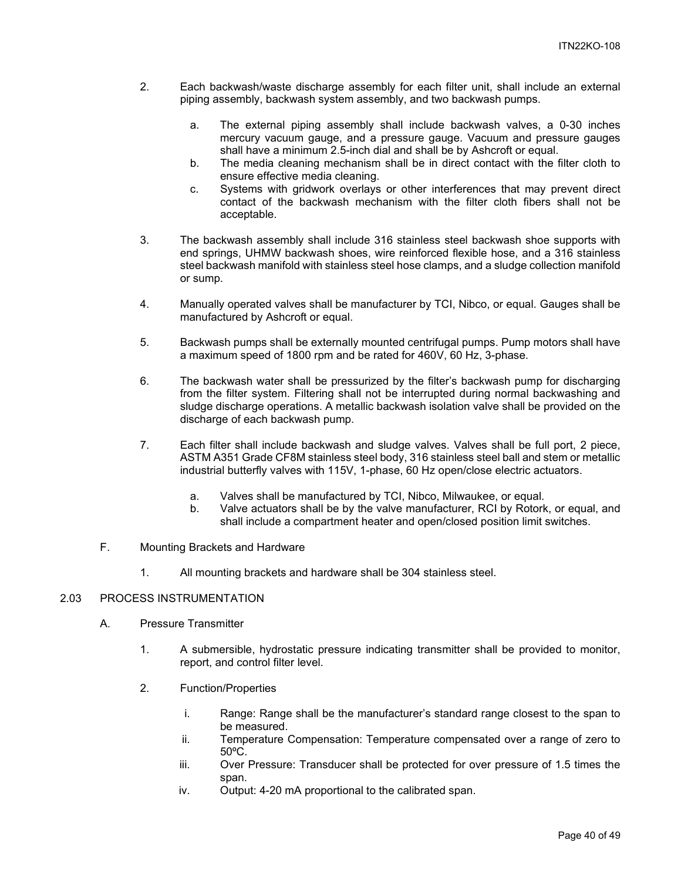2. Each backwash/waste discharge assembly for each filter unit, shall include an external piping assembly, backwash system assembly, and two backwash pumps.

   a. The external piping assembly shall include backwash valves, a 0-30 inches mercury vacuum gauge, and a pressure gauge. Vacuum and pressure gauges shall have a minimum 2.5-inch dial and shall be by Ashcroft or equal.
   b. The media cleaning mechanism shall be in direct contact with the filter cloth to ensure effective media cleaning.
   c. Systems with gridwork overlays or other interferences that may prevent direct contact of the backwash mechanism with the filter cloth fibers shall not be acceptable.

3. The backwash assembly shall include 316 stainless steel backwash shoe supports with end springs, UHMW backwash shoes, wire reinforced flexible hose, and a 316 stainless steel backwash manifold with stainless steel hose clamps, and a sludge collection manifold or sump.

4. Manually operated valves shall be manufacturer by TCI, Nibco, or equal. Gauges shall be manufactured by Ashcroft or equal.

5. Backwash pumps shall be externally mounted centrifugal pumps. Pump motors shall have a maximum speed of 1800 rpm and be rated for 460V, 60 Hz, 3-phase.

6. The backwash water shall be pressurized by the filter's backwash pump for discharging from the filter system. Filtering shall not be interrupted during normal backwashing and sludge discharge operations. A metallic backwash isolation valve shall be provided on the discharge of each backwash pump.

7. Each filter shall include backwash and sludge valves. Valves shall be full port, 2 piece, ASTM A351 Grade CF8M stainless steel body, 316 stainless steel ball and stem or metallic industrial butterfly valves with 115V, 1-phase, 60 Hz open/close electric actuators.

   a. Valves shall be manufactured by TCI, Nibco, Milwaukee, or equal.
   b. Valve actuators shall be by the valve manufacturer, RCI by Rotork, or equal, and shall include a compartment heater and open/closed position limit switches.

F. Mounting Brackets and Hardware

   1. All mounting brackets and hardware shall be 304 stainless steel.

## 2.03 PROCESS INSTRUMENTATION

A. Pressure Transmitter

   1. A submersible, hydrostatic pressure indicating transmitter shall be provided to monitor, report, and control filter level.

   2. Function/Properties

      i. Range: Range shall be the manufacturer's standard range closest to the span to be measured.
      ii. Temperature Compensation: Temperature compensated over a range of zero to 50ºC.
      iii. Over Pressure: Transducer shall be protected for over pressure of 1.5 times the span.
      iv. Output: 4-20 mA proportional to the calibrated span.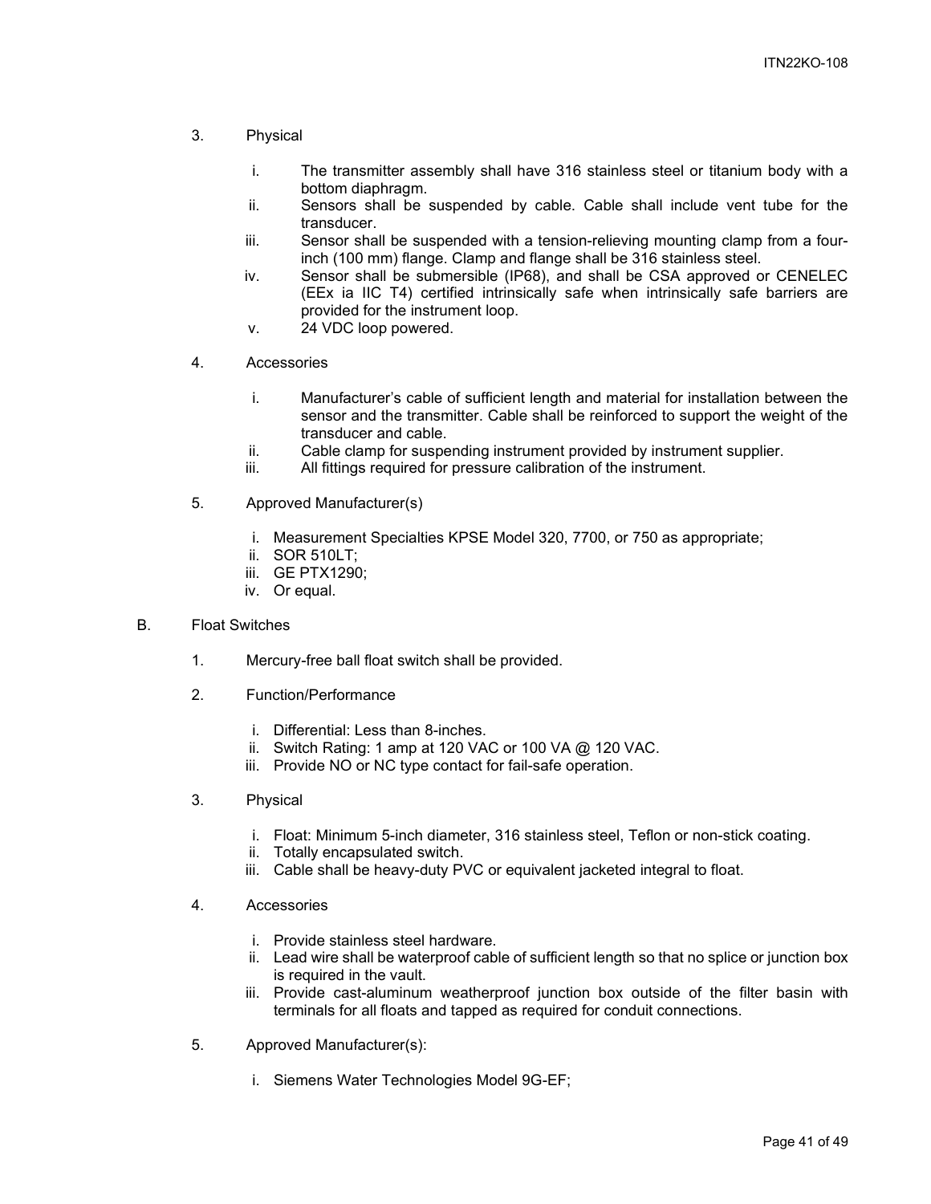3. Physical

   i. The transmitter assembly shall have 316 stainless steel or titanium body with a bottom diaphragm.
   ii. Sensors shall be suspended by cable. Cable shall include vent tube for the transducer.
   iii. Sensor shall be suspended with a tension-relieving mounting clamp from a four-inch (100 mm) flange. Clamp and flange shall be 316 stainless steel.
   iv. Sensor shall be submersible (IP68), and shall be CSA approved or CENELEC (EEx ia IIC T4) certified intrinsically safe when intrinsically safe barriers are provided for the instrument loop.
   v. 24 VDC loop powered.

4. Accessories

   i. Manufacturer's cable of sufficient length and material for installation between the sensor and the transmitter. Cable shall be reinforced to support the weight of the transducer and cable.
   ii. Cable clamp for suspending instrument provided by instrument supplier.
   iii. All fittings required for pressure calibration of the instrument.

5. Approved Manufacturer(s)

   i. Measurement Specialties KPSE Model 320, 7700, or 750 as appropriate;
   ii. SOR 510LT;
   iii. GE PTX1290;
   iv. Or equal.

B. Float Switches

1. Mercury-free ball float switch shall be provided.

2. Function/Performance

   i. Differential: Less than 8-inches.
   ii. Switch Rating: 1 amp at 120 VAC or 100 VA @ 120 VAC.
   iii. Provide NO or NC type contact for fail-safe operation.

3. Physical

   i. Float: Minimum 5-inch diameter, 316 stainless steel, Teflon or non-stick coating.
   ii. Totally encapsulated switch.
   iii. Cable shall be heavy-duty PVC or equivalent jacketed integral to float.

4. Accessories

   i. Provide stainless steel hardware.
   ii. Lead wire shall be waterproof cable of sufficient length so that no splice or junction box is required in the vault.
   iii. Provide cast-aluminum weatherproof junction box outside of the filter basin with terminals for all floats and tapped as required for conduit connections.

5. Approved Manufacturer(s):

   i. Siemens Water Technologies Model 9G-EF;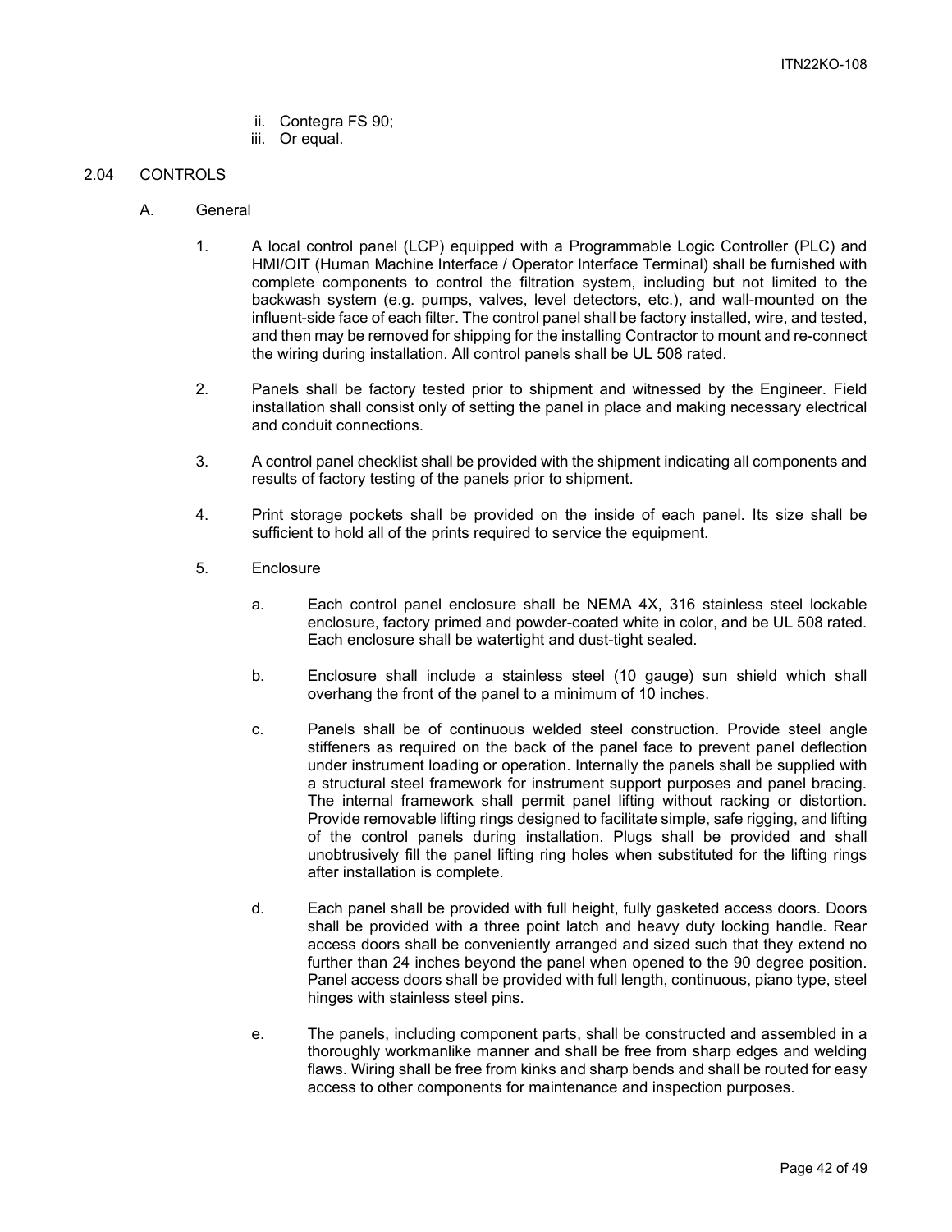ii. Contegra FS 90;

iii. Or equal.

## 2.04 CONTROLS

### A. General

1. A local control panel (LCP) equipped with a Programmable Logic Controller (PLC) and HMI/OIT (Human Machine Interface / Operator Interface Terminal) shall be furnished with complete components to control the filtration system, including but not limited to the backwash system (e.g. pumps, valves, level detectors, etc.), and wall-mounted on the influent-side face of each filter. The control panel shall be factory installed, wire, and tested, and then may be removed for shipping for the installing Contractor to mount and re-connect the wiring during installation. All control panels shall be UL 508 rated.

2. Panels shall be factory tested prior to shipment and witnessed by the Engineer. Field installation shall consist only of setting the panel in place and making necessary electrical and conduit connections.

3. A control panel checklist shall be provided with the shipment indicating all components and results of factory testing of the panels prior to shipment.

4. Print storage pockets shall be provided on the inside of each panel. Its size shall be sufficient to hold all of the prints required to service the equipment.

5. Enclosure

   a. Each control panel enclosure shall be NEMA 4X, 316 stainless steel lockable enclosure, factory primed and powder-coated white in color, and be UL 508 rated. Each enclosure shall be watertight and dust-tight sealed.

   b. Enclosure shall include a stainless steel (10 gauge) sun shield which shall overhang the front of the panel to a minimum of 10 inches.

   c. Panels shall be of continuous welded steel construction. Provide steel angle stiffeners as required on the back of the panel face to prevent panel deflection under instrument loading or operation. Internally the panels shall be supplied with a structural steel framework for instrument support purposes and panel bracing. The internal framework shall permit panel lifting without racking or distortion. Provide removable lifting rings designed to facilitate simple, safe rigging, and lifting of the control panels during installation. Plugs shall be provided and shall unobtrusively fill the panel lifting ring holes when substituted for the lifting rings after installation is complete.

   d. Each panel shall be provided with full height, fully gasketed access doors. Doors shall be provided with a three point latch and heavy duty locking handle. Rear access doors shall be conveniently arranged and sized such that they extend no further than 24 inches beyond the panel when opened to the 90 degree position. Panel access doors shall be provided with full length, continuous, piano type, steel hinges with stainless steel pins.

   e. The panels, including component parts, shall be constructed and assembled in a thoroughly workmanlike manner and shall be free from sharp edges and welding flaws. Wiring shall be free from kinks and sharp bends and shall be routed for easy access to other components for maintenance and inspection purposes.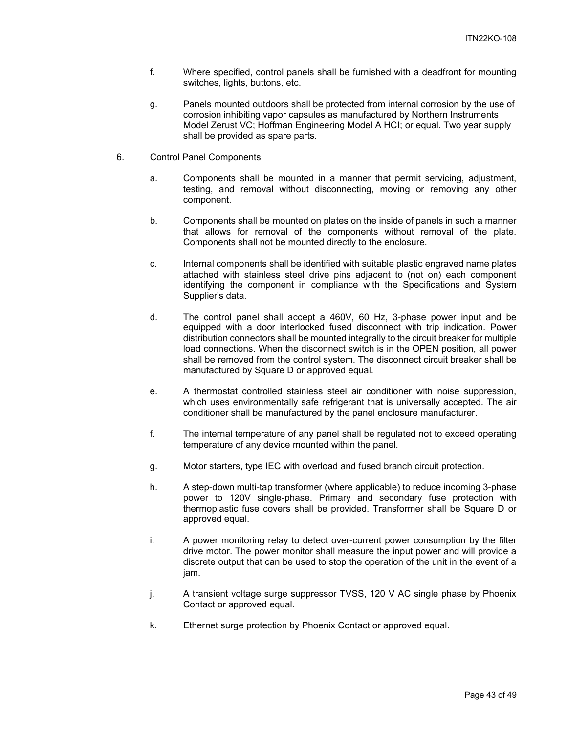f. Where specified, control panels shall be furnished with a deadfront for mounting switches, lights, buttons, etc.

g. Panels mounted outdoors shall be protected from internal corrosion by the use of corrosion inhibiting vapor capsules as manufactured by Northern Instruments Model Zerust VC; Hoffman Engineering Model A HCI; or equal. Two year supply shall be provided as spare parts.

6. Control Panel Components

a. Components shall be mounted in a manner that permit servicing, adjustment, testing, and removal without disconnecting, moving or removing any other component.

b. Components shall be mounted on plates on the inside of panels in such a manner that allows for removal of the components without removal of the plate. Components shall not be mounted directly to the enclosure.

c. Internal components shall be identified with suitable plastic engraved name plates attached with stainless steel drive pins adjacent to (not on) each component identifying the component in compliance with the Specifications and System Supplier's data.

d. The control panel shall accept a 460V, 60 Hz, 3-phase power input and be equipped with a door interlocked fused disconnect with trip indication. Power distribution connectors shall be mounted integrally to the circuit breaker for multiple load connections. When the disconnect switch is in the OPEN position, all power shall be removed from the control system. The disconnect circuit breaker shall be manufactured by Square D or approved equal.

e. A thermostat controlled stainless steel air conditioner with noise suppression, which uses environmentally safe refrigerant that is universally accepted. The air conditioner shall be manufactured by the panel enclosure manufacturer.

f. The internal temperature of any panel shall be regulated not to exceed operating temperature of any device mounted within the panel.

g. Motor starters, type IEC with overload and fused branch circuit protection.

h. A step-down multi-tap transformer (where applicable) to reduce incoming 3-phase power to 120V single-phase. Primary and secondary fuse protection with thermoplastic fuse covers shall be provided. Transformer shall be Square D or approved equal.

i. A power monitoring relay to detect over-current power consumption by the filter drive motor. The power monitor shall measure the input power and will provide a discrete output that can be used to stop the operation of the unit in the event of a jam.

j. A transient voltage surge suppressor TVSS, 120 V AC single phase by Phoenix Contact or approved equal.

k. Ethernet surge protection by Phoenix Contact or approved equal.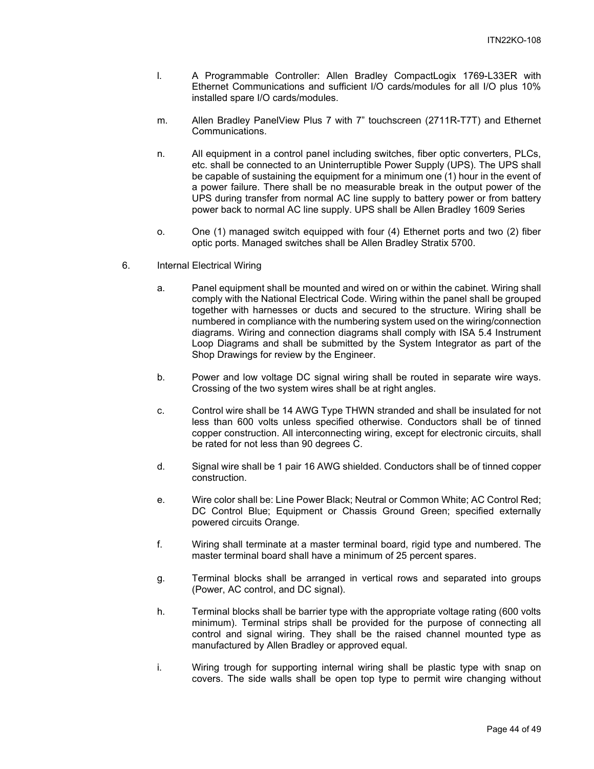l. A Programmable Controller: Allen Bradley CompactLogix 1769-L33ER with Ethernet Communications and sufficient I/O cards/modules for all I/O plus 10% installed spare I/O cards/modules.

m. Allen Bradley PanelView Plus 7 with 7" touchscreen (2711R-T7T) and Ethernet Communications.

n. All equipment in a control panel including switches, fiber optic converters, PLCs, etc. shall be connected to an Uninterruptible Power Supply (UPS). The UPS shall be capable of sustaining the equipment for a minimum one (1) hour in the event of a power failure. There shall be no measurable break in the output power of the UPS during transfer from normal AC line supply to battery power or from battery power back to normal AC line supply. UPS shall be Allen Bradley 1609 Series

o. One (1) managed switch equipped with four (4) Ethernet ports and two (2) fiber optic ports. Managed switches shall be Allen Bradley Stratix 5700.

6. Internal Electrical Wiring

a. Panel equipment shall be mounted and wired on or within the cabinet. Wiring shall comply with the National Electrical Code. Wiring within the panel shall be grouped together with harnesses or ducts and secured to the structure. Wiring shall be numbered in compliance with the numbering system used on the wiring/connection diagrams. Wiring and connection diagrams shall comply with ISA 5.4 Instrument Loop Diagrams and shall be submitted by the System Integrator as part of the Shop Drawings for review by the Engineer.

b. Power and low voltage DC signal wiring shall be routed in separate wire ways. Crossing of the two system wires shall be at right angles.

c. Control wire shall be 14 AWG Type THWN stranded and shall be insulated for not less than 600 volts unless specified otherwise. Conductors shall be of tinned copper construction. All interconnecting wiring, except for electronic circuits, shall be rated for not less than 90 degrees C.

d. Signal wire shall be 1 pair 16 AWG shielded. Conductors shall be of tinned copper construction.

e. Wire color shall be: Line Power Black; Neutral or Common White; AC Control Red; DC Control Blue; Equipment or Chassis Ground Green; specified externally powered circuits Orange.

f. Wiring shall terminate at a master terminal board, rigid type and numbered. The master terminal board shall have a minimum of 25 percent spares.

g. Terminal blocks shall be arranged in vertical rows and separated into groups (Power, AC control, and DC signal).

h. Terminal blocks shall be barrier type with the appropriate voltage rating (600 volts minimum). Terminal strips shall be provided for the purpose of connecting all control and signal wiring. They shall be the raised channel mounted type as manufactured by Allen Bradley or approved equal.

i. Wiring trough for supporting internal wiring shall be plastic type with snap on covers. The side walls shall be open top type to permit wire changing without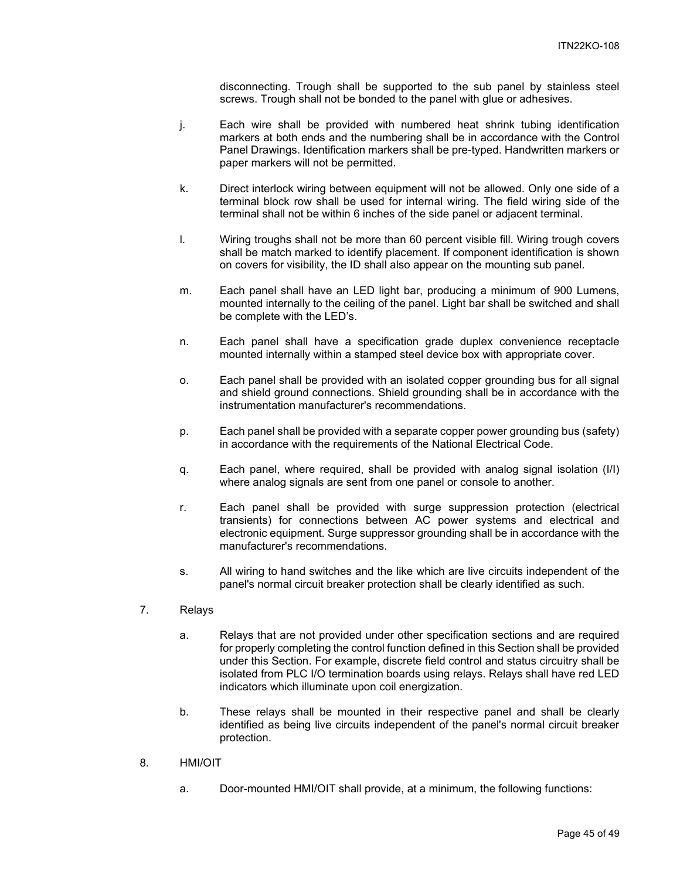disconnecting. Trough shall be supported to the sub panel by stainless steel screws. Trough shall not be bonded to the panel with glue or adhesives.

j. Each wire shall be provided with numbered heat shrink tubing identification markers at both ends and the numbering shall be in accordance with the Control Panel Drawings. Identification markers shall be pre-typed. Handwritten markers or paper markers will not be permitted.

k. Direct interlock wiring between equipment will not be allowed. Only one side of a terminal block row shall be used for internal wiring. The field wiring side of the terminal shall not be within 6 inches of the side panel or adjacent terminal.

l. Wiring troughs shall not be more than 60 percent visible fill. Wiring trough covers shall be match marked to identify placement. If component identification is shown on covers for visibility, the ID shall also appear on the mounting sub panel.

m. Each panel shall have an LED light bar, producing a minimum of 900 Lumens, mounted internally to the ceiling of the panel. Light bar shall be switched and shall be complete with the LED's.

n. Each panel shall have a specification grade duplex convenience receptacle mounted internally within a stamped steel device box with appropriate cover.

o. Each panel shall be provided with an isolated copper grounding bus for all signal and shield ground connections. Shield grounding shall be in accordance with the instrumentation manufacturer's recommendations.

p. Each panel shall be provided with a separate copper power grounding bus (safety) in accordance with the requirements of the National Electrical Code.

q. Each panel, where required, shall be provided with analog signal isolation (I/I) where analog signals are sent from one panel or console to another.

r. Each panel shall be provided with surge suppression protection (electrical transients) for connections between AC power systems and electrical and electronic equipment. Surge suppressor grounding shall be in accordance with the manufacturer's recommendations.

s. All wiring to hand switches and the like which are live circuits independent of the panel's normal circuit breaker protection shall be clearly identified as such.

7. Relays

a. Relays that are not provided under other specification sections and are required for properly completing the control function defined in this Section shall be provided under this Section. For example, discrete field control and status circuitry shall be isolated from PLC I/O termination boards using relays. Relays shall have red LED indicators which illuminate upon coil energization.

b. These relays shall be mounted in their respective panel and shall be clearly identified as being live circuits independent of the panel's normal circuit breaker protection.

8. HMI/OIT

a. Door-mounted HMI/OIT shall provide, at a minimum, the following functions: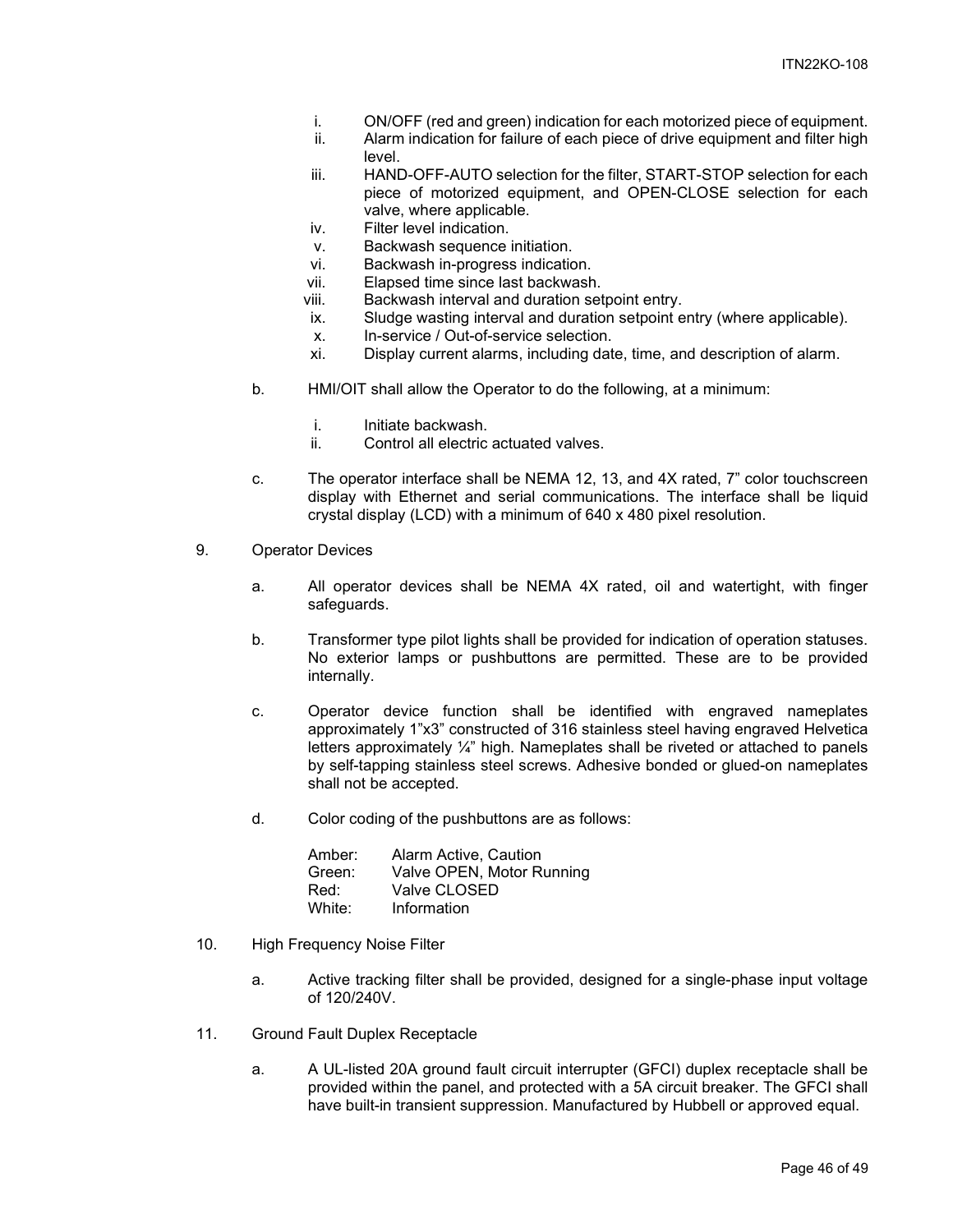i. ON/OFF (red and green) indication for each motorized piece of equipment.
   ii. Alarm indication for failure of each piece of drive equipment and filter high level.
   iii. HAND-OFF-AUTO selection for the filter, START-STOP selection for each piece of motorized equipment, and OPEN-CLOSE selection for each valve, where applicable.
   iv. Filter level indication.
   v. Backwash sequence initiation.
   vi. Backwash in-progress indication.
   vii. Elapsed time since last backwash.
   viii. Backwash interval and duration setpoint entry.
   ix. Sludge wasting interval and duration setpoint entry (where applicable).
   x. In-service / Out-of-service selection.
   xi. Display current alarms, including date, time, and description of alarm.

b. HMI/OIT shall allow the Operator to do the following, at a minimum:

   i. Initiate backwash.
   ii. Control all electric actuated valves.

c. The operator interface shall be NEMA 12, 13, and 4X rated, 7" color touchscreen display with Ethernet and serial communications. The interface shall be liquid crystal display (LCD) with a minimum of 640 x 480 pixel resolution.

9. Operator Devices

   a. All operator devices shall be NEMA 4X rated, oil and watertight, with finger safeguards.

   b. Transformer type pilot lights shall be provided for indication of operation statuses. No exterior lamps or pushbuttons are permitted. These are to be provided internally.

   c. Operator device function shall be identified with engraved nameplates approximately 1"x3" constructed of 316 stainless steel having engraved Helvetica letters approximately ¼" high. Nameplates shall be riveted or attached to panels by self-tapping stainless steel screws. Adhesive bonded or glued-on nameplates shall not be accepted.

   d. Color coding of the pushbuttons are as follows:

      Amber: Alarm Active, Caution
      Green: Valve OPEN, Motor Running
      Red: Valve CLOSED
      White: Information

10. High Frequency Noise Filter

   a. Active tracking filter shall be provided, designed for a single-phase input voltage of 120/240V.

11. Ground Fault Duplex Receptacle

   a. A UL-listed 20A ground fault circuit interrupter (GFCI) duplex receptacle shall be provided within the panel, and protected with a 5A circuit breaker. The GFCI shall have built-in transient suppression. Manufactured by Hubbell or approved equal.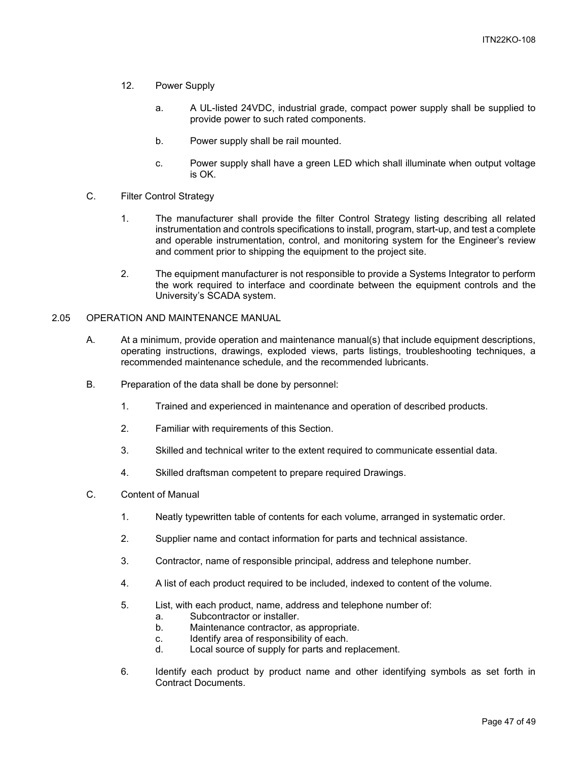12. Power Supply

    a. A UL-listed 24VDC, industrial grade, compact power supply shall be supplied to provide power to such rated components.

    b. Power supply shall be rail mounted.

    c. Power supply shall have a green LED which shall illuminate when output voltage is OK.

C. Filter Control Strategy

1. The manufacturer shall provide the filter Control Strategy listing describing all related instrumentation and controls specifications to install, program, start-up, and test a complete and operable instrumentation, control, and monitoring system for the Engineer's review and comment prior to shipping the equipment to the project site.

2. The equipment manufacturer is not responsible to provide a Systems Integrator to perform the work required to interface and coordinate between the equipment controls and the University's SCADA system.

## 2.05 OPERATION AND MAINTENANCE MANUAL

A. At a minimum, provide operation and maintenance manual(s) that include equipment descriptions, operating instructions, drawings, exploded views, parts listings, troubleshooting techniques, a recommended maintenance schedule, and the recommended lubricants.

B. Preparation of the data shall be done by personnel:

1. Trained and experienced in maintenance and operation of described products.

2. Familiar with requirements of this Section.

3. Skilled and technical writer to the extent required to communicate essential data.

4. Skilled draftsman competent to prepare required Drawings.

C. Content of Manual

1. Neatly typewritten table of contents for each volume, arranged in systematic order.

2. Supplier name and contact information for parts and technical assistance.

3. Contractor, name of responsible principal, address and telephone number.

4. A list of each product required to be included, indexed to content of the volume.

5. List, with each product, name, address and telephone number of:
    a. Subcontractor or installer.
    b. Maintenance contractor, as appropriate.
    c. Identify area of responsibility of each.
    d. Local source of supply for parts and replacement.

6. Identify each product by product name and other identifying symbols as set forth in Contract Documents.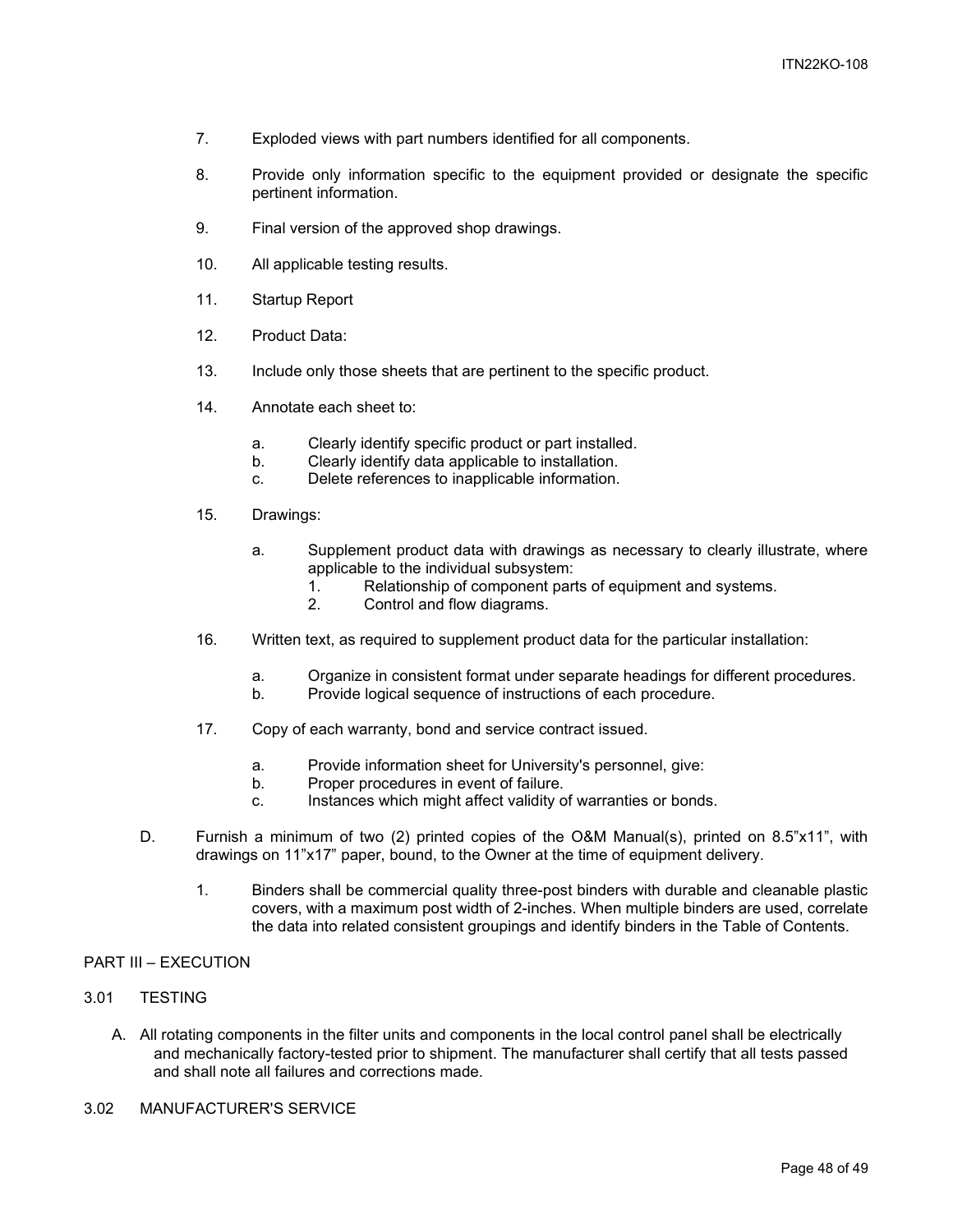7. Exploded views with part numbers identified for all components.

8. Provide only information specific to the equipment provided or designate the specific pertinent information.

9. Final version of the approved shop drawings.

10. All applicable testing results.

11. Startup Report

12. Product Data:

13. Include only those sheets that are pertinent to the specific product.

14. Annotate each sheet to:

    a. Clearly identify specific product or part installed.
    b. Clearly identify data applicable to installation.
    c. Delete references to inapplicable information.

15. Drawings:

    a. Supplement product data with drawings as necessary to clearly illustrate, where applicable to the individual subsystem:
        1. Relationship of component parts of equipment and systems.
        2. Control and flow diagrams.

16. Written text, as required to supplement product data for the particular installation:

    a. Organize in consistent format under separate headings for different procedures.
    b. Provide logical sequence of instructions of each procedure.

17. Copy of each warranty, bond and service contract issued.

    a. Provide information sheet for University's personnel, give:
    b. Proper procedures in event of failure.
    c. Instances which might affect validity of warranties or bonds.

D. Furnish a minimum of two (2) printed copies of the O&M Manual(s), printed on 8.5”x11”, with drawings on 11”x17” paper, bound, to the Owner at the time of equipment delivery.

    1. Binders shall be commercial quality three-post binders with durable and cleanable plastic covers, with a maximum post width of 2-inches. When multiple binders are used, correlate the data into related consistent groupings and identify binders in the Table of Contents.

## PART III – EXECUTION

### 3.01 TESTING

A. All rotating components in the filter units and components in the local control panel shall be electrically and mechanically factory-tested prior to shipment. The manufacturer shall certify that all tests passed and shall note all failures and corrections made.

### 3.02 MANUFACTURER'S SERVICE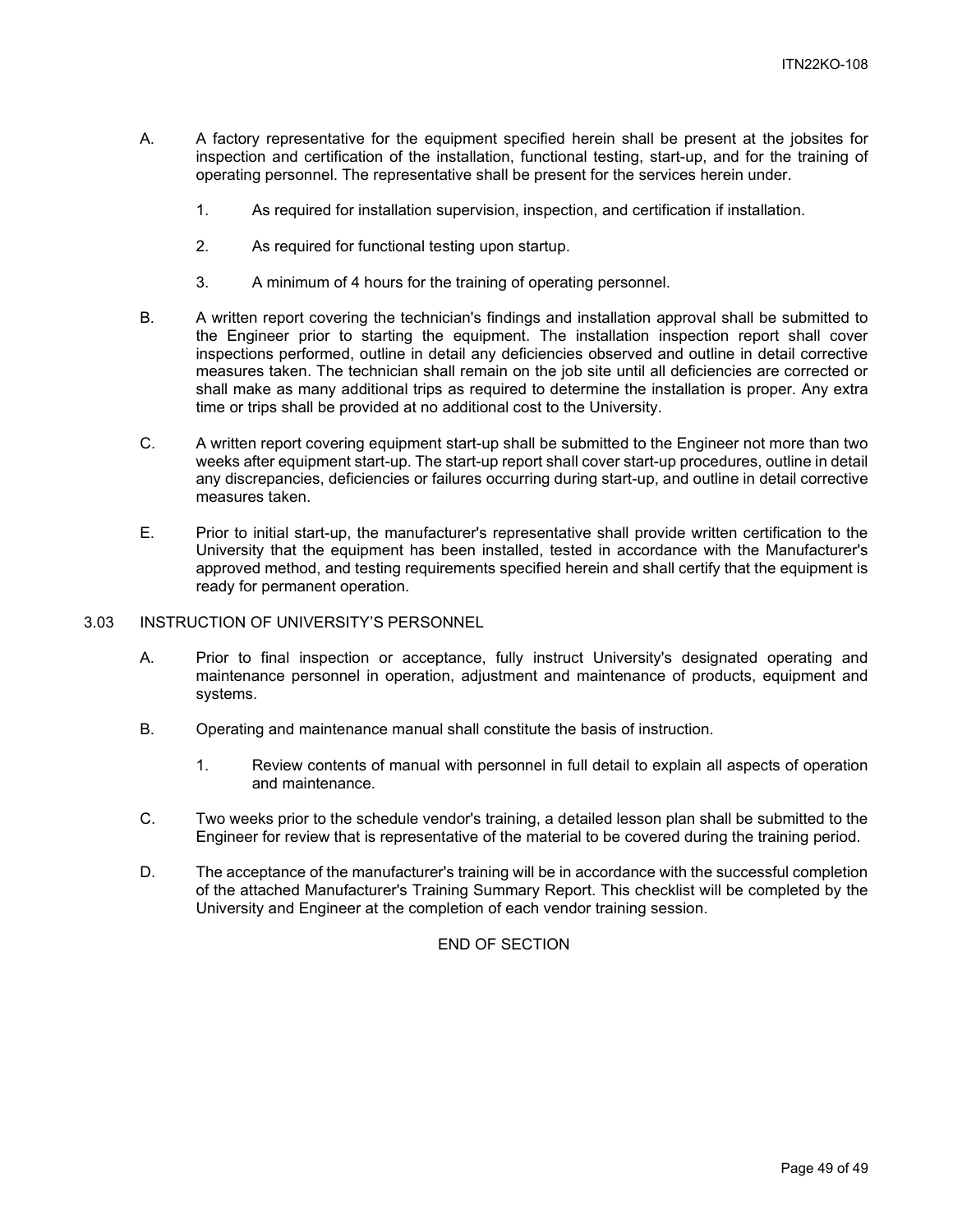A. A factory representative for the equipment specified herein shall be present at the jobsites for inspection and certification of the installation, functional testing, start-up, and for the training of operating personnel. The representative shall be present for the services herein under.

  1. As required for installation supervision, inspection, and certification if installation.

  2. As required for functional testing upon startup.

  3. A minimum of 4 hours for the training of operating personnel.

B. A written report covering the technician's findings and installation approval shall be submitted to the Engineer prior to starting the equipment. The installation inspection report shall cover inspections performed, outline in detail any deficiencies observed and outline in detail corrective measures taken. The technician shall remain on the job site until all deficiencies are corrected or shall make as many additional trips as required to determine the installation is proper. Any extra time or trips shall be provided at no additional cost to the University.

C. A written report covering equipment start-up shall be submitted to the Engineer not more than two weeks after equipment start-up. The start-up report shall cover start-up procedures, outline in detail any discrepancies, deficiencies or failures occurring during start-up, and outline in detail corrective measures taken.

E. Prior to initial start-up, the manufacturer's representative shall provide written certification to the University that the equipment has been installed, tested in accordance with the Manufacturer's approved method, and testing requirements specified herein and shall certify that the equipment is ready for permanent operation.

## 3.03 INSTRUCTION OF UNIVERSITY'S PERSONNEL

A. Prior to final inspection or acceptance, fully instruct University's designated operating and maintenance personnel in operation, adjustment and maintenance of products, equipment and systems.

B. Operating and maintenance manual shall constitute the basis of instruction.

  1. Review contents of manual with personnel in full detail to explain all aspects of operation and maintenance.

C. Two weeks prior to the schedule vendor's training, a detailed lesson plan shall be submitted to the Engineer for review that is representative of the material to be covered during the training period.

D. The acceptance of the manufacturer's training will be in accordance with the successful completion of the attached Manufacturer's Training Summary Report. This checklist will be completed by the University and Engineer at the completion of each vendor training session.

END OF SECTION